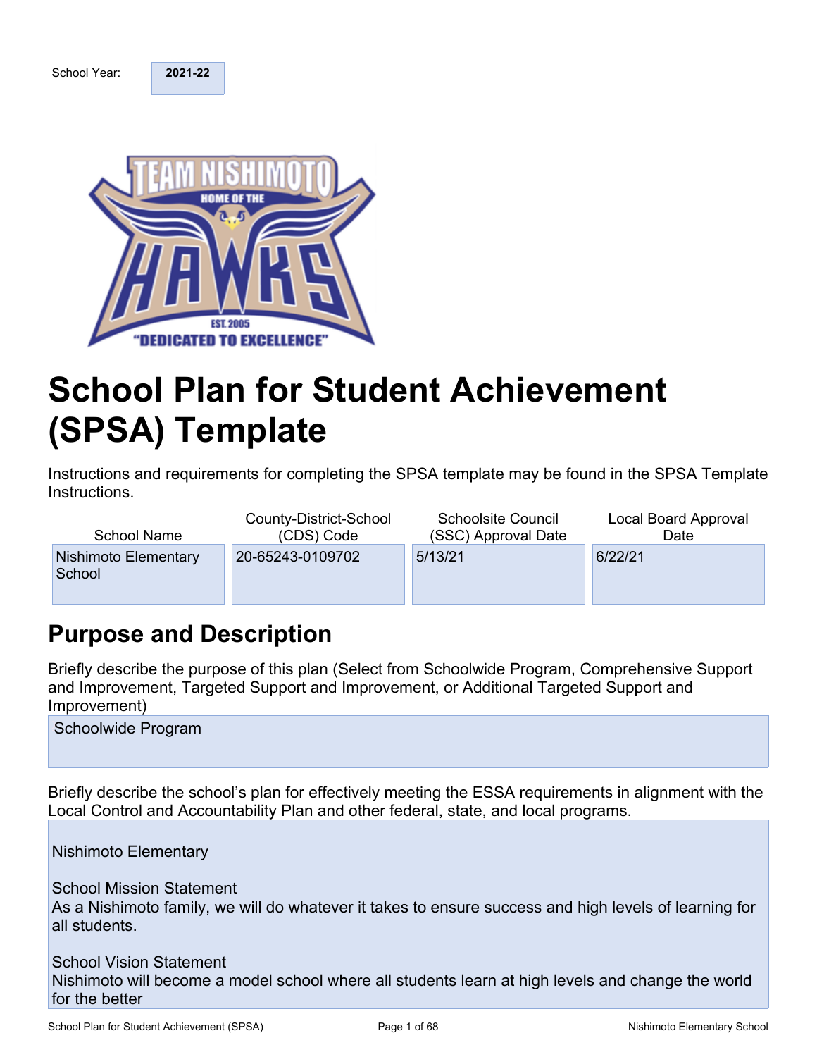School Year: **2021-22**

# School Plan for Student Achievement (SPSA) Template

Instructions and requirements for completing the SPSA template may be found in the SPSA Template Instructions.

| School Name | County-District-School (CDS) Code | Schoolsite Council (SSC) Approval Date | Local Board Approval Date |
| --- | --- | --- | --- |
| Nishimoto Elementary School | 20-65243-0109702 | 5/13/21 | 6/22/21 |

## Purpose and Description

Briefly describe the purpose of this plan (Select from Schoolwide Program, Comprehensive Support and Improvement, Targeted Support and Improvement, or Additional Targeted Support and Improvement)

Schoolwide Program

Briefly describe the school's plan for effectively meeting the ESSA requirements in alignment with the Local Control and Accountability Plan and other federal, state, and local programs.

Nishimoto Elementary

School Mission Statement
As a Nishimoto family, we will do whatever it takes to ensure success and high levels of learning for all students.

School Vision Statement
Nishimoto will become a model school where all students learn at high levels and change the world for the better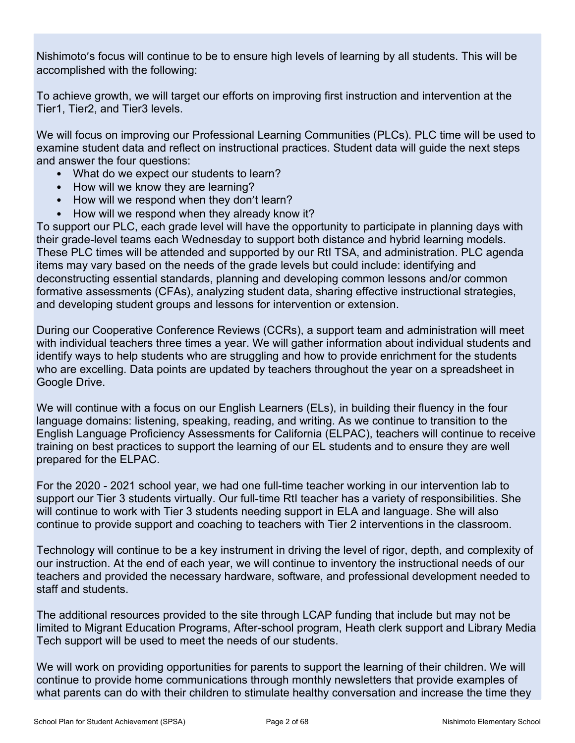Nishimoto's focus will continue to be to ensure high levels of learning by all students. This will be accomplished with the following:

To achieve growth, we will target our efforts on improving first instruction and intervention at the Tier1, Tier2, and Tier3 levels.

We will focus on improving our Professional Learning Communities (PLCs). PLC time will be used to examine student data and reflect on instructional practices. Student data will guide the next steps and answer the four questions:

- What do we expect our students to learn?
- How will we know they are learning?
- How will we respond when they don't learn?
- How will we respond when they already know it?

To support our PLC, each grade level will have the opportunity to participate in planning days with their grade-level teams each Wednesday to support both distance and hybrid learning models. These PLC times will be attended and supported by our RtI TSA, and administration. PLC agenda items may vary based on the needs of the grade levels but could include: identifying and deconstructing essential standards, planning and developing common lessons and/or common formative assessments (CFAs), analyzing student data, sharing effective instructional strategies, and developing student groups and lessons for intervention or extension.

During our Cooperative Conference Reviews (CCRs), a support team and administration will meet with individual teachers three times a year. We will gather information about individual students and identify ways to help students who are struggling and how to provide enrichment for the students who are excelling. Data points are updated by teachers throughout the year on a spreadsheet in Google Drive.

We will continue with a focus on our English Learners (ELs), in building their fluency in the four language domains: listening, speaking, reading, and writing. As we continue to transition to the English Language Proficiency Assessments for California (ELPAC), teachers will continue to receive training on best practices to support the learning of our EL students and to ensure they are well prepared for the ELPAC.

For the 2020 - 2021 school year, we had one full-time teacher working in our intervention lab to support our Tier 3 students virtually. Our full-time RtI teacher has a variety of responsibilities. She will continue to work with Tier 3 students needing support in ELA and language. She will also continue to provide support and coaching to teachers with Tier 2 interventions in the classroom.

Technology will continue to be a key instrument in driving the level of rigor, depth, and complexity of our instruction. At the end of each year, we will continue to inventory the instructional needs of our teachers and provided the necessary hardware, software, and professional development needed to staff and students.

The additional resources provided to the site through LCAP funding that include but may not be limited to Migrant Education Programs, After-school program, Heath clerk support and Library Media Tech support will be used to meet the needs of our students.

We will work on providing opportunities for parents to support the learning of their children. We will continue to provide home communications through monthly newsletters that provide examples of what parents can do with their children to stimulate healthy conversation and increase the time they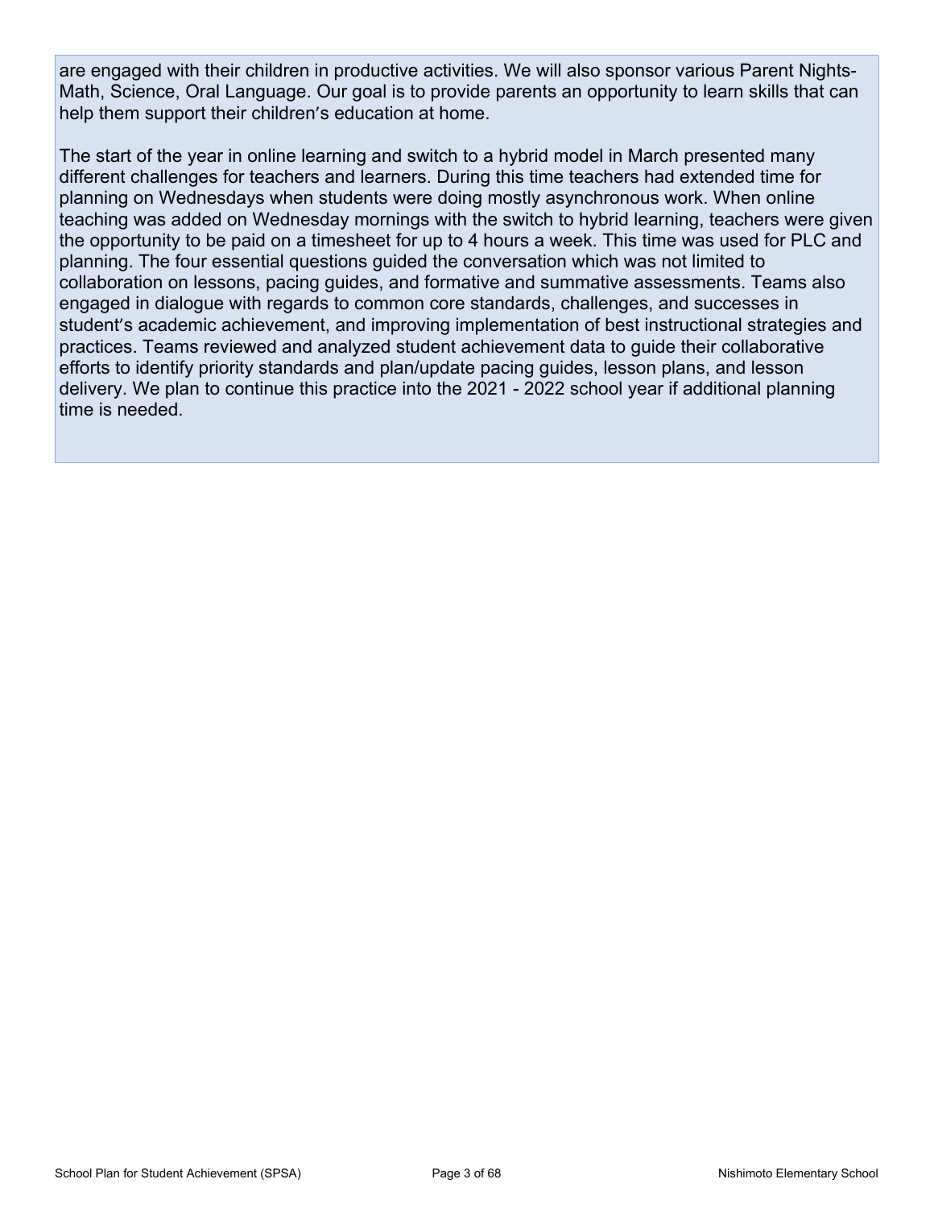are engaged with their children in productive activities. We will also sponsor various Parent Nights- Math, Science, Oral Language. Our goal is to provide parents an opportunity to learn skills that can help them support their children's education at home.

The start of the year in online learning and switch to a hybrid model in March presented many different challenges for teachers and learners. During this time teachers had extended time for planning on Wednesdays when students were doing mostly asynchronous work. When online teaching was added on Wednesday mornings with the switch to hybrid learning, teachers were given the opportunity to be paid on a timesheet for up to 4 hours a week. This time was used for PLC and planning. The four essential questions guided the conversation which was not limited to collaboration on lessons, pacing guides, and formative and summative assessments. Teams also engaged in dialogue with regards to common core standards, challenges, and successes in student's academic achievement, and improving implementation of best instructional strategies and practices. Teams reviewed and analyzed student achievement data to guide their collaborative efforts to identify priority standards and plan/update pacing guides, lesson plans, and lesson delivery. We plan to continue this practice into the 2021 - 2022 school year if additional planning time is needed.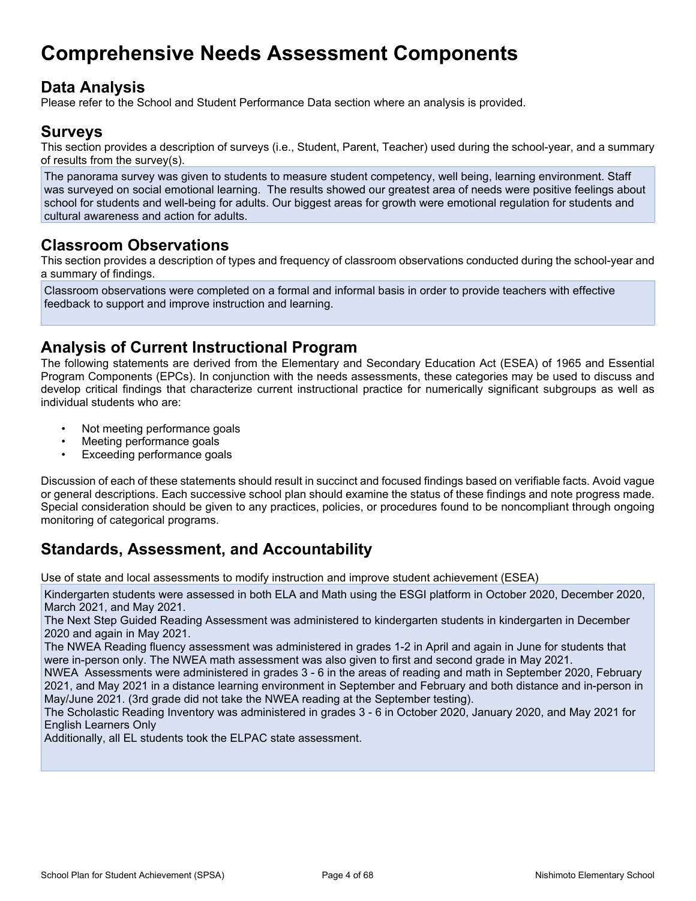# Comprehensive Needs Assessment Components

## Data Analysis

Please refer to the School and Student Performance Data section where an analysis is provided.

## Surveys

This section provides a description of surveys (i.e., Student, Parent, Teacher) used during the school-year, and a summary of results from the survey(s).

The panorama survey was given to students to measure student competency, well being, learning environment. Staff was surveyed on social emotional learning. The results showed our greatest area of needs were positive feelings about school for students and well-being for adults. Our biggest areas for growth were emotional regulation for students and cultural awareness and action for adults.

## Classroom Observations

This section provides a description of types and frequency of classroom observations conducted during the school-year and a summary of findings.

Classroom observations were completed on a formal and informal basis in order to provide teachers with effective feedback to support and improve instruction and learning.

## Analysis of Current Instructional Program

The following statements are derived from the Elementary and Secondary Education Act (ESEA) of 1965 and Essential Program Components (EPCs). In conjunction with the needs assessments, these categories may be used to discuss and develop critical findings that characterize current instructional practice for numerically significant subgroups as well as individual students who are:

- Not meeting performance goals
- Meeting performance goals
- Exceeding performance goals

Discussion of each of these statements should result in succinct and focused findings based on verifiable facts. Avoid vague or general descriptions. Each successive school plan should examine the status of these findings and note progress made. Special consideration should be given to any practices, policies, or procedures found to be noncompliant through ongoing monitoring of categorical programs.

## Standards, Assessment, and Accountability

Use of state and local assessments to modify instruction and improve student achievement (ESEA)

Kindergarten students were assessed in both ELA and Math using the ESGI platform in October 2020, December 2020, March 2021, and May 2021.
The Next Step Guided Reading Assessment was administered to kindergarten students in kindergarten in December 2020 and again in May 2021.
The NWEA Reading fluency assessment was administered in grades 1-2 in April and again in June for students that were in-person only. The NWEA math assessment was also given to first and second grade in May 2021.
NWEA Assessments were administered in grades 3 - 6 in the areas of reading and math in September 2020, February 2021, and May 2021 in a distance learning environment in September and February and both distance and in-person in May/June 2021. (3rd grade did not take the NWEA reading at the September testing).
The Scholastic Reading Inventory was administered in grades 3 - 6 in October 2020, January 2020, and May 2021 for English Learners Only
Additionally, all EL students took the ELPAC state assessment.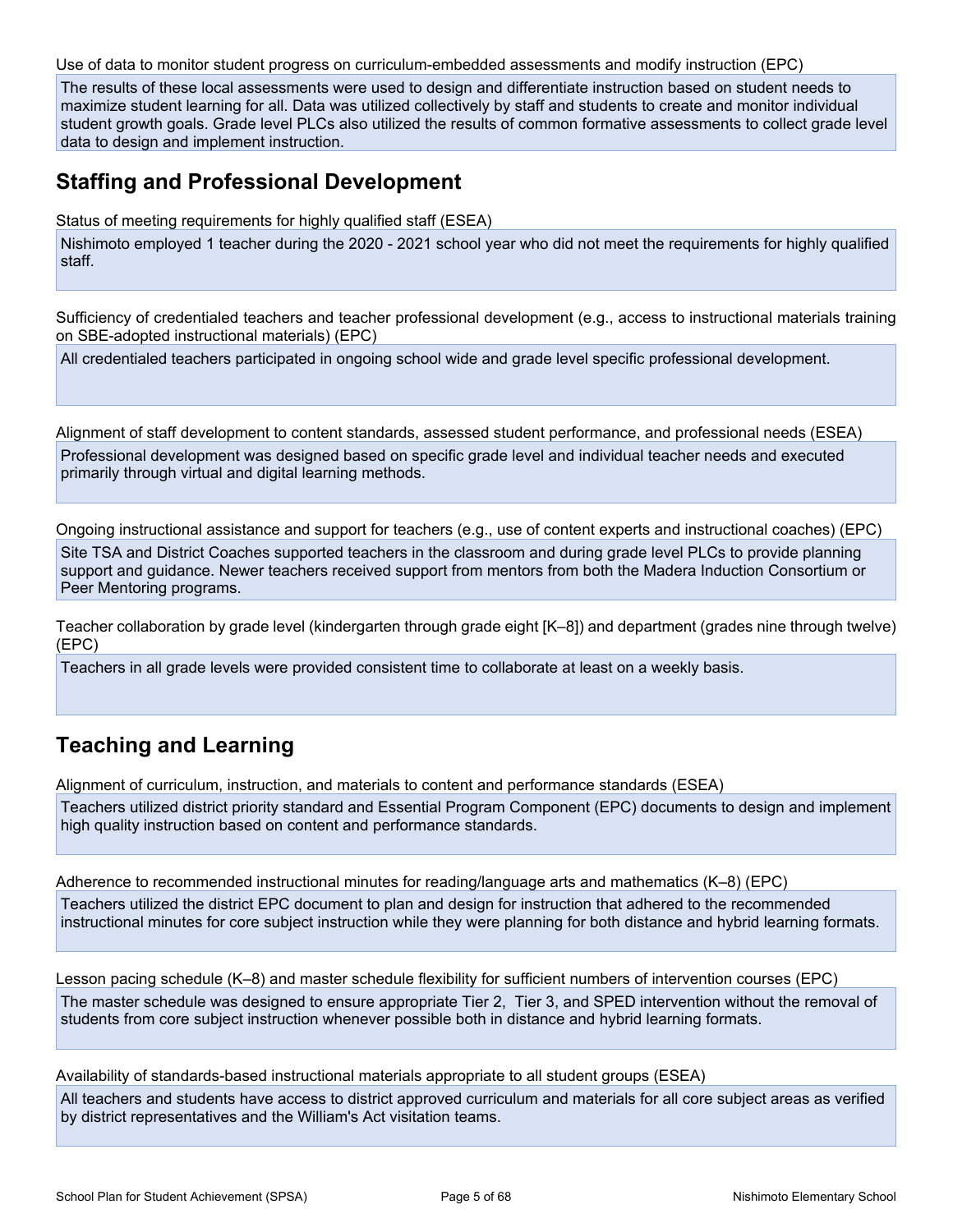Use of data to monitor student progress on curriculum-embedded assessments and modify instruction (EPC)

The results of these local assessments were used to design and differentiate instruction based on student needs to maximize student learning for all. Data was utilized collectively by staff and students to create and monitor individual student growth goals. Grade level PLCs also utilized the results of common formative assessments to collect grade level data to design and implement instruction.

## Staffing and Professional Development

Status of meeting requirements for highly qualified staff (ESEA)

Nishimoto employed 1 teacher during the 2020 - 2021 school year who did not meet the requirements for highly qualified staff.

Sufficiency of credentialed teachers and teacher professional development (e.g., access to instructional materials training on SBE-adopted instructional materials) (EPC)

All credentialed teachers participated in ongoing school wide and grade level specific professional development.

Alignment of staff development to content standards, assessed student performance, and professional needs (ESEA)

Professional development was designed based on specific grade level and individual teacher needs and executed primarily through virtual and digital learning methods.

Ongoing instructional assistance and support for teachers (e.g., use of content experts and instructional coaches) (EPC)

Site TSA and District Coaches supported teachers in the classroom and during grade level PLCs to provide planning support and guidance. Newer teachers received support from mentors from both the Madera Induction Consortium or Peer Mentoring programs.

Teacher collaboration by grade level (kindergarten through grade eight [K–8]) and department (grades nine through twelve) (EPC)

Teachers in all grade levels were provided consistent time to collaborate at least on a weekly basis.

## Teaching and Learning

Alignment of curriculum, instruction, and materials to content and performance standards (ESEA)

Teachers utilized district priority standard and Essential Program Component (EPC) documents to design and implement high quality instruction based on content and performance standards.

Adherence to recommended instructional minutes for reading/language arts and mathematics (K–8) (EPC)

Teachers utilized the district EPC document to plan and design for instruction that adhered to the recommended instructional minutes for core subject instruction while they were planning for both distance and hybrid learning formats.

Lesson pacing schedule (K–8) and master schedule flexibility for sufficient numbers of intervention courses (EPC)

The master schedule was designed to ensure appropriate Tier 2, Tier 3, and SPED intervention without the removal of students from core subject instruction whenever possible both in distance and hybrid learning formats.

Availability of standards-based instructional materials appropriate to all student groups (ESEA)

All teachers and students have access to district approved curriculum and materials for all core subject areas as verified by district representatives and the William's Act visitation teams.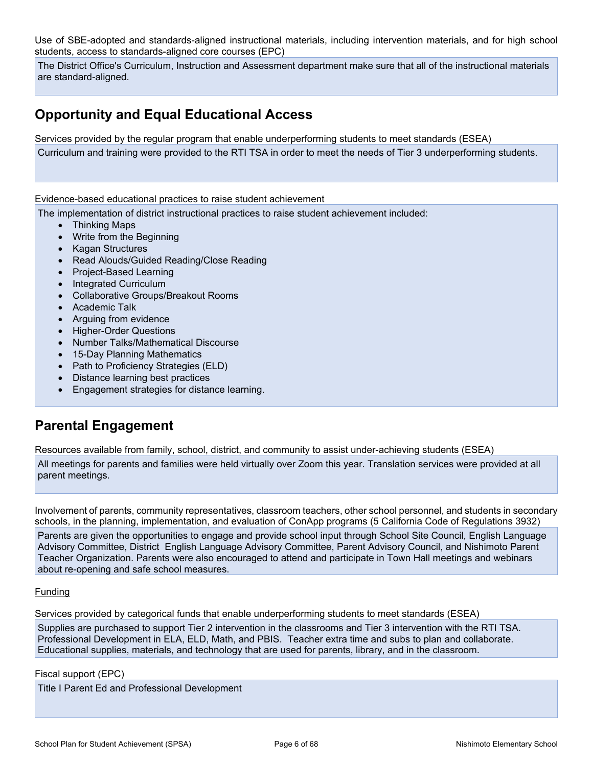Use of SBE-adopted and standards-aligned instructional materials, including intervention materials, and for high school students, access to standards-aligned core courses (EPC)

The District Office's Curriculum, Instruction and Assessment department make sure that all of the instructional materials are standard-aligned.

## Opportunity and Equal Educational Access

Services provided by the regular program that enable underperforming students to meet standards (ESEA)

Curriculum and training were provided to the RTI TSA in order to meet the needs of Tier 3 underperforming students.

Evidence-based educational practices to raise student achievement

The implementation of district instructional practices to raise student achievement included:

- Thinking Maps
- Write from the Beginning
- Kagan Structures
- Read Alouds/Guided Reading/Close Reading
- Project-Based Learning
- Integrated Curriculum
- Collaborative Groups/Breakout Rooms
- Academic Talk
- Arguing from evidence
- Higher-Order Questions
- Number Talks/Mathematical Discourse
- 15-Day Planning Mathematics
- Path to Proficiency Strategies (ELD)
- Distance learning best practices
- Engagement strategies for distance learning.

## Parental Engagement

Resources available from family, school, district, and community to assist under-achieving students (ESEA)

All meetings for parents and families were held virtually over Zoom this year. Translation services were provided at all parent meetings.

Involvement of parents, community representatives, classroom teachers, other school personnel, and students in secondary schools, in the planning, implementation, and evaluation of ConApp programs (5 California Code of Regulations 3932)

Parents are given the opportunities to engage and provide school input through School Site Council, English Language Advisory Committee, District English Language Advisory Committee, Parent Advisory Council, and Nishimoto Parent Teacher Organization. Parents were also encouraged to attend and participate in Town Hall meetings and webinars about re-opening and safe school measures.

Funding

Services provided by categorical funds that enable underperforming students to meet standards (ESEA)

Supplies are purchased to support Tier 2 intervention in the classrooms and Tier 3 intervention with the RTI TSA. Professional Development in ELA, ELD, Math, and PBIS. Teacher extra time and subs to plan and collaborate. Educational supplies, materials, and technology that are used for parents, library, and in the classroom.

Fiscal support (EPC)

Title I Parent Ed and Professional Development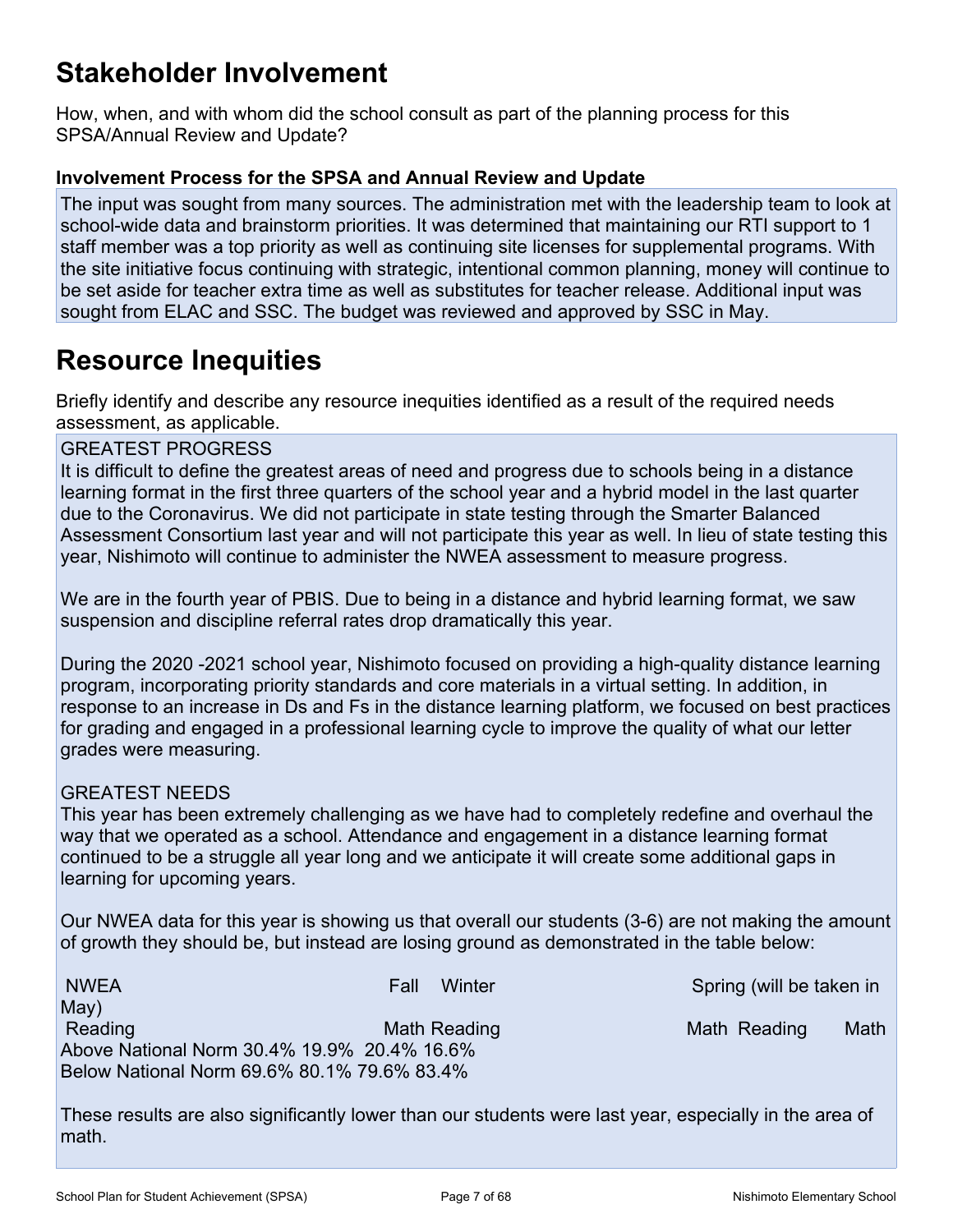# Stakeholder Involvement

How, when, and with whom did the school consult as part of the planning process for this SPSA/Annual Review and Update?

### Involvement Process for the SPSA and Annual Review and Update

The input was sought from many sources. The administration met with the leadership team to look at school-wide data and brainstorm priorities. It was determined that maintaining our RTI support to 1 staff member was a top priority as well as continuing site licenses for supplemental programs. With the site initiative focus continuing with strategic, intentional common planning, money will continue to be set aside for teacher extra time as well as substitutes for teacher release. Additional input was sought from ELAC and SSC. The budget was reviewed and approved by SSC in May.

# Resource Inequities

Briefly identify and describe any resource inequities identified as a result of the required needs assessment, as applicable.

GREATEST PROGRESS

It is difficult to define the greatest areas of need and progress due to schools being in a distance learning format in the first three quarters of the school year and a hybrid model in the last quarter due to the Coronavirus. We did not participate in state testing through the Smarter Balanced Assessment Consortium last year and will not participate this year as well. In lieu of state testing this year, Nishimoto will continue to administer the NWEA assessment to measure progress.

We are in the fourth year of PBIS. Due to being in a distance and hybrid learning format, we saw suspension and discipline referral rates drop dramatically this year.

During the 2020 -2021 school year, Nishimoto focused on providing a high-quality distance learning program, incorporating priority standards and core materials in a virtual setting. In addition, in response to an increase in Ds and Fs in the distance learning platform, we focused on best practices for grading and engaged in a professional learning cycle to improve the quality of what our letter grades were measuring.

GREATEST NEEDS

This year has been extremely challenging as we have had to completely redefine and overhaul the way that we operated as a school. Attendance and engagement in a distance learning format continued to be a struggle all year long and we anticipate it will create some additional gaps in learning for upcoming years.

Our NWEA data for this year is showing us that overall our students (3-6) are not making the amount of growth they should be, but instead are losing ground as demonstrated in the table below:

| NWEA | Fall | | Winter | | Spring (will be taken in May) | |
|---|---|---|---|---|---|---|
| | Reading | Math | Reading | Math | Reading | Math |
| Above National Norm | 30.4% | 19.9% | 20.4% | 16.6% | | |
| Below National Norm | 69.6% | 80.1% | 79.6% | 83.4% | | |

These results are also significantly lower than our students were last year, especially in the area of math.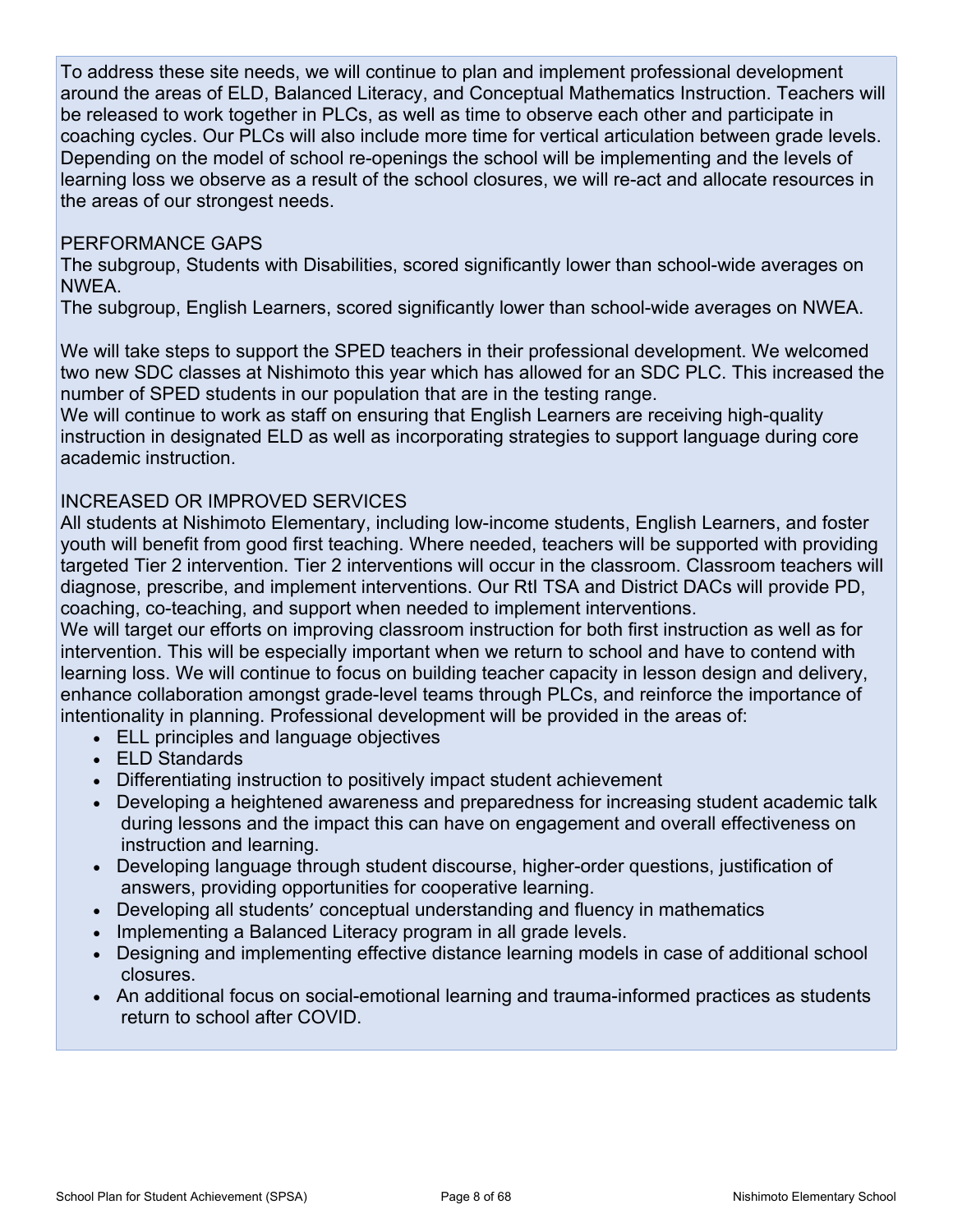To address these site needs, we will continue to plan and implement professional development around the areas of ELD, Balanced Literacy, and Conceptual Mathematics Instruction. Teachers will be released to work together in PLCs, as well as time to observe each other and participate in coaching cycles. Our PLCs will also include more time for vertical articulation between grade levels. Depending on the model of school re-openings the school will be implementing and the levels of learning loss we observe as a result of the school closures, we will re-act and allocate resources in the areas of our strongest needs.

PERFORMANCE GAPS

The subgroup, Students with Disabilities, scored significantly lower than school-wide averages on NWEA.

The subgroup, English Learners, scored significantly lower than school-wide averages on NWEA.

We will take steps to support the SPED teachers in their professional development. We welcomed two new SDC classes at Nishimoto this year which has allowed for an SDC PLC. This increased the number of SPED students in our population that are in the testing range.

We will continue to work as staff on ensuring that English Learners are receiving high-quality instruction in designated ELD as well as incorporating strategies to support language during core academic instruction.

INCREASED OR IMPROVED SERVICES

All students at Nishimoto Elementary, including low-income students, English Learners, and foster youth will benefit from good first teaching. Where needed, teachers will be supported with providing targeted Tier 2 intervention. Tier 2 interventions will occur in the classroom. Classroom teachers will diagnose, prescribe, and implement interventions. Our RtI TSA and District DACs will provide PD, coaching, co-teaching, and support when needed to implement interventions.

We will target our efforts on improving classroom instruction for both first instruction as well as for intervention. This will be especially important when we return to school and have to contend with learning loss. We will continue to focus on building teacher capacity in lesson design and delivery, enhance collaboration amongst grade-level teams through PLCs, and reinforce the importance of intentionality in planning. Professional development will be provided in the areas of:

- ELL principles and language objectives
- ELD Standards
- Differentiating instruction to positively impact student achievement
- Developing a heightened awareness and preparedness for increasing student academic talk during lessons and the impact this can have on engagement and overall effectiveness on instruction and learning.
- Developing language through student discourse, higher-order questions, justification of answers, providing opportunities for cooperative learning.
- Developing all students' conceptual understanding and fluency in mathematics
- Implementing a Balanced Literacy program in all grade levels.
- Designing and implementing effective distance learning models in case of additional school closures.
- An additional focus on social-emotional learning and trauma-informed practices as students return to school after COVID.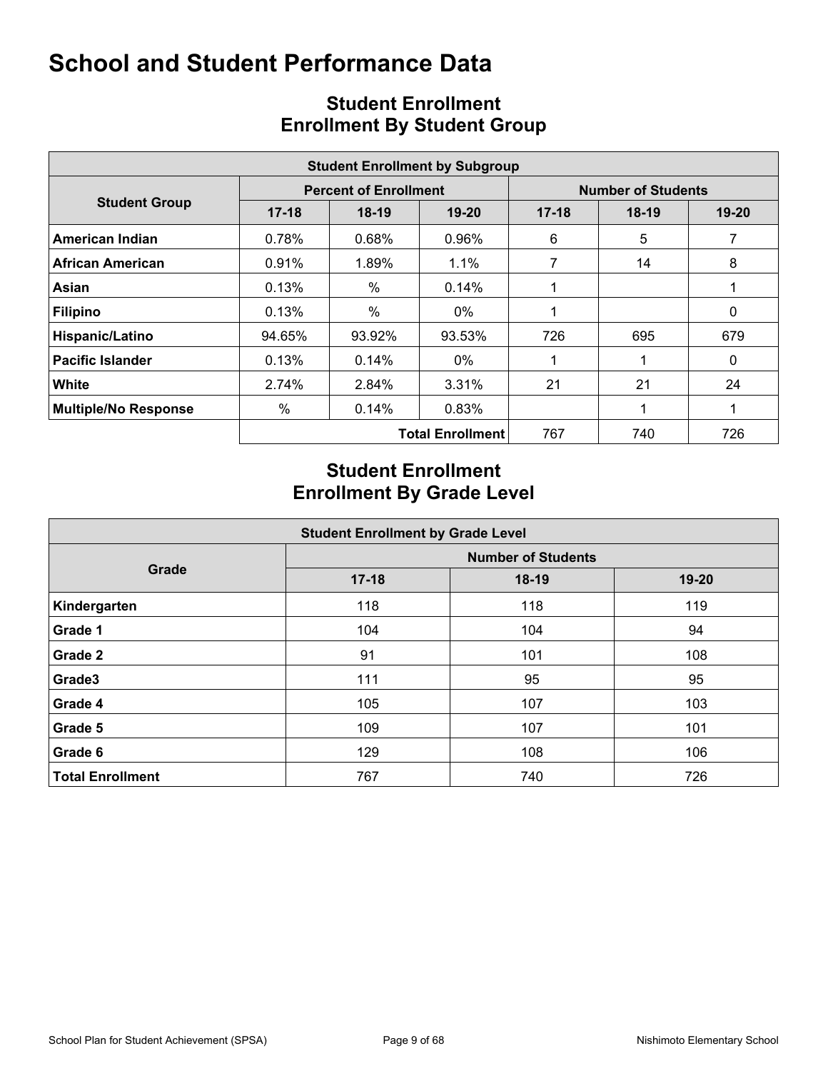# School and Student Performance Data

## Student Enrollment
## Enrollment By Student Group

| Student Enrollment by Subgroup | | | | | | |
|---|---|---|---|---|---|---|
| **Student Group** | **Percent of Enrollment** | | | **Number of Students** | | |
| | **17-18** | **18-19** | **19-20** | **17-18** | **18-19** | **19-20** |
| **American Indian** | 0.78% | 0.68% | 0.96% | 6 | 5 | 7 |
| **African American** | 0.91% | 1.89% | 1.1% | 7 | 14 | 8 |
| **Asian** | 0.13% | % | 0.14% | 1 | | 1 |
| **Filipino** | 0.13% | % | 0% | 1 | | 0 |
| **Hispanic/Latino** | 94.65% | 93.92% | 93.53% | 726 | 695 | 679 |
| **Pacific Islander** | 0.13% | 0.14% | 0% | 1 | 1 | 0 |
| **White** | 2.74% | 2.84% | 3.31% | 21 | 21 | 24 |
| **Multiple/No Response** | % | 0.14% | 0.83% | | 1 | 1 |
| | | | **Total Enrollment** | 767 | 740 | 726 |

## Student Enrollment
## Enrollment By Grade Level

| Student Enrollment by Grade Level | | | |
|---|---|---|---|
| **Grade** | **Number of Students** | | |
| | **17-18** | **18-19** | **19-20** |
| **Kindergarten** | 118 | 118 | 119 |
| **Grade 1** | 104 | 104 | 94 |
| **Grade 2** | 91 | 101 | 108 |
| **Grade3** | 111 | 95 | 95 |
| **Grade 4** | 105 | 107 | 103 |
| **Grade 5** | 109 | 107 | 101 |
| **Grade 6** | 129 | 108 | 106 |
| **Total Enrollment** | 767 | 740 | 726 |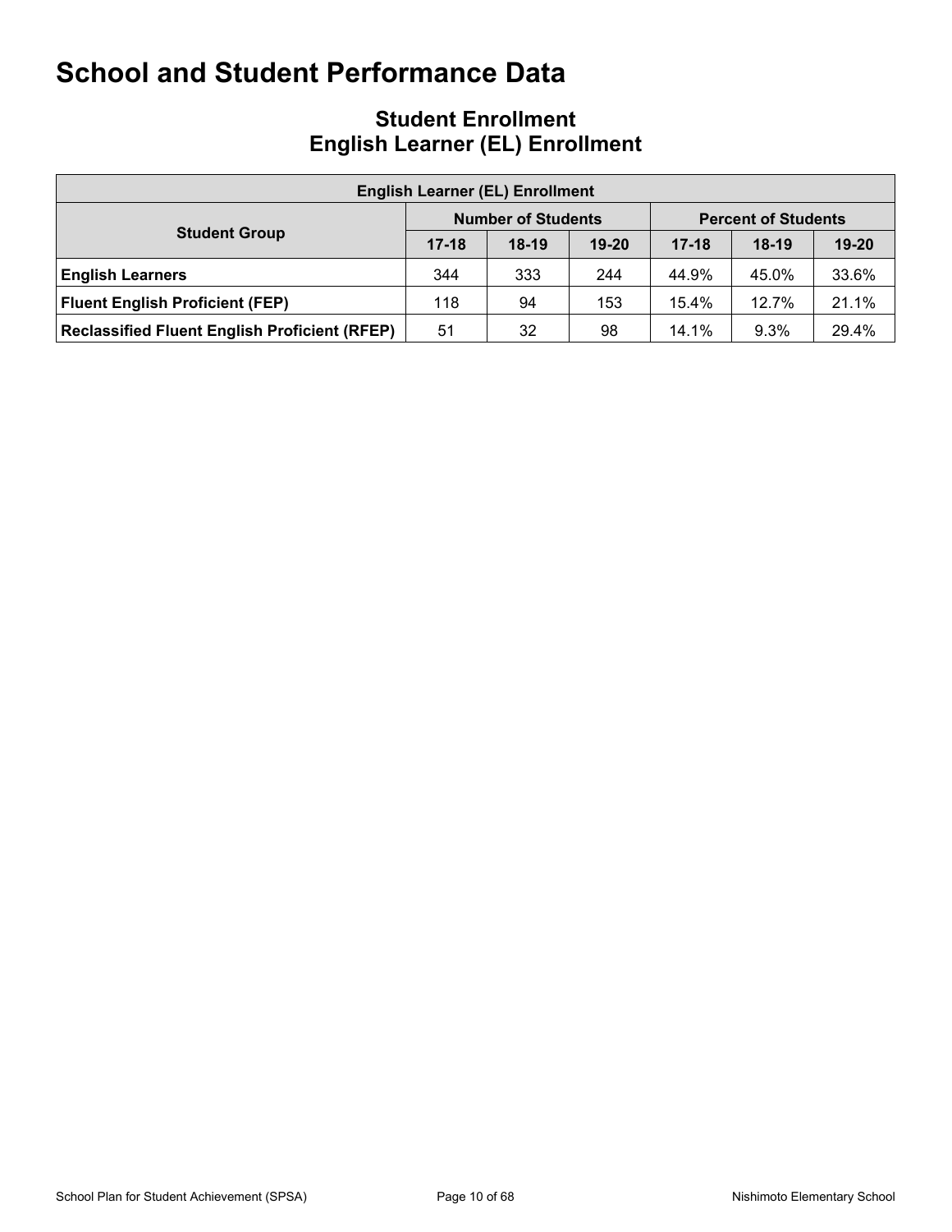# School and Student Performance Data

## Student Enrollment
## English Learner (EL) Enrollment

| English Learner (EL) Enrollment | | | | | | |
|---|---|---|---|---|---|---|
| **Student Group** | **Number of Students** | | | **Percent of Students** | | |
| | **17-18** | **18-19** | **19-20** | **17-18** | **18-19** | **19-20** |
| **English Learners** | 344 | 333 | 244 | 44.9% | 45.0% | 33.6% |
| **Fluent English Proficient (FEP)** | 118 | 94 | 153 | 15.4% | 12.7% | 21.1% |
| **Reclassified Fluent English Proficient (RFEP)** | 51 | 32 | 98 | 14.1% | 9.3% | 29.4% |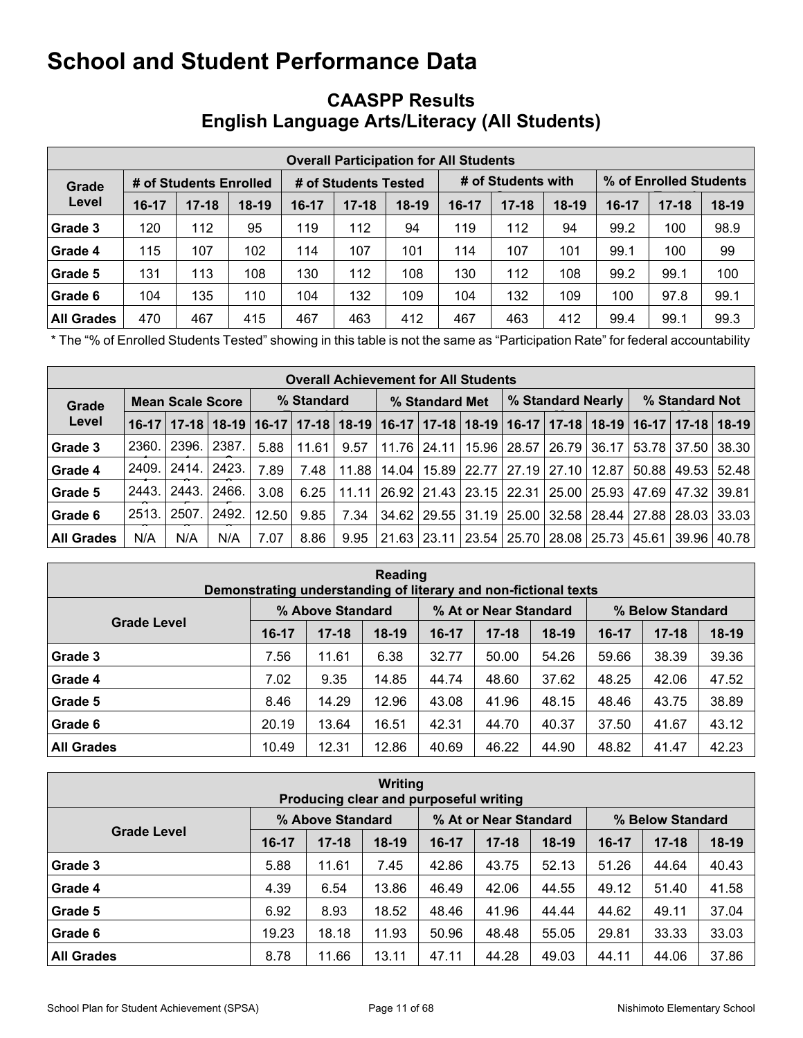# School and Student Performance Data

## CAASPP Results
## English Language Arts/Literacy (All Students)

| Overall Participation for All Students | | | | | | | | | | | | |
|---|---|---|---|---|---|---|---|---|---|---|---|---|
| Grade Level | # of Students Enrolled | | | # of Students Tested | | | # of Students with | | | % of Enrolled Students | | |
| | 16-17 | 17-18 | 18-19 | 16-17 | 17-18 | 18-19 | 16-17 | 17-18 | 18-19 | 16-17 | 17-18 | 18-19 |
| Grade 3 | 120 | 112 | 95 | 119 | 112 | 94 | 119 | 112 | 94 | 99.2 | 100 | 98.9 |
| Grade 4 | 115 | 107 | 102 | 114 | 107 | 101 | 114 | 107 | 101 | 99.1 | 100 | 99 |
| Grade 5 | 131 | 113 | 108 | 130 | 112 | 108 | 130 | 112 | 108 | 99.2 | 99.1 | 100 |
| Grade 6 | 104 | 135 | 110 | 104 | 132 | 109 | 104 | 132 | 109 | 100 | 97.8 | 99.1 |
| All Grades | 470 | 467 | 415 | 467 | 463 | 412 | 467 | 463 | 412 | 99.4 | 99.1 | 99.3 |

* The "% of Enrolled Students Tested" showing in this table is not the same as "Participation Rate" for federal accountability

| Overall Achievement for All Students | | | | | | | | | | | | | | | |
|---|---|---|---|---|---|---|---|---|---|---|---|---|---|---|---|
| Grade Level | Mean Scale Score | | | % Standard | | | % Standard Met | | | % Standard Nearly | | | % Standard Not | | |
| | 16-17 | 17-18 | 18-19 | 16-17 | 17-18 | 18-19 | 16-17 | 17-18 | 18-19 | 16-17 | 17-18 | 18-19 | 16-17 | 17-18 | 18-19 |
| Grade 3 | 2360. | 2396. | 2387. | 5.88 | 11.61 | 9.57 | 11.76 | 24.11 | 15.96 | 28.57 | 26.79 | 36.17 | 53.78 | 37.50 | 38.30 |
| Grade 4 | 2409. | 2414. | 2423. | 7.89 | 7.48 | 11.88 | 14.04 | 15.89 | 22.77 | 27.19 | 27.10 | 12.87 | 50.88 | 49.53 | 52.48 |
| Grade 5 | 2443. | 2443. | 2466. | 3.08 | 6.25 | 11.11 | 26.92 | 21.43 | 23.15 | 22.31 | 25.00 | 25.93 | 47.69 | 47.32 | 39.81 |
| Grade 6 | 2513. | 2507. | 2492. | 12.50 | 9.85 | 7.34 | 34.62 | 29.55 | 31.19 | 25.00 | 32.58 | 28.44 | 27.88 | 28.03 | 33.03 |
| All Grades | N/A | N/A | N/A | 7.07 | 8.86 | 9.95 | 21.63 | 23.11 | 23.54 | 25.70 | 28.08 | 25.73 | 45.61 | 39.96 | 40.78 |

| Reading<br>Demonstrating understanding of literary and non-fictional texts | | | | | | | | | |
|---|---|---|---|---|---|---|---|---|---|
| Grade Level | % Above Standard | | | % At or Near Standard | | | % Below Standard | | |
| | 16-17 | 17-18 | 18-19 | 16-17 | 17-18 | 18-19 | 16-17 | 17-18 | 18-19 |
| Grade 3 | 7.56 | 11.61 | 6.38 | 32.77 | 50.00 | 54.26 | 59.66 | 38.39 | 39.36 |
| Grade 4 | 7.02 | 9.35 | 14.85 | 44.74 | 48.60 | 37.62 | 48.25 | 42.06 | 47.52 |
| Grade 5 | 8.46 | 14.29 | 12.96 | 43.08 | 41.96 | 48.15 | 48.46 | 43.75 | 38.89 |
| Grade 6 | 20.19 | 13.64 | 16.51 | 42.31 | 44.70 | 40.37 | 37.50 | 41.67 | 43.12 |
| All Grades | 10.49 | 12.31 | 12.86 | 40.69 | 46.22 | 44.90 | 48.82 | 41.47 | 42.23 |

| Writing<br>Producing clear and purposeful writing | | | | | | | | | |
|---|---|---|---|---|---|---|---|---|---|
| Grade Level | % Above Standard | | | % At or Near Standard | | | % Below Standard | | |
| | 16-17 | 17-18 | 18-19 | 16-17 | 17-18 | 18-19 | 16-17 | 17-18 | 18-19 |
| Grade 3 | 5.88 | 11.61 | 7.45 | 42.86 | 43.75 | 52.13 | 51.26 | 44.64 | 40.43 |
| Grade 4 | 4.39 | 6.54 | 13.86 | 46.49 | 42.06 | 44.55 | 49.12 | 51.40 | 41.58 |
| Grade 5 | 6.92 | 8.93 | 18.52 | 48.46 | 41.96 | 44.44 | 44.62 | 49.11 | 37.04 |
| Grade 6 | 19.23 | 18.18 | 11.93 | 50.96 | 48.48 | 55.05 | 29.81 | 33.33 | 33.03 |
| All Grades | 8.78 | 11.66 | 13.11 | 47.11 | 44.28 | 49.03 | 44.11 | 44.06 | 37.86 |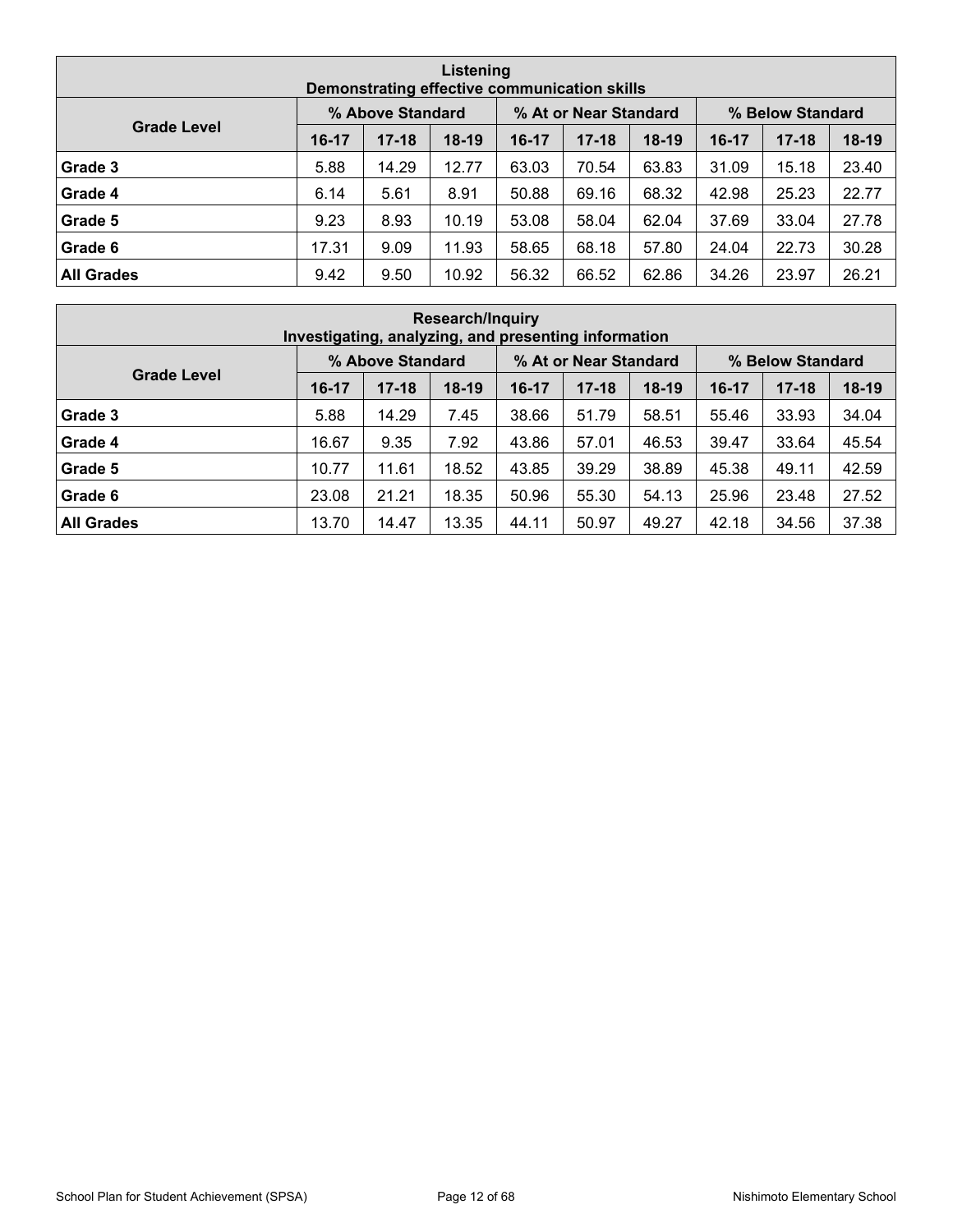| Listening<br>Demonstrating effective communication skills | | | | | | | | | |
|---|---|---|---|---|---|---|---|---|---|
| Grade Level | % Above Standard | | | % At or Near Standard | | | % Below Standard | | |
| | 16-17 | 17-18 | 18-19 | 16-17 | 17-18 | 18-19 | 16-17 | 17-18 | 18-19 |
| **Grade 3** | 5.88 | 14.29 | 12.77 | 63.03 | 70.54 | 63.83 | 31.09 | 15.18 | 23.40 |
| **Grade 4** | 6.14 | 5.61 | 8.91 | 50.88 | 69.16 | 68.32 | 42.98 | 25.23 | 22.77 |
| **Grade 5** | 9.23 | 8.93 | 10.19 | 53.08 | 58.04 | 62.04 | 37.69 | 33.04 | 27.78 |
| **Grade 6** | 17.31 | 9.09 | 11.93 | 58.65 | 68.18 | 57.80 | 24.04 | 22.73 | 30.28 |
| **All Grades** | 9.42 | 9.50 | 10.92 | 56.32 | 66.52 | 62.86 | 34.26 | 23.97 | 26.21 |

| Research/Inquiry<br>Investigating, analyzing, and presenting information | | | | | | | | | |
|---|---|---|---|---|---|---|---|---|---|
| Grade Level | % Above Standard | | | % At or Near Standard | | | % Below Standard | | |
| | 16-17 | 17-18 | 18-19 | 16-17 | 17-18 | 18-19 | 16-17 | 17-18 | 18-19 |
| **Grade 3** | 5.88 | 14.29 | 7.45 | 38.66 | 51.79 | 58.51 | 55.46 | 33.93 | 34.04 |
| **Grade 4** | 16.67 | 9.35 | 7.92 | 43.86 | 57.01 | 46.53 | 39.47 | 33.64 | 45.54 |
| **Grade 5** | 10.77 | 11.61 | 18.52 | 43.85 | 39.29 | 38.89 | 45.38 | 49.11 | 42.59 |
| **Grade 6** | 23.08 | 21.21 | 18.35 | 50.96 | 55.30 | 54.13 | 25.96 | 23.48 | 27.52 |
| **All Grades** | 13.70 | 14.47 | 13.35 | 44.11 | 50.97 | 49.27 | 42.18 | 34.56 | 37.38 |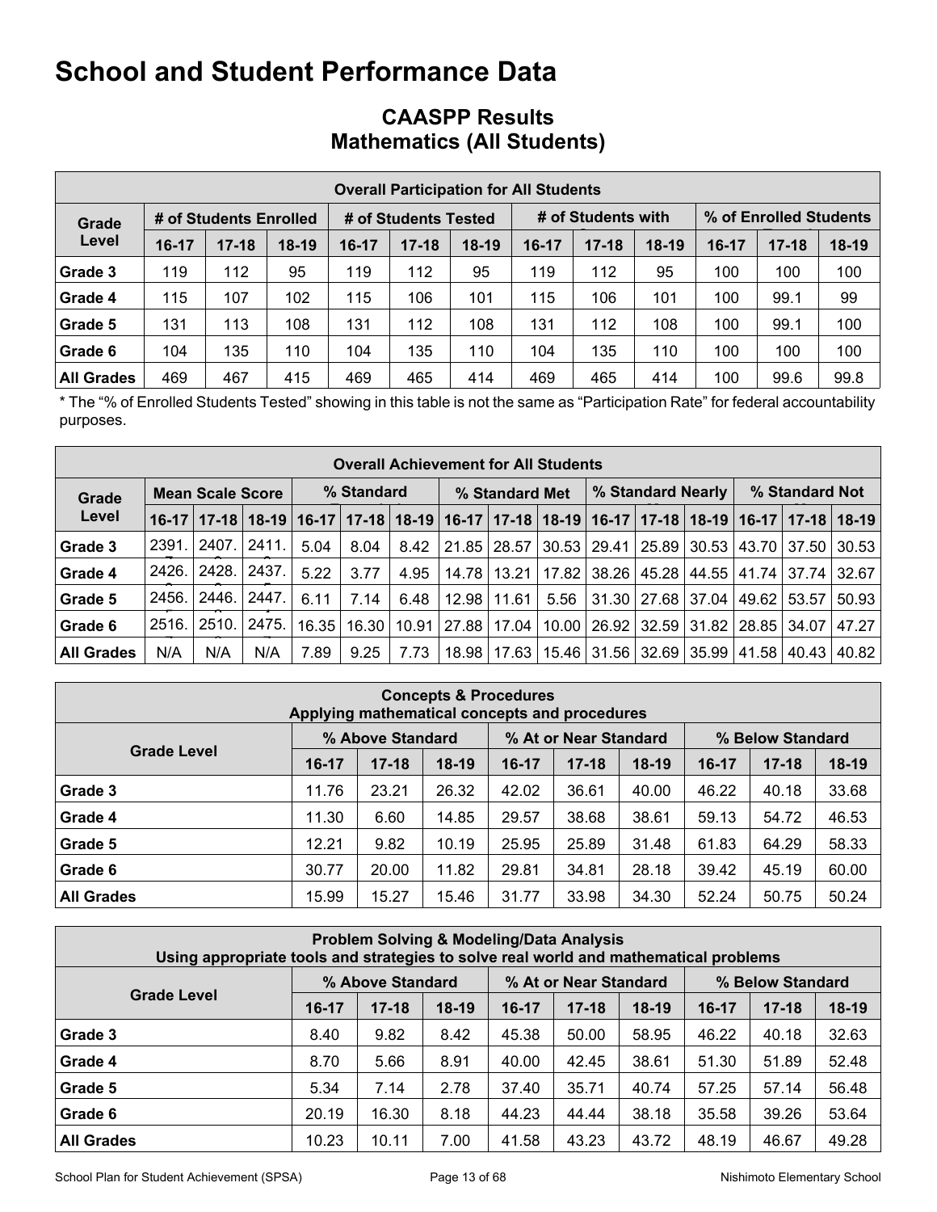# School and Student Performance Data

## CAASPP Results
## Mathematics (All Students)

| Overall Participation for All Students | | | | | | | | | | | | |
|---|---|---|---|---|---|---|---|---|---|---|---|---|
| Grade Level | # of Students Enrolled | | | # of Students Tested | | | # of Students with | | | % of Enrolled Students | | |
| | 16-17 | 17-18 | 18-19 | 16-17 | 17-18 | 18-19 | 16-17 | 17-18 | 18-19 | 16-17 | 17-18 | 18-19 |
| Grade 3 | 119 | 112 | 95 | 119 | 112 | 95 | 119 | 112 | 95 | 100 | 100 | 100 |
| Grade 4 | 115 | 107 | 102 | 115 | 106 | 101 | 115 | 106 | 101 | 100 | 99.1 | 99 |
| Grade 5 | 131 | 113 | 108 | 131 | 112 | 108 | 131 | 112 | 108 | 100 | 99.1 | 100 |
| Grade 6 | 104 | 135 | 110 | 104 | 135 | 110 | 104 | 135 | 110 | 100 | 100 | 100 |
| All Grades | 469 | 467 | 415 | 469 | 465 | 414 | 469 | 465 | 414 | 100 | 99.6 | 99.8 |

* The "% of Enrolled Students Tested" showing in this table is not the same as "Participation Rate" for federal accountability purposes.

| Overall Achievement for All Students | | | | | | | | | | | | | | | |
|---|---|---|---|---|---|---|---|---|---|---|---|---|---|---|---|
| Grade Level | Mean Scale Score | | | % Standard | | | % Standard Met | | | % Standard Nearly | | | % Standard Not | | |
| | 16-17 | 17-18 | 18-19 | 16-17 | 17-18 | 18-19 | 16-17 | 17-18 | 18-19 | 16-17 | 17-18 | 18-19 | 16-17 | 17-18 | 18-19 |
| Grade 3 | 2391. | 2407. | 2411. | 5.04 | 8.04 | 8.42 | 21.85 | 28.57 | 30.53 | 29.41 | 25.89 | 30.53 | 43.70 | 37.50 | 30.53 |
| Grade 4 | 2426. | 2428. | 2437. | 5.22 | 3.77 | 4.95 | 14.78 | 13.21 | 17.82 | 38.26 | 45.28 | 44.55 | 41.74 | 37.74 | 32.67 |
| Grade 5 | 2456. | 2446. | 2447. | 6.11 | 7.14 | 6.48 | 12.98 | 11.61 | 5.56 | 31.30 | 27.68 | 37.04 | 49.62 | 53.57 | 50.93 |
| Grade 6 | 2516. | 2510. | 2475. | 16.35 | 16.30 | 10.91 | 27.88 | 17.04 | 10.00 | 26.92 | 32.59 | 31.82 | 28.85 | 34.07 | 47.27 |
| All Grades | N/A | N/A | N/A | 7.89 | 9.25 | 7.73 | 18.98 | 17.63 | 15.46 | 31.56 | 32.69 | 35.99 | 41.58 | 40.43 | 40.82 |

| Concepts & Procedures<br>Applying mathematical concepts and procedures | | | | | | | | | |
|---|---|---|---|---|---|---|---|---|---|
| Grade Level | % Above Standard | | | % At or Near Standard | | | % Below Standard | | |
| | 16-17 | 17-18 | 18-19 | 16-17 | 17-18 | 18-19 | 16-17 | 17-18 | 18-19 |
| Grade 3 | 11.76 | 23.21 | 26.32 | 42.02 | 36.61 | 40.00 | 46.22 | 40.18 | 33.68 |
| Grade 4 | 11.30 | 6.60 | 14.85 | 29.57 | 38.68 | 38.61 | 59.13 | 54.72 | 46.53 |
| Grade 5 | 12.21 | 9.82 | 10.19 | 25.95 | 25.89 | 31.48 | 61.83 | 64.29 | 58.33 |
| Grade 6 | 30.77 | 20.00 | 11.82 | 29.81 | 34.81 | 28.18 | 39.42 | 45.19 | 60.00 |
| All Grades | 15.99 | 15.27 | 15.46 | 31.77 | 33.98 | 34.30 | 52.24 | 50.75 | 50.24 |

| Problem Solving & Modeling/Data Analysis<br>Using appropriate tools and strategies to solve real world and mathematical problems | | | | | | | | | |
|---|---|---|---|---|---|---|---|---|---|
| Grade Level | % Above Standard | | | % At or Near Standard | | | % Below Standard | | |
| | 16-17 | 17-18 | 18-19 | 16-17 | 17-18 | 18-19 | 16-17 | 17-18 | 18-19 |
| Grade 3 | 8.40 | 9.82 | 8.42 | 45.38 | 50.00 | 58.95 | 46.22 | 40.18 | 32.63 |
| Grade 4 | 8.70 | 5.66 | 8.91 | 40.00 | 42.45 | 38.61 | 51.30 | 51.89 | 52.48 |
| Grade 5 | 5.34 | 7.14 | 2.78 | 37.40 | 35.71 | 40.74 | 57.25 | 57.14 | 56.48 |
| Grade 6 | 20.19 | 16.30 | 8.18 | 44.23 | 44.44 | 38.18 | 35.58 | 39.26 | 53.64 |
| All Grades | 10.23 | 10.11 | 7.00 | 41.58 | 43.23 | 43.72 | 48.19 | 46.67 | 49.28 |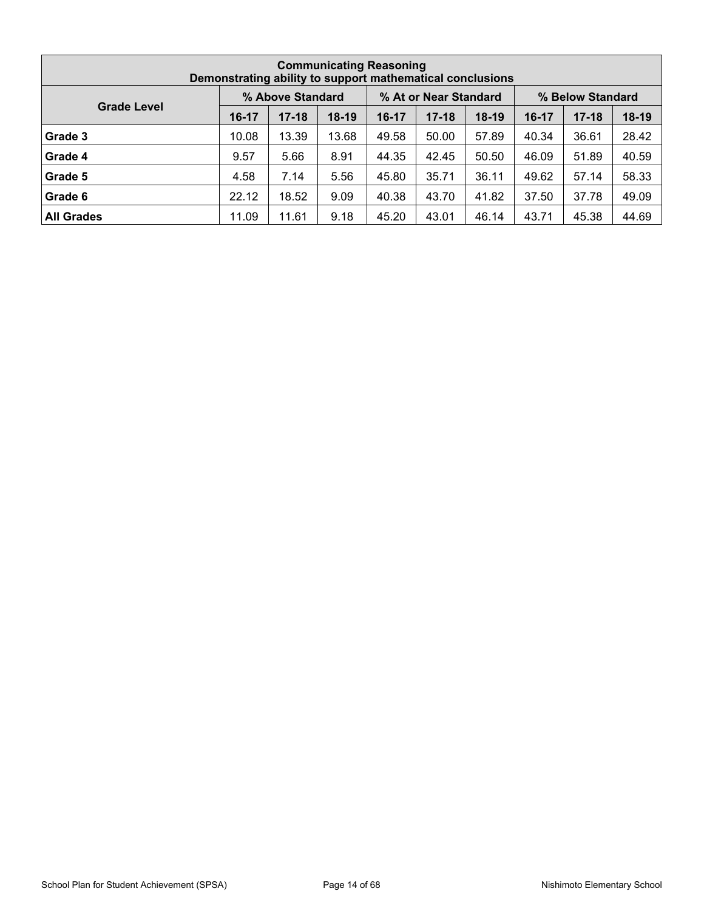| Communicating Reasoning<br>Demonstrating ability to support mathematical conclusions | | | | | | | | | |
|---|---|---|---|---|---|---|---|---|---|
| Grade Level | % Above Standard | | | % At or Near Standard | | | % Below Standard | | |
| | 16-17 | 17-18 | 18-19 | 16-17 | 17-18 | 18-19 | 16-17 | 17-18 | 18-19 |
| **Grade 3** | 10.08 | 13.39 | 13.68 | 49.58 | 50.00 | 57.89 | 40.34 | 36.61 | 28.42 |
| **Grade 4** | 9.57 | 5.66 | 8.91 | 44.35 | 42.45 | 50.50 | 46.09 | 51.89 | 40.59 |
| **Grade 5** | 4.58 | 7.14 | 5.56 | 45.80 | 35.71 | 36.11 | 49.62 | 57.14 | 58.33 |
| **Grade 6** | 22.12 | 18.52 | 9.09 | 40.38 | 43.70 | 41.82 | 37.50 | 37.78 | 49.09 |
| **All Grades** | 11.09 | 11.61 | 9.18 | 45.20 | 43.01 | 46.14 | 43.71 | 45.38 | 44.69 |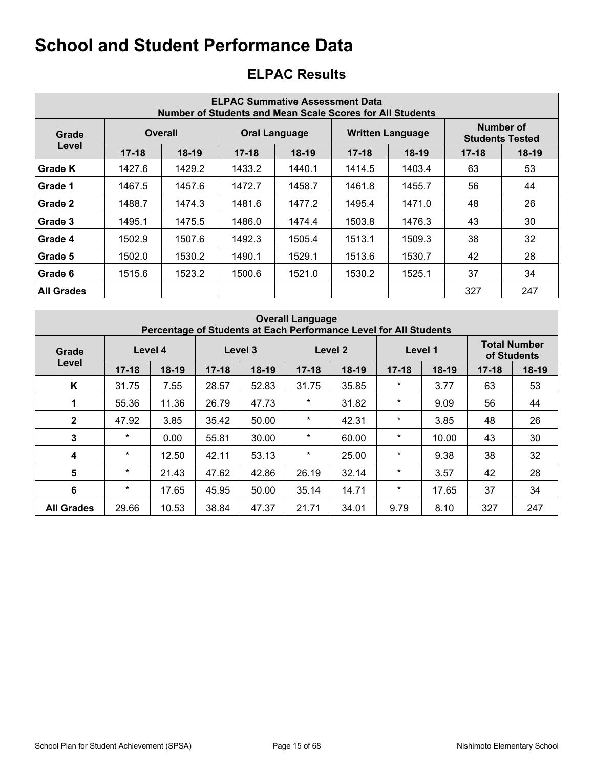# School and Student Performance Data

## ELPAC Results

| ELPAC Summative Assessment Data<br>Number of Students and Mean Scale Scores for All Students | | | | | | | | |
|---|---|---|---|---|---|---|---|---|
| **Grade Level** | **Overall** | | **Oral Language** | | **Written Language** | | **Number of Students Tested** | |
| | **17-18** | **18-19** | **17-18** | **18-19** | **17-18** | **18-19** | **17-18** | **18-19** |
| **Grade K** | 1427.6 | 1429.2 | 1433.2 | 1440.1 | 1414.5 | 1403.4 | 63 | 53 |
| **Grade 1** | 1467.5 | 1457.6 | 1472.7 | 1458.7 | 1461.8 | 1455.7 | 56 | 44 |
| **Grade 2** | 1488.7 | 1474.3 | 1481.6 | 1477.2 | 1495.4 | 1471.0 | 48 | 26 |
| **Grade 3** | 1495.1 | 1475.5 | 1486.0 | 1474.4 | 1503.8 | 1476.3 | 43 | 30 |
| **Grade 4** | 1502.9 | 1507.6 | 1492.3 | 1505.4 | 1513.1 | 1509.3 | 38 | 32 |
| **Grade 5** | 1502.0 | 1530.2 | 1490.1 | 1529.1 | 1513.6 | 1530.7 | 42 | 28 |
| **Grade 6** | 1515.6 | 1523.2 | 1500.6 | 1521.0 | 1530.2 | 1525.1 | 37 | 34 |
| **All Grades** | | | | | | | 327 | 247 |

| Overall Language<br>Percentage of Students at Each Performance Level for All Students | | | | | | | | | | |
|---|---|---|---|---|---|---|---|---|---|---|
| **Grade Level** | **Level 4** | | **Level 3** | | **Level 2** | | **Level 1** | | **Total Number of Students** | |
| | **17-18** | **18-19** | **17-18** | **18-19** | **17-18** | **18-19** | **17-18** | **18-19** | **17-18** | **18-19** |
| **K** | 31.75 | 7.55 | 28.57 | 52.83 | 31.75 | 35.85 | * | 3.77 | 63 | 53 |
| **1** | 55.36 | 11.36 | 26.79 | 47.73 | * | 31.82 | * | 9.09 | 56 | 44 |
| **2** | 47.92 | 3.85 | 35.42 | 50.00 | * | 42.31 | * | 3.85 | 48 | 26 |
| **3** | * | 0.00 | 55.81 | 30.00 | * | 60.00 | * | 10.00 | 43 | 30 |
| **4** | * | 12.50 | 42.11 | 53.13 | * | 25.00 | * | 9.38 | 38 | 32 |
| **5** | * | 21.43 | 47.62 | 42.86 | 26.19 | 32.14 | * | 3.57 | 42 | 28 |
| **6** | * | 17.65 | 45.95 | 50.00 | 35.14 | 14.71 | * | 17.65 | 37 | 34 |
| **All Grades** | 29.66 | 10.53 | 38.84 | 47.37 | 21.71 | 34.01 | 9.79 | 8.10 | 327 | 247 |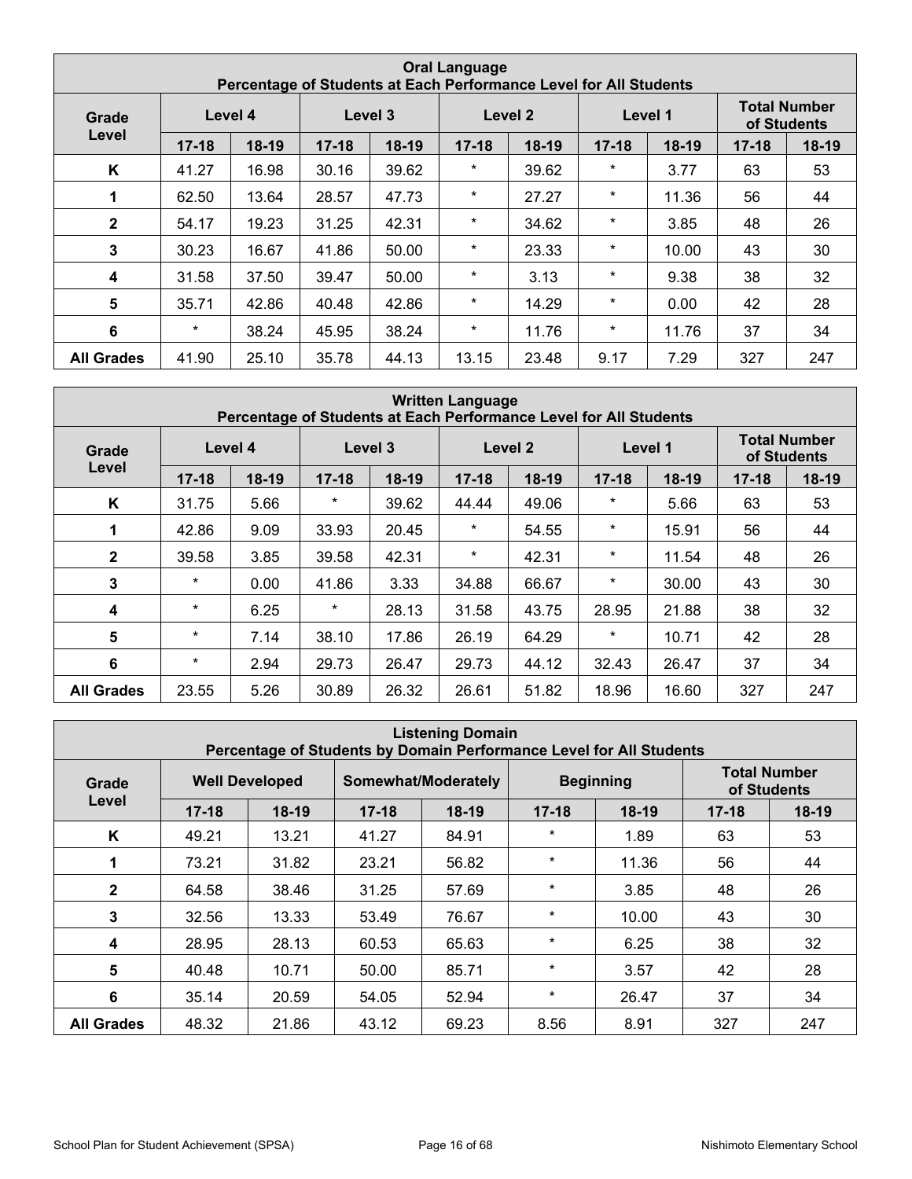| Oral Language<br>Percentage of Students at Each Performance Level for All Students | | | | | | | | | | |
|---|---|---|---|---|---|---|---|---|---|---|
| Grade Level | Level 4 | | Level 3 | | Level 2 | | Level 1 | | Total Number of Students | |
| | 17-18 | 18-19 | 17-18 | 18-19 | 17-18 | 18-19 | 17-18 | 18-19 | 17-18 | 18-19 |
| **K** | 41.27 | 16.98 | 30.16 | 39.62 | * | 39.62 | * | 3.77 | 63 | 53 |
| **1** | 62.50 | 13.64 | 28.57 | 47.73 | * | 27.27 | * | 11.36 | 56 | 44 |
| **2** | 54.17 | 19.23 | 31.25 | 42.31 | * | 34.62 | * | 3.85 | 48 | 26 |
| **3** | 30.23 | 16.67 | 41.86 | 50.00 | * | 23.33 | * | 10.00 | 43 | 30 |
| **4** | 31.58 | 37.50 | 39.47 | 50.00 | * | 3.13 | * | 9.38 | 38 | 32 |
| **5** | 35.71 | 42.86 | 40.48 | 42.86 | * | 14.29 | * | 0.00 | 42 | 28 |
| **6** | * | 38.24 | 45.95 | 38.24 | * | 11.76 | * | 11.76 | 37 | 34 |
| **All Grades** | 41.90 | 25.10 | 35.78 | 44.13 | 13.15 | 23.48 | 9.17 | 7.29 | 327 | 247 |

| Written Language<br>Percentage of Students at Each Performance Level for All Students | | | | | | | | | | |
|---|---|---|---|---|---|---|---|---|---|---|
| Grade Level | Level 4 | | Level 3 | | Level 2 | | Level 1 | | Total Number of Students | |
| | 17-18 | 18-19 | 17-18 | 18-19 | 17-18 | 18-19 | 17-18 | 18-19 | 17-18 | 18-19 |
| **K** | 31.75 | 5.66 | * | 39.62 | 44.44 | 49.06 | * | 5.66 | 63 | 53 |
| **1** | 42.86 | 9.09 | 33.93 | 20.45 | * | 54.55 | * | 15.91 | 56 | 44 |
| **2** | 39.58 | 3.85 | 39.58 | 42.31 | * | 42.31 | * | 11.54 | 48 | 26 |
| **3** | * | 0.00 | 41.86 | 3.33 | 34.88 | 66.67 | * | 30.00 | 43 | 30 |
| **4** | * | 6.25 | * | 28.13 | 31.58 | 43.75 | 28.95 | 21.88 | 38 | 32 |
| **5** | * | 7.14 | 38.10 | 17.86 | 26.19 | 64.29 | * | 10.71 | 42 | 28 |
| **6** | * | 2.94 | 29.73 | 26.47 | 29.73 | 44.12 | 32.43 | 26.47 | 37 | 34 |
| **All Grades** | 23.55 | 5.26 | 30.89 | 26.32 | 26.61 | 51.82 | 18.96 | 16.60 | 327 | 247 |

| Listening Domain<br>Percentage of Students by Domain Performance Level for All Students | | | | | | | | |
|---|---|---|---|---|---|---|---|---|
| Grade Level | Well Developed | | Somewhat/Moderately | | Beginning | | Total Number of Students | |
| | 17-18 | 18-19 | 17-18 | 18-19 | 17-18 | 18-19 | 17-18 | 18-19 |
| **K** | 49.21 | 13.21 | 41.27 | 84.91 | * | 1.89 | 63 | 53 |
| **1** | 73.21 | 31.82 | 23.21 | 56.82 | * | 11.36 | 56 | 44 |
| **2** | 64.58 | 38.46 | 31.25 | 57.69 | * | 3.85 | 48 | 26 |
| **3** | 32.56 | 13.33 | 53.49 | 76.67 | * | 10.00 | 43 | 30 |
| **4** | 28.95 | 28.13 | 60.53 | 65.63 | * | 6.25 | 38 | 32 |
| **5** | 40.48 | 10.71 | 50.00 | 85.71 | * | 3.57 | 42 | 28 |
| **6** | 35.14 | 20.59 | 54.05 | 52.94 | * | 26.47 | 37 | 34 |
| **All Grades** | 48.32 | 21.86 | 43.12 | 69.23 | 8.56 | 8.91 | 327 | 247 |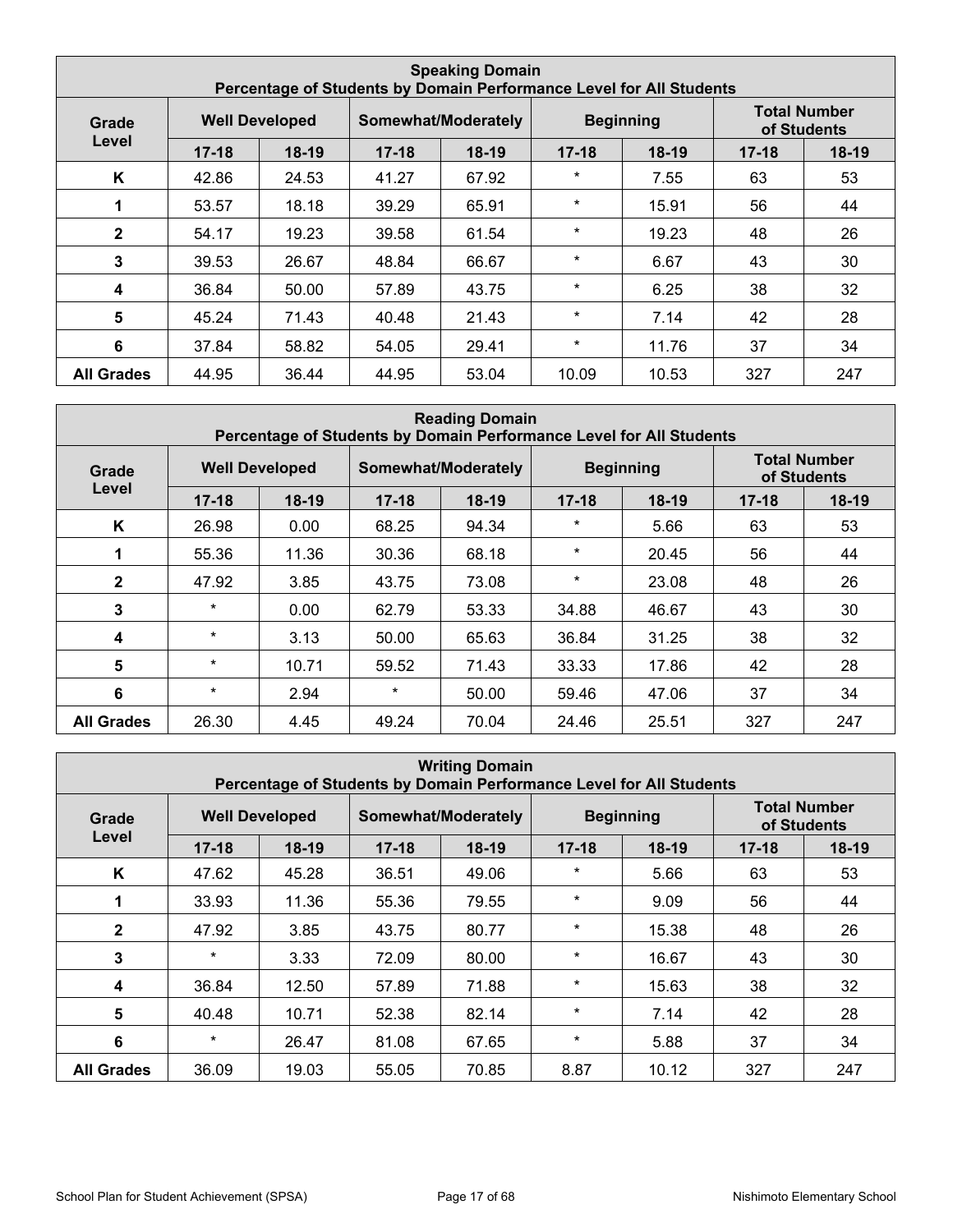| Speaking Domain<br>Percentage of Students by Domain Performance Level for All Students | | | | | | | | |
|---|---|---|---|---|---|---|---|---|
| Grade Level | Well Developed | | Somewhat/Moderately | | Beginning | | Total Number of Students | |
| | 17-18 | 18-19 | 17-18 | 18-19 | 17-18 | 18-19 | 17-18 | 18-19 |
| K | 42.86 | 24.53 | 41.27 | 67.92 | * | 7.55 | 63 | 53 |
| 1 | 53.57 | 18.18 | 39.29 | 65.91 | * | 15.91 | 56 | 44 |
| 2 | 54.17 | 19.23 | 39.58 | 61.54 | * | 19.23 | 48 | 26 |
| 3 | 39.53 | 26.67 | 48.84 | 66.67 | * | 6.67 | 43 | 30 |
| 4 | 36.84 | 50.00 | 57.89 | 43.75 | * | 6.25 | 38 | 32 |
| 5 | 45.24 | 71.43 | 40.48 | 21.43 | * | 7.14 | 42 | 28 |
| 6 | 37.84 | 58.82 | 54.05 | 29.41 | * | 11.76 | 37 | 34 |
| All Grades | 44.95 | 36.44 | 44.95 | 53.04 | 10.09 | 10.53 | 327 | 247 |

| Reading Domain<br>Percentage of Students by Domain Performance Level for All Students | | | | | | | | |
|---|---|---|---|---|---|---|---|---|
| Grade Level | Well Developed | | Somewhat/Moderately | | Beginning | | Total Number of Students | |
| | 17-18 | 18-19 | 17-18 | 18-19 | 17-18 | 18-19 | 17-18 | 18-19 |
| K | 26.98 | 0.00 | 68.25 | 94.34 | * | 5.66 | 63 | 53 |
| 1 | 55.36 | 11.36 | 30.36 | 68.18 | * | 20.45 | 56 | 44 |
| 2 | 47.92 | 3.85 | 43.75 | 73.08 | * | 23.08 | 48 | 26 |
| 3 | * | 0.00 | 62.79 | 53.33 | 34.88 | 46.67 | 43 | 30 |
| 4 | * | 3.13 | 50.00 | 65.63 | 36.84 | 31.25 | 38 | 32 |
| 5 | * | 10.71 | 59.52 | 71.43 | 33.33 | 17.86 | 42 | 28 |
| 6 | * | 2.94 | * | 50.00 | 59.46 | 47.06 | 37 | 34 |
| All Grades | 26.30 | 4.45 | 49.24 | 70.04 | 24.46 | 25.51 | 327 | 247 |

| Writing Domain<br>Percentage of Students by Domain Performance Level for All Students | | | | | | | | |
|---|---|---|---|---|---|---|---|---|
| Grade Level | Well Developed | | Somewhat/Moderately | | Beginning | | Total Number of Students | |
| | 17-18 | 18-19 | 17-18 | 18-19 | 17-18 | 18-19 | 17-18 | 18-19 |
| K | 47.62 | 45.28 | 36.51 | 49.06 | * | 5.66 | 63 | 53 |
| 1 | 33.93 | 11.36 | 55.36 | 79.55 | * | 9.09 | 56 | 44 |
| 2 | 47.92 | 3.85 | 43.75 | 80.77 | * | 15.38 | 48 | 26 |
| 3 | * | 3.33 | 72.09 | 80.00 | * | 16.67 | 43 | 30 |
| 4 | 36.84 | 12.50 | 57.89 | 71.88 | * | 15.63 | 38 | 32 |
| 5 | 40.48 | 10.71 | 52.38 | 82.14 | * | 7.14 | 42 | 28 |
| 6 | * | 26.47 | 81.08 | 67.65 | * | 5.88 | 37 | 34 |
| All Grades | 36.09 | 19.03 | 55.05 | 70.85 | 8.87 | 10.12 | 327 | 247 |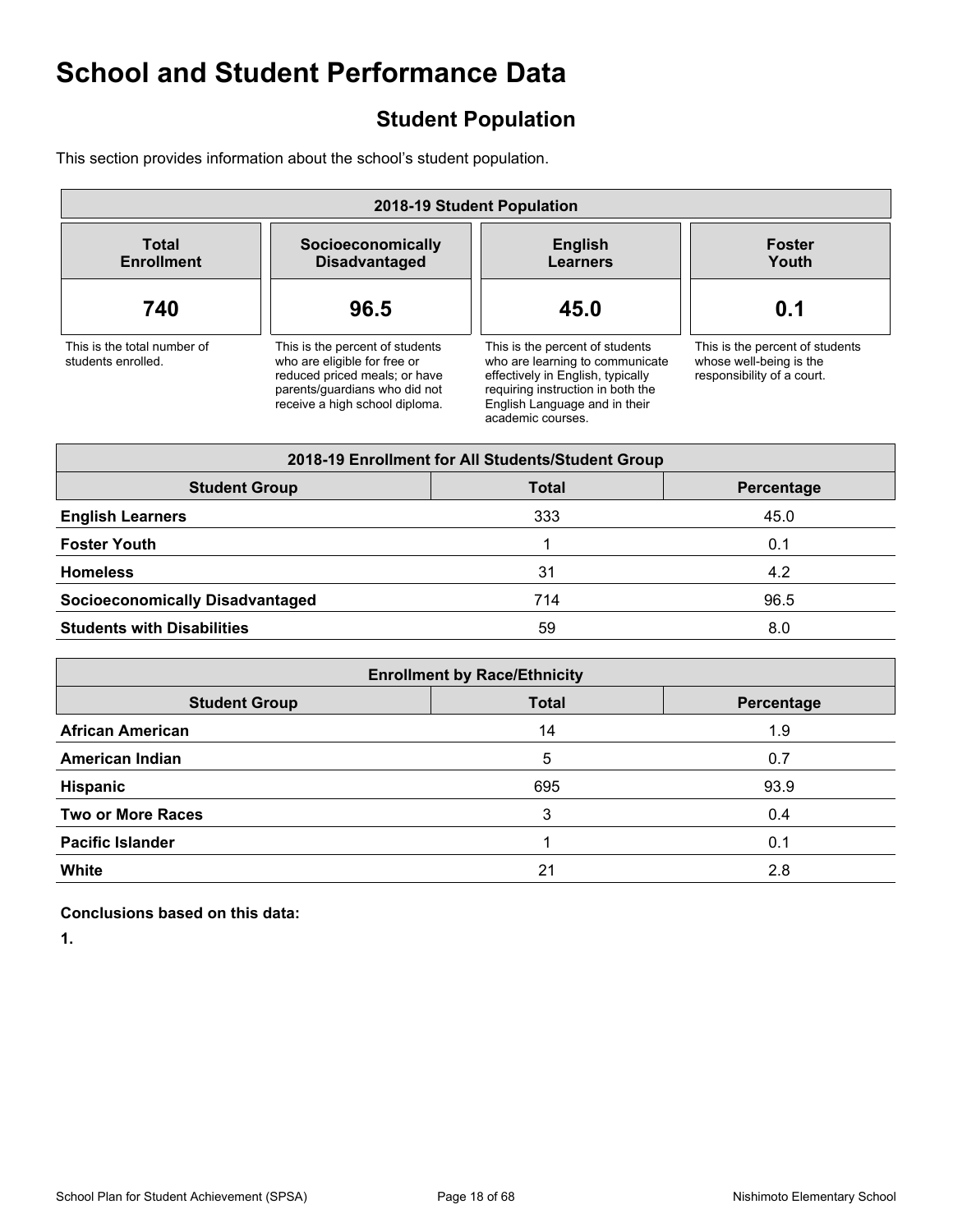# School and Student Performance Data

## Student Population

This section provides information about the school's student population.

| 2018-19 Student Population | | | |
|---|---|---|---|
| **Total Enrollment** | **Socioeconomically Disadvantaged** | **English Learners** | **Foster Youth** |
| **740** | **96.5** | **45.0** | **0.1** |
| This is the total number of students enrolled. | This is the percent of students who are eligible for free or reduced priced meals; or have parents/guardians who did not receive a high school diploma. | This is the percent of students who are learning to communicate effectively in English, typically requiring instruction in both the English Language and in their academic courses. | This is the percent of students whose well-being is the responsibility of a court. |

| 2018-19 Enrollment for All Students/Student Group | | |
|---|---|---|
| **Student Group** | **Total** | **Percentage** |
| **English Learners** | 333 | 45.0 |
| **Foster Youth** | 1 | 0.1 |
| **Homeless** | 31 | 4.2 |
| **Socioeconomically Disadvantaged** | 714 | 96.5 |
| **Students with Disabilities** | 59 | 8.0 |

| Enrollment by Race/Ethnicity | | |
|---|---|---|
| **Student Group** | **Total** | **Percentage** |
| **African American** | 14 | 1.9 |
| **American Indian** | 5 | 0.7 |
| **Hispanic** | 695 | 93.9 |
| **Two or More Races** | 3 | 0.4 |
| **Pacific Islander** | 1 | 0.1 |
| **White** | 21 | 2.8 |

**Conclusions based on this data:**

**1.**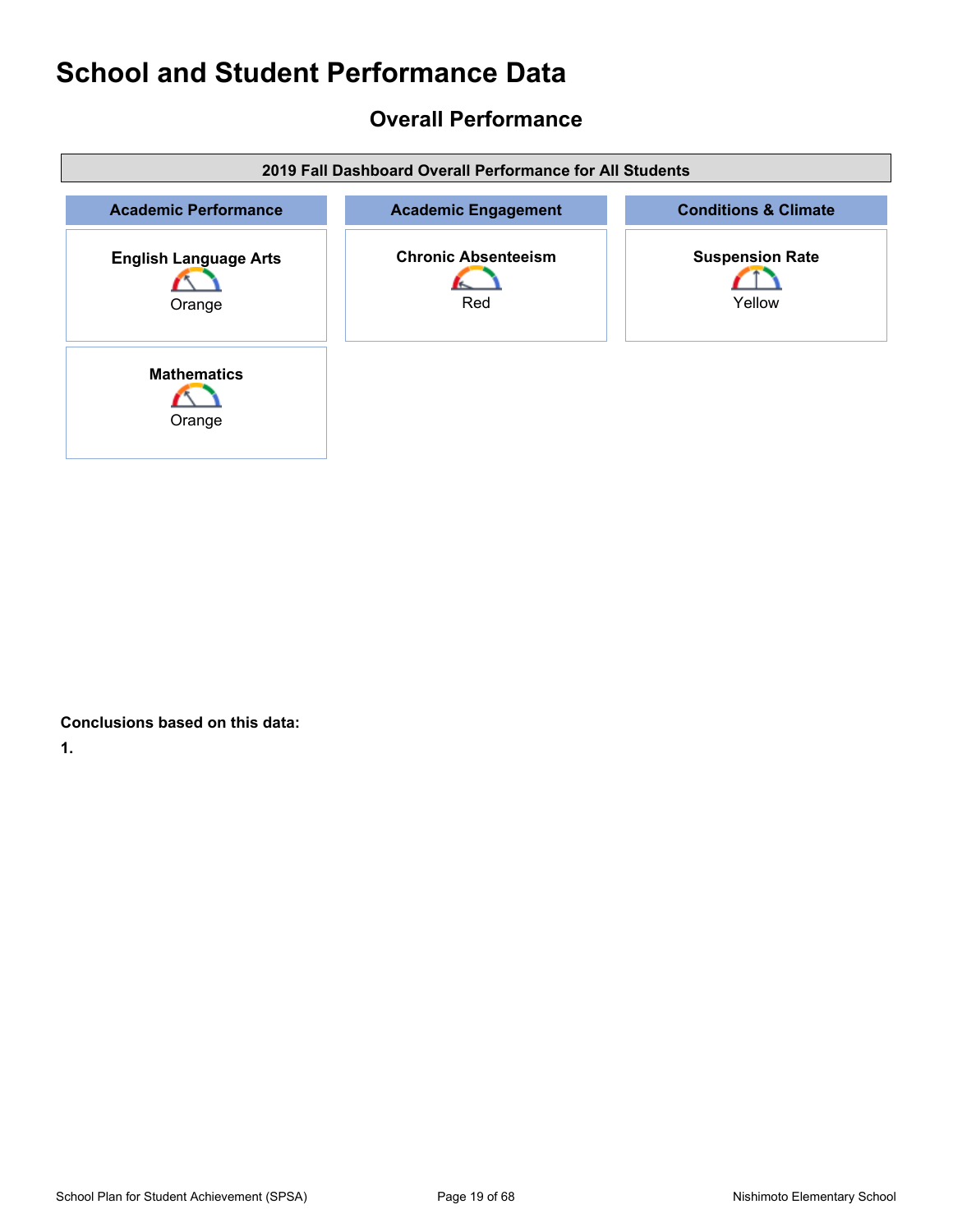# School and Student Performance Data

## Overall Performance

| 2019 Fall Dashboard Overall Performance for All Students | | |
|---|---|---|
| **Academic Performance** | **Academic Engagement** | **Conditions & Climate** |
| **English Language Arts** Orange | **Chronic Absenteeism** Red | **Suspension Rate** Yellow |
| **Mathematics** Orange | | |

**Conclusions based on this data:**

**1.**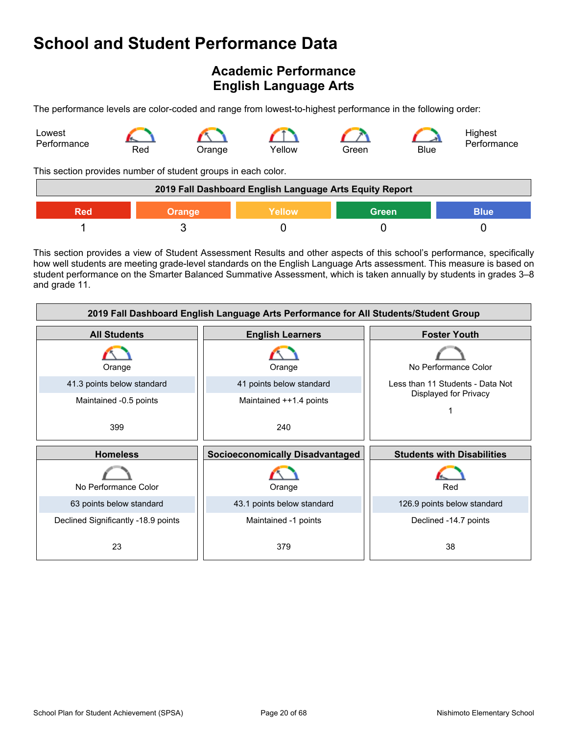# School and Student Performance Data

## Academic Performance
## English Language Arts

The performance levels are color-coded and range from lowest-to-highest performance in the following order:

Lowest Performance — Red — Orange — Yellow — Green — Blue — Highest Performance

This section provides number of student groups in each color.

| 2019 Fall Dashboard English Language Arts Equity Report | | | | |
|---|---|---|---|---|
| Red | Orange | Yellow | Green | Blue |
| 1 | 3 | 0 | 0 | 0 |

This section provides a view of Student Assessment Results and other aspects of this school's performance, specifically how well students are meeting grade-level standards on the English Language Arts assessment. This measure is based on student performance on the Smarter Balanced Summative Assessment, which is taken annually by students in grades 3–8 and grade 11.

| 2019 Fall Dashboard English Language Arts Performance for All Students/Student Group | | |
|---|---|---|
| **All Students** | **English Learners** | **Foster Youth** |
| Orange | Orange | No Performance Color |
| 41.3 points below standard | 41 points below standard | Less than 11 Students - Data Not Displayed for Privacy |
| Maintained -0.5 points | Maintained ++1.4 points | 1 |
| 399 | 240 | |
| **Homeless** | **Socioeconomically Disadvantaged** | **Students with Disabilities** |
| No Performance Color | Orange | Red |
| 63 points below standard | 43.1 points below standard | 126.9 points below standard |
| Declined Significantly -18.9 points | Maintained -1 points | Declined -14.7 points |
| 23 | 379 | 38 |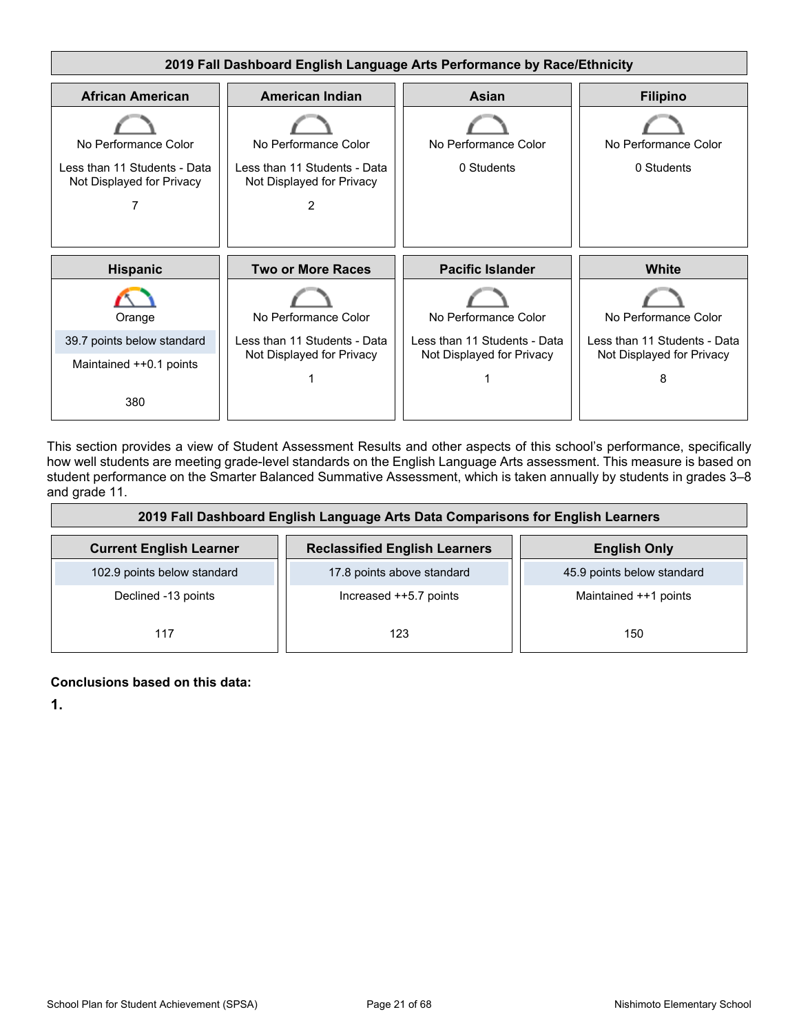| 2019 Fall Dashboard English Language Arts Performance by Race/Ethnicity | | | |
|---|---|---|---|
| **African American** | **American Indian** | **Asian** | **Filipino** |
| No Performance Color | No Performance Color | No Performance Color | No Performance Color |
| Less than 11 Students - Data Not Displayed for Privacy | Less than 11 Students - Data Not Displayed for Privacy | 0 Students | 0 Students |
| 7 | 2 | | |
| **Hispanic** | **Two or More Races** | **Pacific Islander** | **White** |
| Orange | No Performance Color | No Performance Color | No Performance Color |
| 39.7 points below standard | Less than 11 Students - Data Not Displayed for Privacy | Less than 11 Students - Data Not Displayed for Privacy | Less than 11 Students - Data Not Displayed for Privacy |
| Maintained ++0.1 points | 1 | 1 | 8 |
| 380 | | | |

This section provides a view of Student Assessment Results and other aspects of this school's performance, specifically how well students are meeting grade-level standards on the English Language Arts assessment. This measure is based on student performance on the Smarter Balanced Summative Assessment, which is taken annually by students in grades 3–8 and grade 11.

| 2019 Fall Dashboard English Language Arts Data Comparisons for English Learners | | |
|---|---|---|
| **Current English Learner** | **Reclassified English Learners** | **English Only** |
| 102.9 points below standard | 17.8 points above standard | 45.9 points below standard |
| Declined -13 points | Increased ++5.7 points | Maintained ++1 points |
| 117 | 123 | 150 |

**Conclusions based on this data:**

**1.**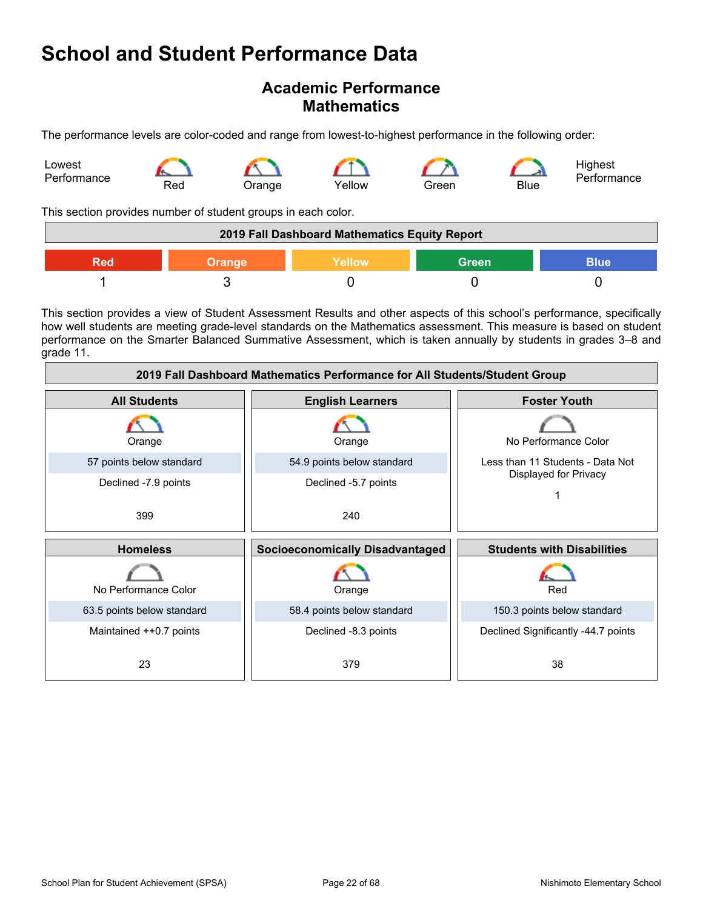# School and Student Performance Data

## Academic Performance
## Mathematics

The performance levels are color-coded and range from lowest-to-highest performance in the following order:

Lowest Performance — Red — Orange — Yellow — Green — Blue — Highest Performance

This section provides number of student groups in each color.

| 2019 Fall Dashboard Mathematics Equity Report | | | | |
|---|---|---|---|---|
| Red | Orange | Yellow | Green | Blue |
| 1 | 3 | 0 | 0 | 0 |

This section provides a view of Student Assessment Results and other aspects of this school's performance, specifically how well students are meeting grade-level standards on the Mathematics assessment. This measure is based on student performance on the Smarter Balanced Summative Assessment, which is taken annually by students in grades 3–8 and grade 11.

| 2019 Fall Dashboard Mathematics Performance for All Students/Student Group | | |
|---|---|---|
| **All Students** | **English Learners** | **Foster Youth** |
| Orange | Orange | No Performance Color |
| 57 points below standard | 54.9 points below standard | Less than 11 Students - Data Not Displayed for Privacy |
| Declined -7.9 points | Declined -5.7 points | 1 |
| 399 | 240 | |
| **Homeless** | **Socioeconomically Disadvantaged** | **Students with Disabilities** |
| No Performance Color | Orange | Red |
| 63.5 points below standard | 58.4 points below standard | 150.3 points below standard |
| Maintained ++0.7 points | Declined -8.3 points | Declined Significantly -44.7 points |
| 23 | 379 | 38 |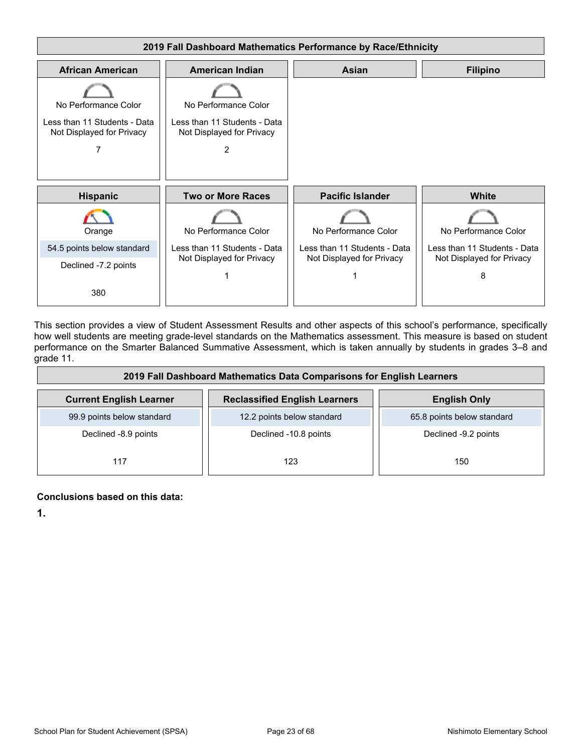**2019 Fall Dashboard Mathematics Performance by Race/Ethnicity**

| African American | American Indian | Asian | Filipino |
|---|---|---|---|
| No Performance Color<br>Less than 11 Students - Data Not Displayed for Privacy<br>7 | No Performance Color<br>Less than 11 Students - Data Not Displayed for Privacy<br>2 | | |

| Hispanic | Two or More Races | Pacific Islander | White |
|---|---|---|---|
| Orange<br>54.5 points below standard<br>Declined -7.2 points<br>380 | No Performance Color<br>Less than 11 Students - Data Not Displayed for Privacy<br>1 | No Performance Color<br>Less than 11 Students - Data Not Displayed for Privacy<br>1 | No Performance Color<br>Less than 11 Students - Data Not Displayed for Privacy<br>8 |

This section provides a view of Student Assessment Results and other aspects of this school's performance, specifically how well students are meeting grade-level standards on the Mathematics assessment. This measure is based on student performance on the Smarter Balanced Summative Assessment, which is taken annually by students in grades 3–8 and grade 11.

**2019 Fall Dashboard Mathematics Data Comparisons for English Learners**

| Current English Learner | Reclassified English Learners | English Only |
|---|---|---|
| 99.9 points below standard | 12.2 points below standard | 65.8 points below standard |
| Declined -8.9 points | Declined -10.8 points | Declined -9.2 points |
| 117 | 123 | 150 |

**Conclusions based on this data:**

**1.**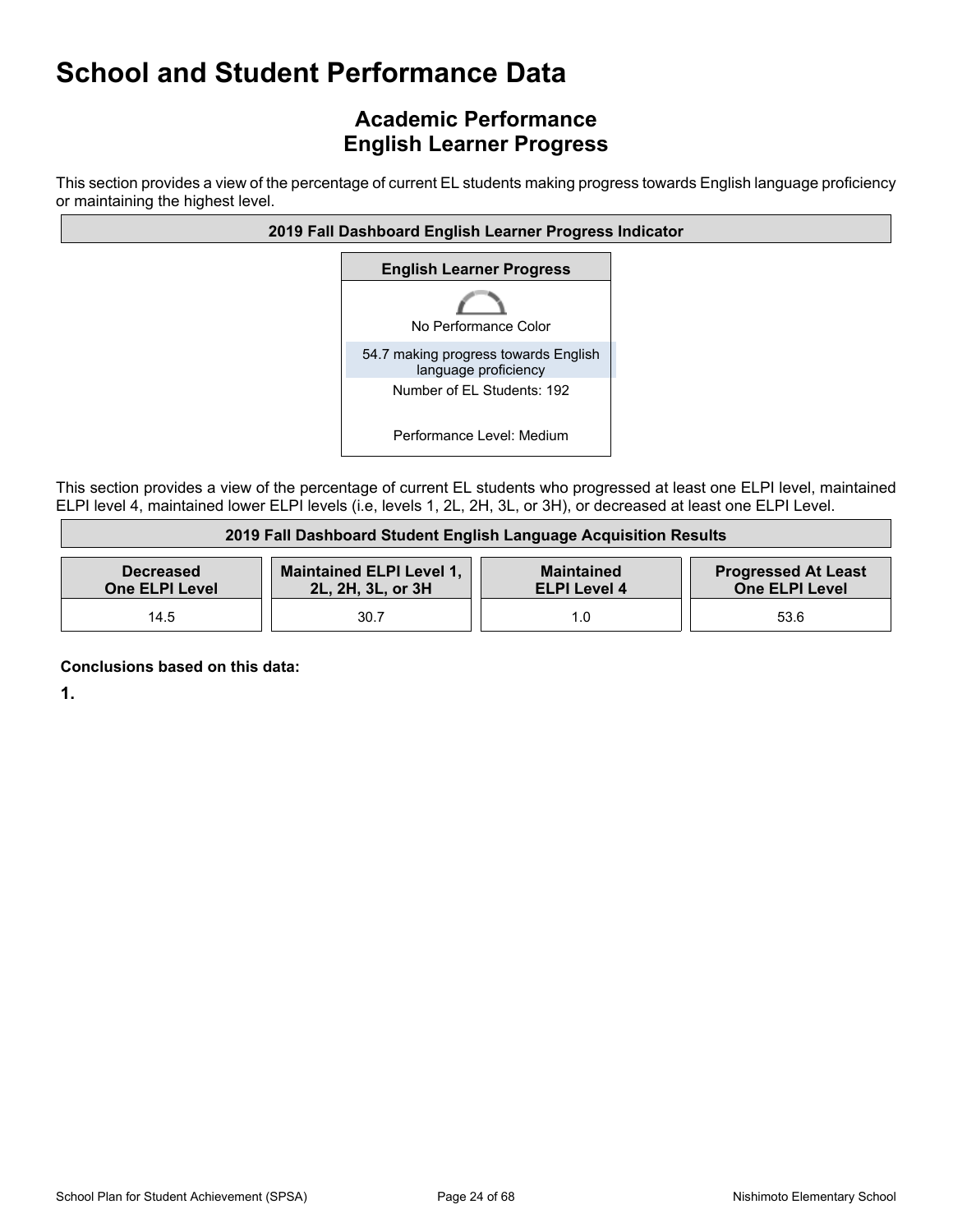# School and Student Performance Data

## Academic Performance
## English Learner Progress

This section provides a view of the percentage of current EL students making progress towards English language proficiency or maintaining the highest level.

| 2019 Fall Dashboard English Learner Progress Indicator |
|---|
| **English Learner Progress** |
| No Performance Color |
| 54.7 making progress towards English language proficiency |
| Number of EL Students: 192 |
| Performance Level: Medium |

This section provides a view of the percentage of current EL students who progressed at least one ELPI level, maintained ELPI level 4, maintained lower ELPI levels (i.e, levels 1, 2L, 2H, 3L, or 3H), or decreased at least one ELPI Level.

**2019 Fall Dashboard Student English Language Acquisition Results**

| Decreased One ELPI Level | Maintained ELPI Level 1, 2L, 2H, 3L, or 3H | Maintained ELPI Level 4 | Progressed At Least One ELPI Level |
|---|---|---|---|
| 14.5 | 30.7 | 1.0 | 53.6 |

**Conclusions based on this data:**

**1.**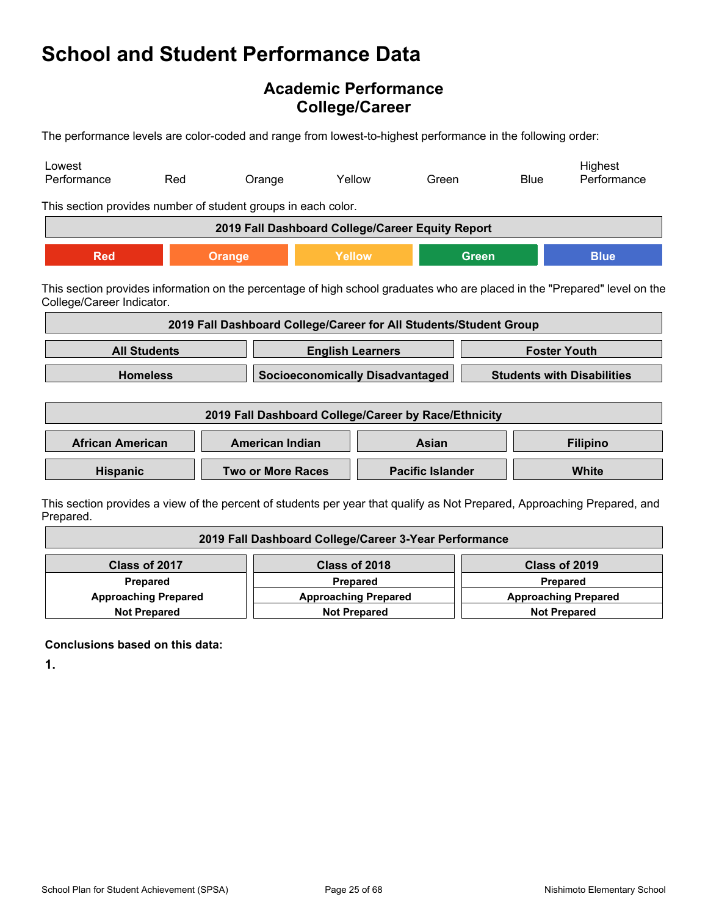# School and Student Performance Data

## Academic Performance
## College/Career

The performance levels are color-coded and range from lowest-to-highest performance in the following order:

| Lowest Performance | Red | Orange | Yellow | Green | Blue | Highest Performance |
|---|---|---|---|---|---|---|

This section provides number of student groups in each color.

| 2019 Fall Dashboard College/Career Equity Report | | | | |
|---|---|---|---|---|
| Red | Orange | Yellow | Green | Blue |

This section provides information on the percentage of high school graduates who are placed in the "Prepared" level on the College/Career Indicator.

| 2019 Fall Dashboard College/Career for All Students/Student Group | | |
|---|---|---|
| All Students | English Learners | Foster Youth |
| Homeless | Socioeconomically Disadvantaged | Students with Disabilities |

| 2019 Fall Dashboard College/Career by Race/Ethnicity | | | |
|---|---|---|---|
| African American | American Indian | Asian | Filipino |
| Hispanic | Two or More Races | Pacific Islander | White |

This section provides a view of the percent of students per year that qualify as Not Prepared, Approaching Prepared, and Prepared.

| 2019 Fall Dashboard College/Career 3-Year Performance | | |
|---|---|---|
| Class of 2017 | Class of 2018 | Class of 2019 |
| Prepared | Prepared | Prepared |
| Approaching Prepared | Approaching Prepared | Approaching Prepared |
| Not Prepared | Not Prepared | Not Prepared |

**Conclusions based on this data:**

**1.**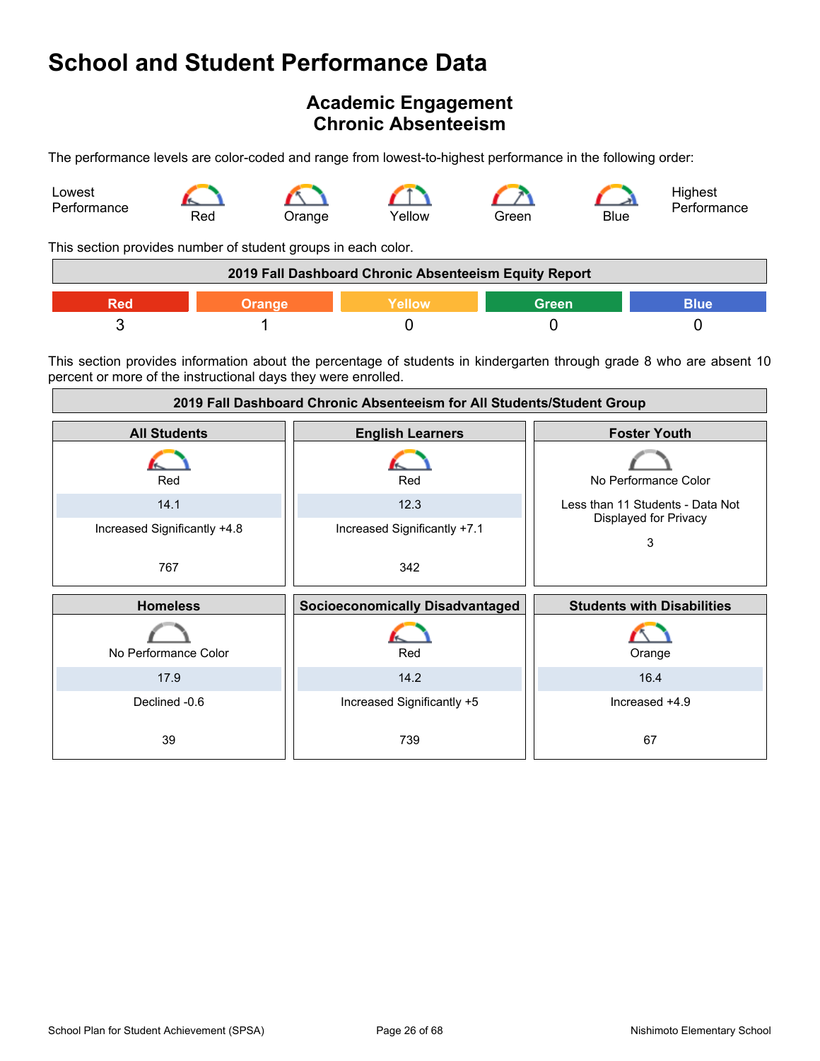# School and Student Performance Data

## Academic Engagement
## Chronic Absenteeism

The performance levels are color-coded and range from lowest-to-highest performance in the following order:

Lowest Performance — Red — Orange — Yellow — Green — Blue — Highest Performance

This section provides number of student groups in each color.

| 2019 Fall Dashboard Chronic Absenteeism Equity Report | | | | |
|---|---|---|---|---|
| Red | Orange | Yellow | Green | Blue |
| 3 | 1 | 0 | 0 | 0 |

This section provides information about the percentage of students in kindergarten through grade 8 who are absent 10 percent or more of the instructional days they were enrolled.

| 2019 Fall Dashboard Chronic Absenteeism for All Students/Student Group | | |
|---|---|---|
| **All Students** | **English Learners** | **Foster Youth** |
| Red | Red | No Performance Color |
| 14.1 | 12.3 | Less than 11 Students - Data Not Displayed for Privacy |
| Increased Significantly +4.8 | Increased Significantly +7.1 | 3 |
| 767 | 342 | |
| **Homeless** | **Socioeconomically Disadvantaged** | **Students with Disabilities** |
| No Performance Color | Red | Orange |
| 17.9 | 14.2 | 16.4 |
| Declined -0.6 | Increased Significantly +5 | Increased +4.9 |
| 39 | 739 | 67 |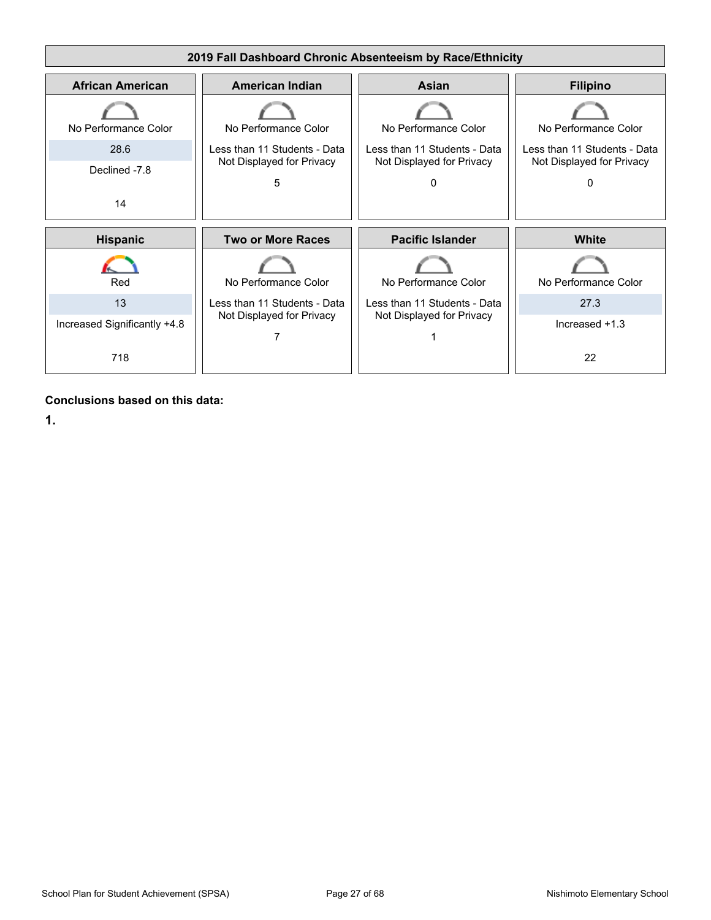## 2019 Fall Dashboard Chronic Absenteeism by Race/Ethnicity

| African American | American Indian | Asian | Filipino |
|---|---|---|---|
| No Performance Color | No Performance Color | No Performance Color | No Performance Color |
| 28.6 | Less than 11 Students - Data Not Displayed for Privacy | Less than 11 Students - Data Not Displayed for Privacy | Less than 11 Students - Data Not Displayed for Privacy |
| Declined -7.8 | 5 | 0 | 0 |
| 14 | | | |

| Hispanic | Two or More Races | Pacific Islander | White |
|---|---|---|---|
| Red | No Performance Color | No Performance Color | No Performance Color |
| 13 | Less than 11 Students - Data Not Displayed for Privacy | Less than 11 Students - Data Not Displayed for Privacy | 27.3 |
| Increased Significantly +4.8 | 7 | 1 | Increased +1.3 |
| 718 | | | 22 |

**Conclusions based on this data:**

**1.**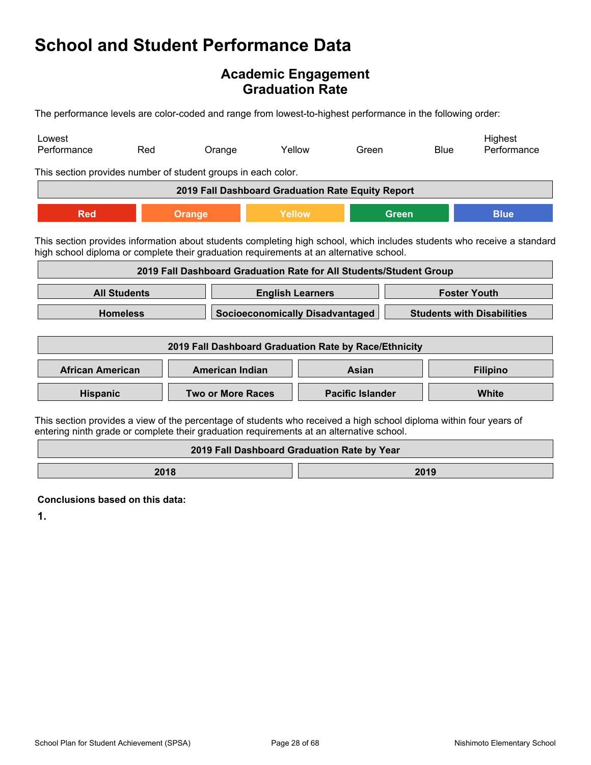# School and Student Performance Data

## Academic Engagement
## Graduation Rate

The performance levels are color-coded and range from lowest-to-highest performance in the following order:

| Lowest Performance | Red | Orange | Yellow | Green | Blue | Highest Performance |
|---|---|---|---|---|---|---|

This section provides number of student groups in each color.

| 2019 Fall Dashboard Graduation Rate Equity Report | | | | |
|---|---|---|---|---|
| Red | Orange | Yellow | Green | Blue |

This section provides information about students completing high school, which includes students who receive a standard high school diploma or complete their graduation requirements at an alternative school.

| 2019 Fall Dashboard Graduation Rate for All Students/Student Group | | |
|---|---|---|
| All Students | English Learners | Foster Youth |
| Homeless | Socioeconomically Disadvantaged | Students with Disabilities |

| 2019 Fall Dashboard Graduation Rate by Race/Ethnicity | | | |
|---|---|---|---|
| African American | American Indian | Asian | Filipino |
| Hispanic | Two or More Races | Pacific Islander | White |

This section provides a view of the percentage of students who received a high school diploma within four years of entering ninth grade or complete their graduation requirements at an alternative school.

| 2019 Fall Dashboard Graduation Rate by Year | |
|---|---|
| 2018 | 2019 |

**Conclusions based on this data:**

**1.**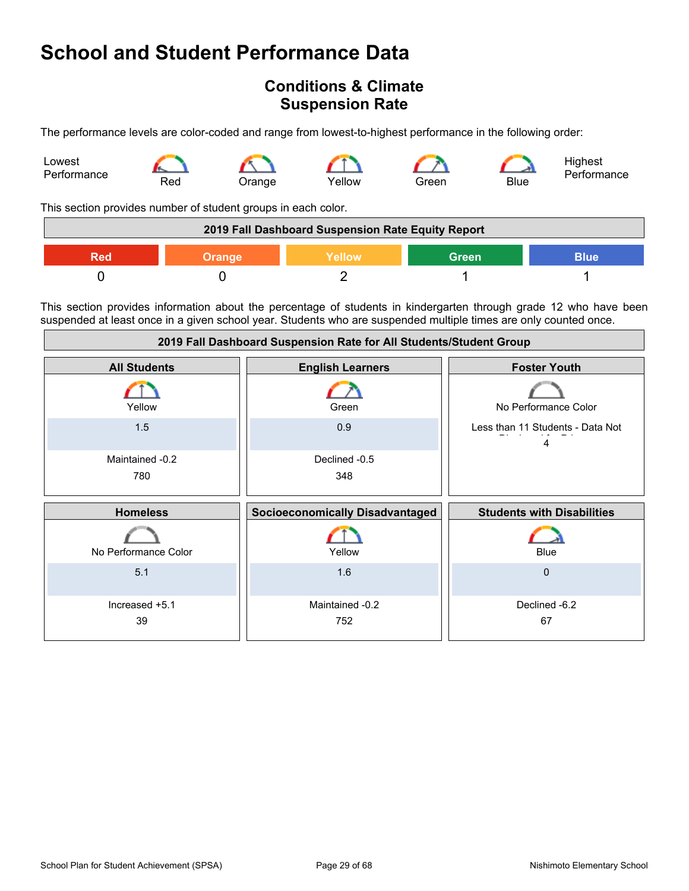# School and Student Performance Data

## Conditions & Climate
## Suspension Rate

The performance levels are color-coded and range from lowest-to-highest performance in the following order:

Lowest Performance — Red — Orange — Yellow — Green — Blue — Highest Performance

This section provides number of student groups in each color.

| 2019 Fall Dashboard Suspension Rate Equity Report | | | | |
|---|---|---|---|---|
| Red | Orange | Yellow | Green | Blue |
| 0 | 0 | 2 | 1 | 1 |

This section provides information about the percentage of students in kindergarten through grade 12 who have been suspended at least once in a given school year. Students who are suspended multiple times are only counted once.

| 2019 Fall Dashboard Suspension Rate for All Students/Student Group | | |
|---|---|---|
| **All Students** | **English Learners** | **Foster Youth** |
| Yellow | Green | No Performance Color |
| 1.5 | 0.9 | Less than 11 Students - Data Not Displayed for Privacy |
| Maintained -0.2 | Declined -0.5 | 4 |
| 780 | 348 | |
| **Homeless** | **Socioeconomically Disadvantaged** | **Students with Disabilities** |
| No Performance Color | Yellow | Blue |
| 5.1 | 1.6 | 0 |
| Increased +5.1 | Maintained -0.2 | Declined -6.2 |
| 39 | 752 | 67 |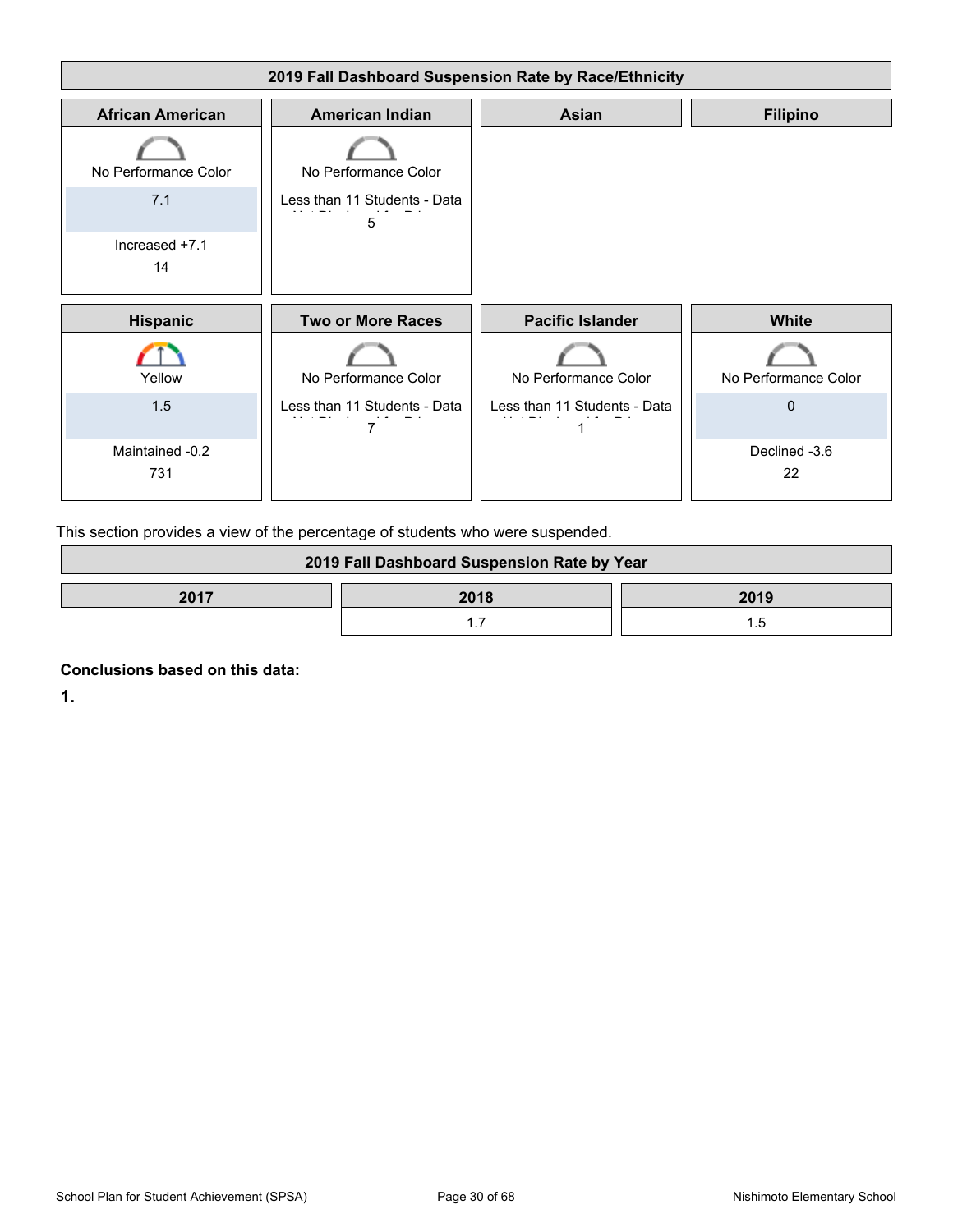| 2019 Fall Dashboard Suspension Rate by Race/Ethnicity | | | |
|---|---|---|---|
| **African American** | **American Indian** | **Asian** | **Filipino** |
| No Performance Color<br>7.1<br>Increased +7.1<br>14 | No Performance Color<br>Less than 11 Students - Data Not Displayed for Privacy<br>5 | | |
| **Hispanic** | **Two or More Races** | **Pacific Islander** | **White** |
| Yellow<br>1.5<br>Maintained -0.2<br>731 | No Performance Color<br>Less than 11 Students - Data Not Displayed for Privacy<br>7 | No Performance Color<br>Less than 11 Students - Data Not Displayed for Privacy<br>1 | No Performance Color<br>0<br>Declined -3.6<br>22 |

This section provides a view of the percentage of students who were suspended.

| 2019 Fall Dashboard Suspension Rate by Year | | |
|---|---|---|
| **2017** | **2018** | **2019** |
| | 1.7 | 1.5 |

**Conclusions based on this data:**

**1.**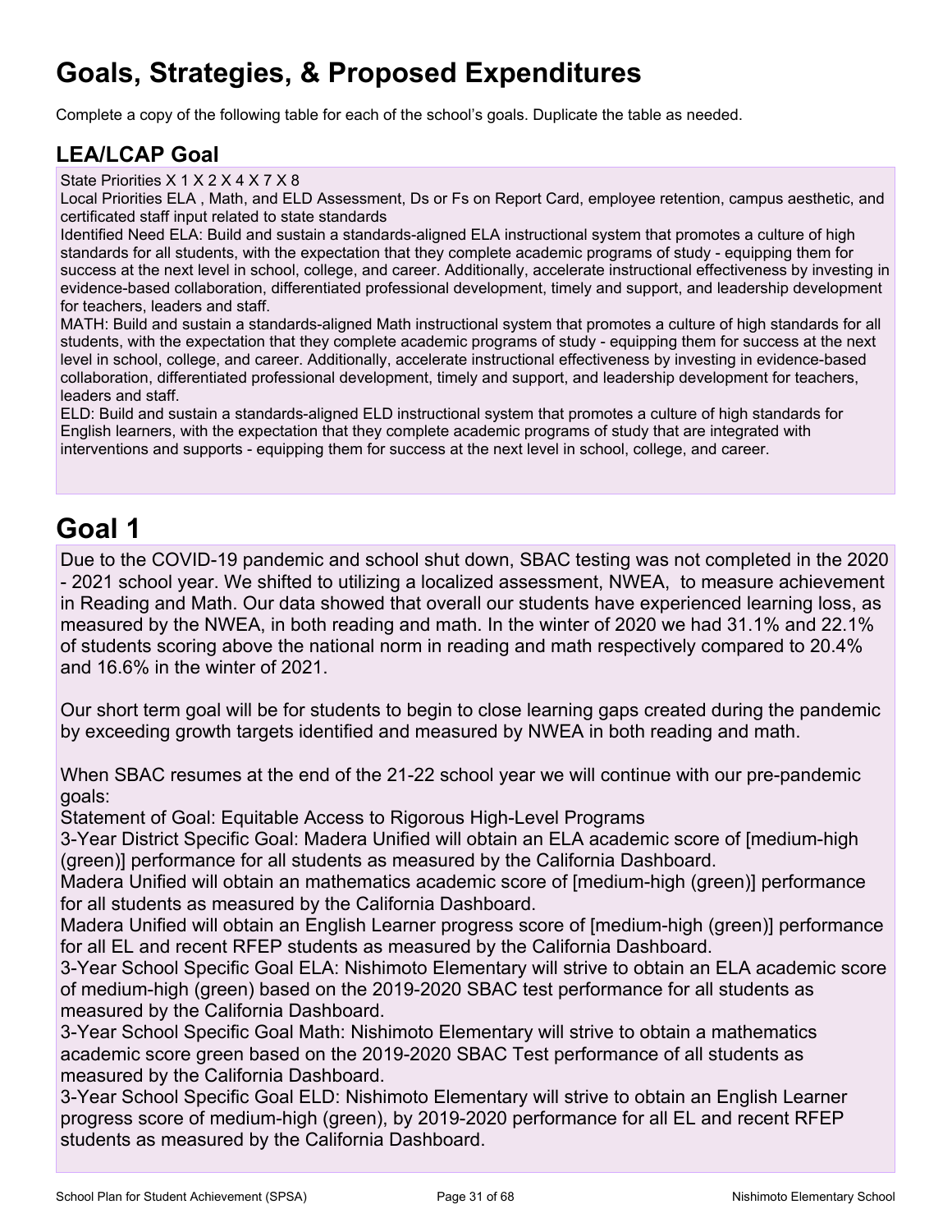# Goals, Strategies, & Proposed Expenditures

Complete a copy of the following table for each of the school's goals. Duplicate the table as needed.

## LEA/LCAP Goal

State Priorities X 1 X 2 X 4 X 7 X 8

Local Priorities ELA , Math, and ELD Assessment, Ds or Fs on Report Card, employee retention, campus aesthetic, and certificated staff input related to state standards

Identified Need ELA: Build and sustain a standards-aligned ELA instructional system that promotes a culture of high standards for all students, with the expectation that they complete academic programs of study - equipping them for success at the next level in school, college, and career. Additionally, accelerate instructional effectiveness by investing in evidence-based collaboration, differentiated professional development, timely and support, and leadership development for teachers, leaders and staff.

MATH: Build and sustain a standards-aligned Math instructional system that promotes a culture of high standards for all students, with the expectation that they complete academic programs of study - equipping them for success at the next level in school, college, and career. Additionally, accelerate instructional effectiveness by investing in evidence-based collaboration, differentiated professional development, timely and support, and leadership development for teachers, leaders and staff.

ELD: Build and sustain a standards-aligned ELD instructional system that promotes a culture of high standards for English learners, with the expectation that they complete academic programs of study that are integrated with interventions and supports - equipping them for success at the next level in school, college, and career.

# Goal 1

Due to the COVID-19 pandemic and school shut down, SBAC testing was not completed in the 2020 - 2021 school year. We shifted to utilizing a localized assessment, NWEA, to measure achievement in Reading and Math. Our data showed that overall our students have experienced learning loss, as measured by the NWEA, in both reading and math. In the winter of 2020 we had 31.1% and 22.1% of students scoring above the national norm in reading and math respectively compared to 20.4% and 16.6% in the winter of 2021.

Our short term goal will be for students to begin to close learning gaps created during the pandemic by exceeding growth targets identified and measured by NWEA in both reading and math.

When SBAC resumes at the end of the 21-22 school year we will continue with our pre-pandemic goals:

Statement of Goal: Equitable Access to Rigorous High-Level Programs

3-Year District Specific Goal: Madera Unified will obtain an ELA academic score of [medium-high (green)] performance for all students as measured by the California Dashboard.

Madera Unified will obtain an mathematics academic score of [medium-high (green)] performance for all students as measured by the California Dashboard.

Madera Unified will obtain an English Learner progress score of [medium-high (green)] performance for all EL and recent RFEP students as measured by the California Dashboard.

3-Year School Specific Goal ELA: Nishimoto Elementary will strive to obtain an ELA academic score of medium-high (green) based on the 2019-2020 SBAC test performance for all students as measured by the California Dashboard.

3-Year School Specific Goal Math: Nishimoto Elementary will strive to obtain a mathematics academic score green based on the 2019-2020 SBAC Test performance of all students as measured by the California Dashboard.

3-Year School Specific Goal ELD: Nishimoto Elementary will strive to obtain an English Learner progress score of medium-high (green), by 2019-2020 performance for all EL and recent RFEP students as measured by the California Dashboard.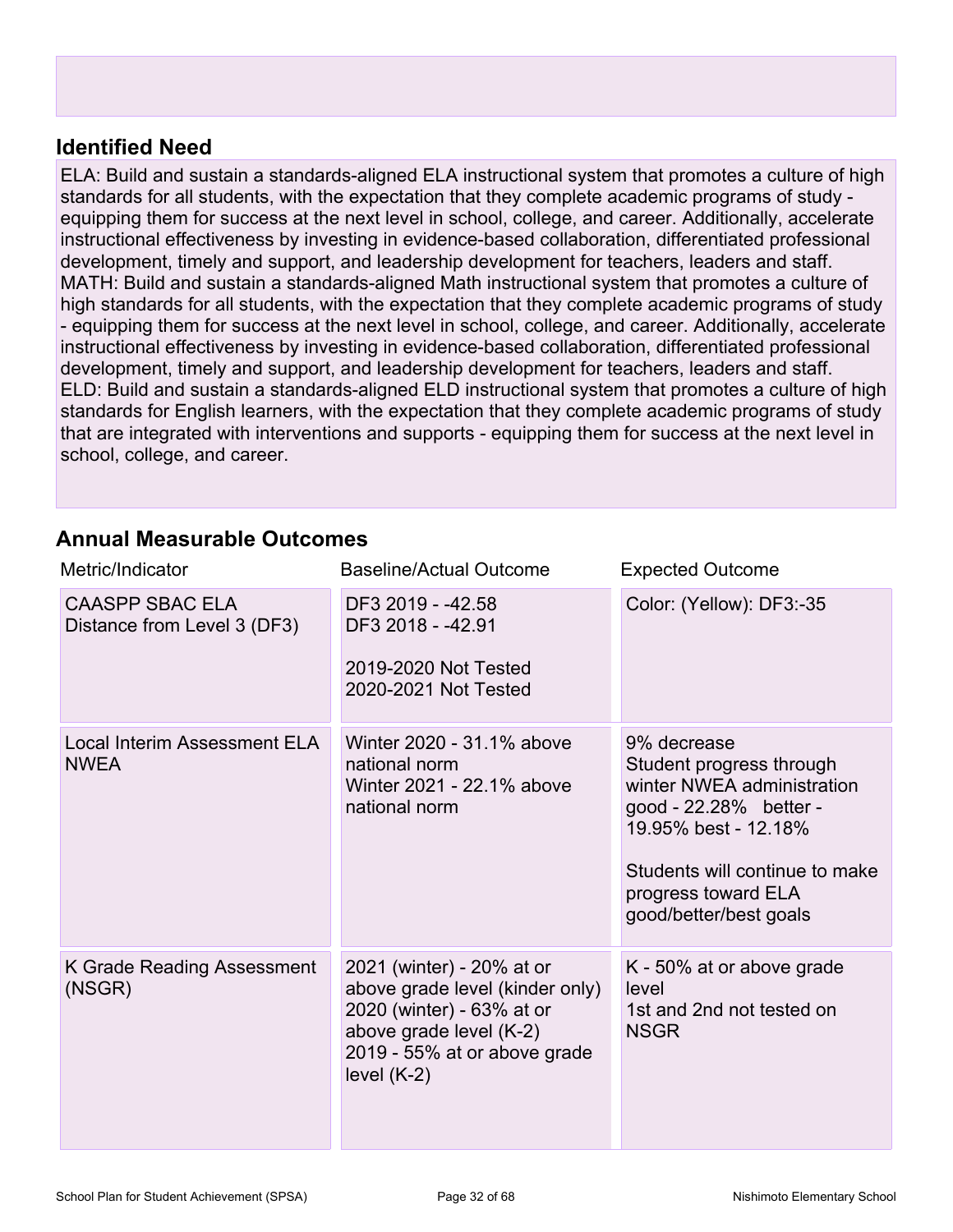## Identified Need

ELA: Build and sustain a standards-aligned ELA instructional system that promotes a culture of high standards for all students, with the expectation that they complete academic programs of study - equipping them for success at the next level in school, college, and career. Additionally, accelerate instructional effectiveness by investing in evidence-based collaboration, differentiated professional development, timely and support, and leadership development for teachers, leaders and staff.
MATH: Build and sustain a standards-aligned Math instructional system that promotes a culture of high standards for all students, with the expectation that they complete academic programs of study - equipping them for success at the next level in school, college, and career. Additionally, accelerate instructional effectiveness by investing in evidence-based collaboration, differentiated professional development, timely and support, and leadership development for teachers, leaders and staff.
ELD: Build and sustain a standards-aligned ELD instructional system that promotes a culture of high standards for English learners, with the expectation that they complete academic programs of study that are integrated with interventions and supports - equipping them for success at the next level in school, college, and career.

## Annual Measurable Outcomes

| Metric/Indicator | Baseline/Actual Outcome | Expected Outcome |
|---|---|---|
| CAASPP SBAC ELA Distance from Level 3 (DF3) | DF3 2019 - -42.58<br>DF3 2018 - -42.91<br><br>2019-2020 Not Tested<br>2020-2021 Not Tested | Color: (Yellow): DF3:-35 |
| Local Interim Assessment ELA NWEA | Winter 2020 - 31.1% above national norm<br>Winter 2021 - 22.1% above national norm | 9% decrease<br>Student progress through winter NWEA administration good - 22.28% better - 19.95% best - 12.18%<br><br>Students will continue to make progress toward ELA good/better/best goals |
| K Grade Reading Assessment (NSGR) | 2021 (winter) - 20% at or above grade level (kinder only)<br>2020 (winter) - 63% at or above grade level (K-2)<br>2019 - 55% at or above grade level (K-2) | K - 50% at or above grade level<br>1st and 2nd not tested on NSGR |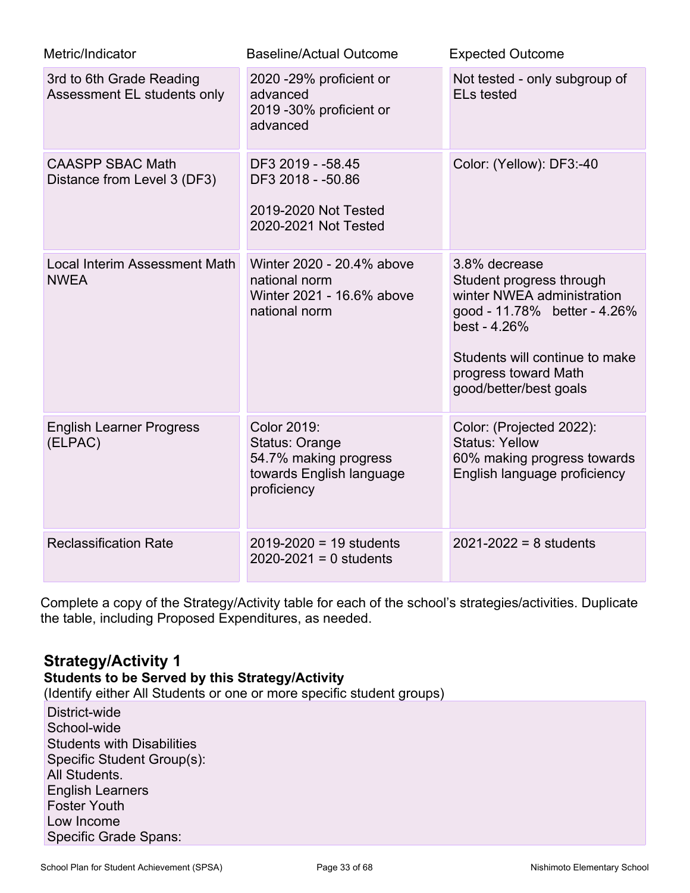| Metric/Indicator | Baseline/Actual Outcome | Expected Outcome |
|---|---|---|
| 3rd to 6th Grade Reading Assessment EL students only | 2020 -29% proficient or advanced<br>2019 -30% proficient or advanced | Not tested - only subgroup of ELs tested |
| CAASPP SBAC Math Distance from Level 3 (DF3) | DF3 2019 - -58.45<br>DF3 2018 - -50.86<br><br>2019-2020 Not Tested<br>2020-2021 Not Tested | Color: (Yellow): DF3:-40 |
| Local Interim Assessment Math NWEA | Winter 2020 - 20.4% above national norm<br>Winter 2021 - 16.6% above national norm | 3.8% decrease<br>Student progress through winter NWEA administration<br>good - 11.78%   better - 4.26%<br>best - 4.26%<br><br>Students will continue to make progress toward Math good/better/best goals |
| English Learner Progress (ELPAC) | Color 2019:<br>Status: Orange<br>54.7% making progress towards English language proficiency | Color: (Projected 2022):<br>Status: Yellow<br>60% making progress towards English language proficiency |
| Reclassification Rate | 2019-2020 = 19 students<br>2020-2021 = 0 students | 2021-2022 = 8 students |

Complete a copy of the Strategy/Activity table for each of the school's strategies/activities. Duplicate the table, including Proposed Expenditures, as needed.

## Strategy/Activity 1

**Students to be Served by this Strategy/Activity**

(Identify either All Students or one or more specific student groups)

District-wide
School-wide
Students with Disabilities
Specific Student Group(s):
All Students.
English Learners
Foster Youth
Low Income
Specific Grade Spans: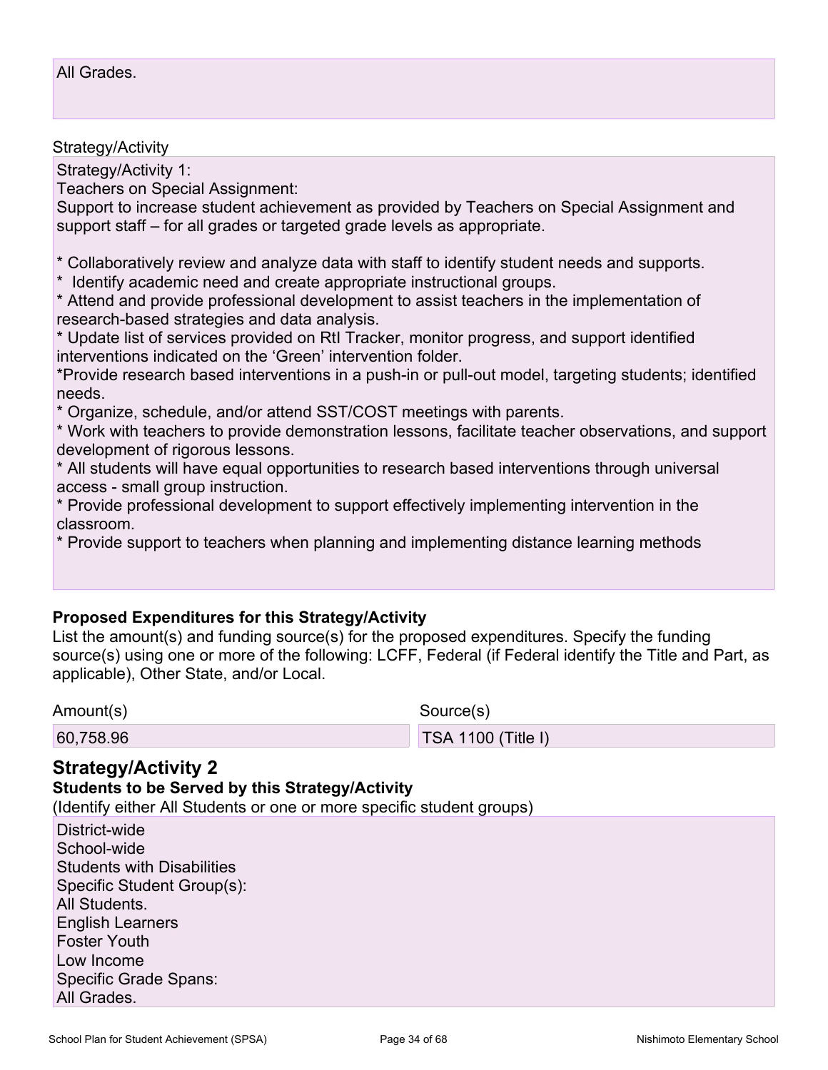All Grades.

Strategy/Activity

Strategy/Activity 1:
Teachers on Special Assignment:
Support to increase student achievement as provided by Teachers on Special Assignment and support staff – for all grades or targeted grade levels as appropriate.

* Collaboratively review and analyze data with staff to identify student needs and supports.
* Identify academic need and create appropriate instructional groups.
* Attend and provide professional development to assist teachers in the implementation of research-based strategies and data analysis.
* Update list of services provided on RtI Tracker, monitor progress, and support identified interventions indicated on the 'Green' intervention folder.
*Provide research based interventions in a push-in or pull-out model, targeting students; identified needs.
* Organize, schedule, and/or attend SST/COST meetings with parents.
* Work with teachers to provide demonstration lessons, facilitate teacher observations, and support development of rigorous lessons.
* All students will have equal opportunities to research based interventions through universal access - small group instruction.
* Provide professional development to support effectively implementing intervention in the classroom.
* Provide support to teachers when planning and implementing distance learning methods

**Proposed Expenditures for this Strategy/Activity**

List the amount(s) and funding source(s) for the proposed expenditures. Specify the funding source(s) using one or more of the following: LCFF, Federal (if Federal identify the Title and Part, as applicable), Other State, and/or Local.

| Amount(s) | Source(s) |
|---|---|
| 60,758.96 | TSA 1100 (Title I) |

## Strategy/Activity 2

**Students to be Served by this Strategy/Activity**

(Identify either All Students or one or more specific student groups)

District-wide
School-wide
Students with Disabilities
Specific Student Group(s):
All Students.
English Learners
Foster Youth
Low Income
Specific Grade Spans:
All Grades.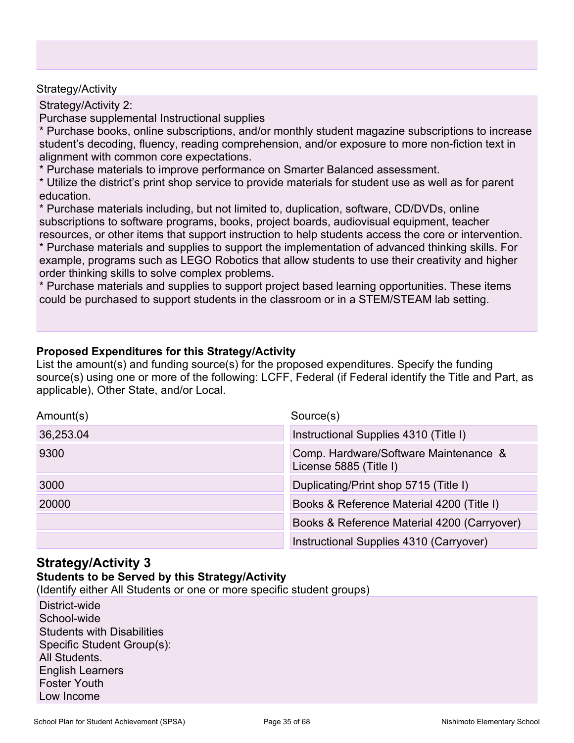Strategy/Activity

Strategy/Activity 2:
Purchase supplemental Instructional supplies
* Purchase books, online subscriptions, and/or monthly student magazine subscriptions to increase student's decoding, fluency, reading comprehension, and/or exposure to more non-fiction text in alignment with common core expectations.
* Purchase materials to improve performance on Smarter Balanced assessment.
* Utilize the district's print shop service to provide materials for student use as well as for parent education.
* Purchase materials including, but not limited to, duplication, software, CD/DVDs, online subscriptions to software programs, books, project boards, audiovisual equipment, teacher resources, or other items that support instruction to help students access the core or intervention.
* Purchase materials and supplies to support the implementation of advanced thinking skills. For example, programs such as LEGO Robotics that allow students to use their creativity and higher order thinking skills to solve complex problems.
* Purchase materials and supplies to support project based learning opportunities. These items could be purchased to support students in the classroom or in a STEM/STEAM lab setting.

**Proposed Expenditures for this Strategy/Activity**

List the amount(s) and funding source(s) for the proposed expenditures. Specify the funding source(s) using one or more of the following: LCFF, Federal (if Federal identify the Title and Part, as applicable), Other State, and/or Local.

| Amount(s) | Source(s) |
|---|---|
| 36,253.04 | Instructional Supplies 4310 (Title I) |
| 9300 | Comp. Hardware/Software Maintenance & License 5885 (Title I) |
| 3000 | Duplicating/Print shop 5715 (Title I) |
| 20000 | Books & Reference Material 4200 (Title I) |
| | Books & Reference Material 4200 (Carryover) |
| | Instructional Supplies 4310 (Carryover) |

## Strategy/Activity 3

**Students to be Served by this Strategy/Activity**

(Identify either All Students or one or more specific student groups)

District-wide
School-wide
Students with Disabilities
Specific Student Group(s):
All Students.
English Learners
Foster Youth
Low Income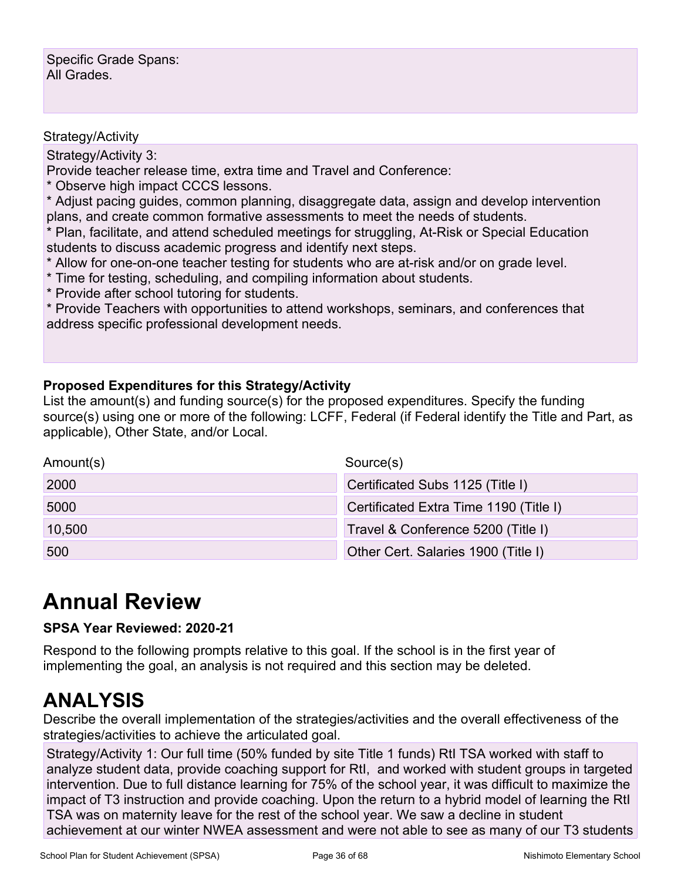Specific Grade Spans:
All Grades.

Strategy/Activity

Strategy/Activity 3:
Provide teacher release time, extra time and Travel and Conference:
* Observe high impact CCCS lessons.
* Adjust pacing guides, common planning, disaggregate data, assign and develop intervention plans, and create common formative assessments to meet the needs of students.
* Plan, facilitate, and attend scheduled meetings for struggling, At-Risk or Special Education students to discuss academic progress and identify next steps.
* Allow for one-on-one teacher testing for students who are at-risk and/or on grade level.
* Time for testing, scheduling, and compiling information about students.
* Provide after school tutoring for students.
* Provide Teachers with opportunities to attend workshops, seminars, and conferences that address specific professional development needs.

**Proposed Expenditures for this Strategy/Activity**

List the amount(s) and funding source(s) for the proposed expenditures. Specify the funding source(s) using one or more of the following: LCFF, Federal (if Federal identify the Title and Part, as applicable), Other State, and/or Local.

| Amount(s) | Source(s) |
|---|---|
| 2000 | Certificated Subs 1125 (Title I) |
| 5000 | Certificated Extra Time 1190 (Title I) |
| 10,500 | Travel & Conference 5200 (Title I) |
| 500 | Other Cert. Salaries 1900 (Title I) |

# Annual Review

**SPSA Year Reviewed: 2020-21**

Respond to the following prompts relative to this goal. If the school is in the first year of implementing the goal, an analysis is not required and this section may be deleted.

# ANALYSIS

Describe the overall implementation of the strategies/activities and the overall effectiveness of the strategies/activities to achieve the articulated goal.

Strategy/Activity 1: Our full time (50% funded by site Title 1 funds) RtI TSA worked with staff to analyze student data, provide coaching support for RtI, and worked with student groups in targeted intervention. Due to full distance learning for 75% of the school year, it was difficult to maximize the impact of T3 instruction and provide coaching. Upon the return to a hybrid model of learning the RtI TSA was on maternity leave for the rest of the school year. We saw a decline in student achievement at our winter NWEA assessment and were not able to see as many of our T3 students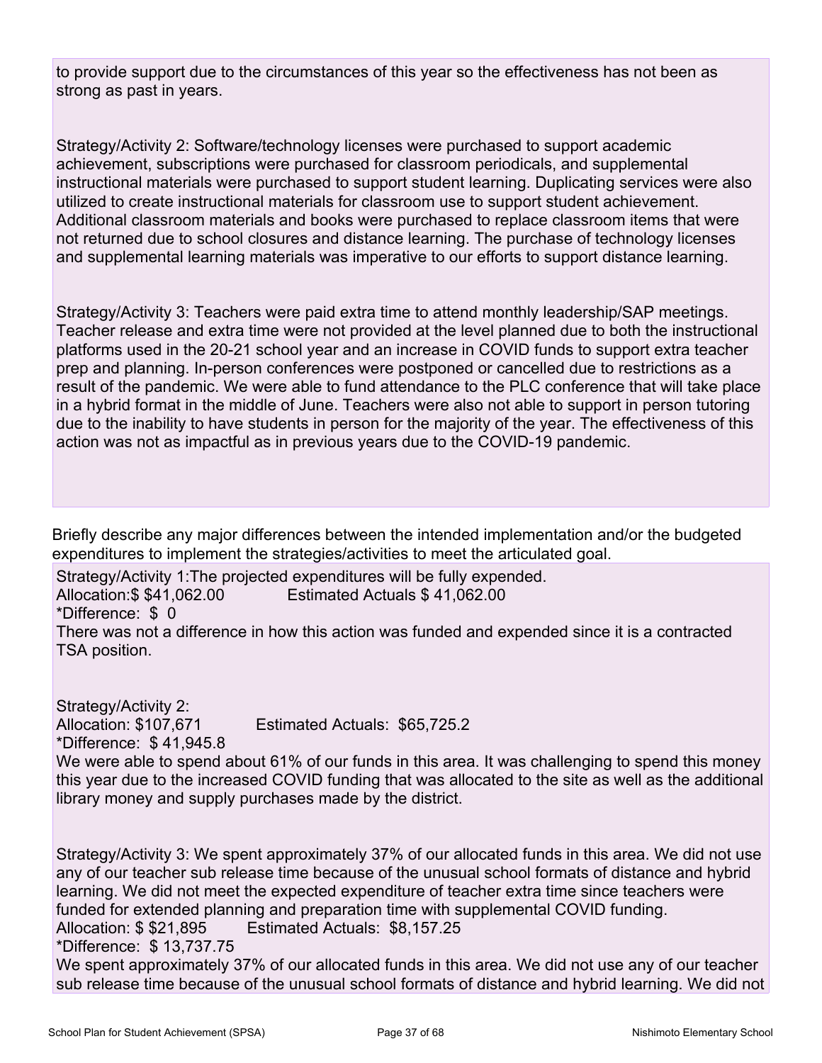to provide support due to the circumstances of this year so the effectiveness has not been as strong as past in years.

Strategy/Activity 2: Software/technology licenses were purchased to support academic achievement, subscriptions were purchased for classroom periodicals, and supplemental instructional materials were purchased to support student learning. Duplicating services were also utilized to create instructional materials for classroom use to support student achievement. Additional classroom materials and books were purchased to replace classroom items that were not returned due to school closures and distance learning. The purchase of technology licenses and supplemental learning materials was imperative to our efforts to support distance learning.

Strategy/Activity 3: Teachers were paid extra time to attend monthly leadership/SAP meetings. Teacher release and extra time were not provided at the level planned due to both the instructional platforms used in the 20-21 school year and an increase in COVID funds to support extra teacher prep and planning. In-person conferences were postponed or cancelled due to restrictions as a result of the pandemic. We were able to fund attendance to the PLC conference that will take place in a hybrid format in the middle of June. Teachers were also not able to support in person tutoring due to the inability to have students in person for the majority of the year. The effectiveness of this action was not as impactful as in previous years due to the COVID-19 pandemic.

Briefly describe any major differences between the intended implementation and/or the budgeted expenditures to implement the strategies/activities to meet the articulated goal.

Strategy/Activity 1:The projected expenditures will be fully expended.
Allocation:$ $41,062.00 Estimated Actuals $ 41,062.00
*Difference: $ 0
There was not a difference in how this action was funded and expended since it is a contracted TSA position.

Strategy/Activity 2:
Allocation: $107,671 Estimated Actuals: $65,725.2
*Difference: $ 41,945.8
We were able to spend about 61% of our funds in this area. It was challenging to spend this money this year due to the increased COVID funding that was allocated to the site as well as the additional library money and supply purchases made by the district.

Strategy/Activity 3: We spent approximately 37% of our allocated funds in this area. We did not use any of our teacher sub release time because of the unusual school formats of distance and hybrid learning. We did not meet the expected expenditure of teacher extra time since teachers were funded for extended planning and preparation time with supplemental COVID funding.
Allocation: $ $21,895 Estimated Actuals: $8,157.25
*Difference: $ 13,737.75
We spent approximately 37% of our allocated funds in this area. We did not use any of our teacher sub release time because of the unusual school formats of distance and hybrid learning. We did not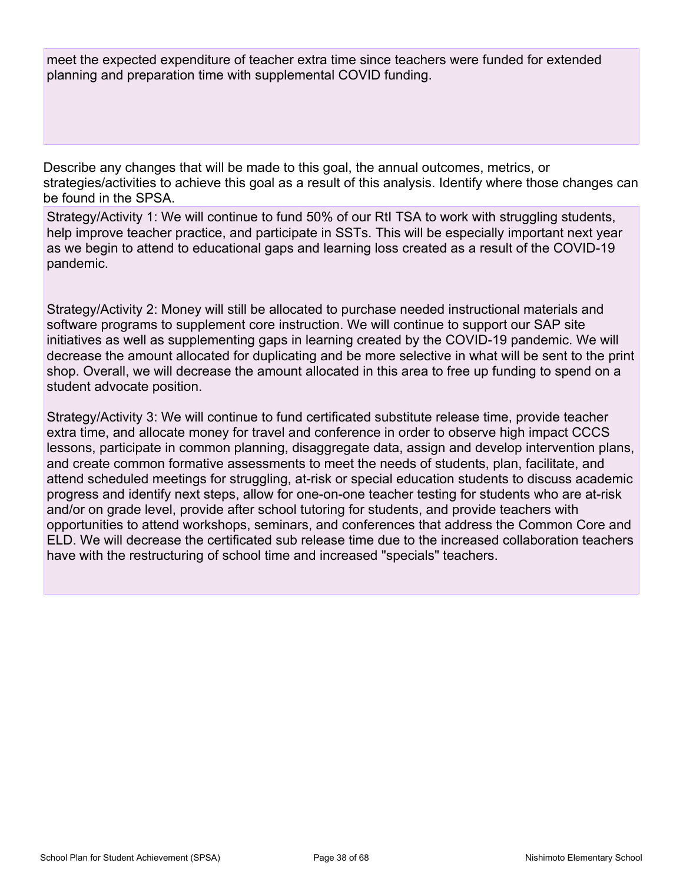meet the expected expenditure of teacher extra time since teachers were funded for extended planning and preparation time with supplemental COVID funding.

Describe any changes that will be made to this goal, the annual outcomes, metrics, or strategies/activities to achieve this goal as a result of this analysis. Identify where those changes can be found in the SPSA.

Strategy/Activity 1: We will continue to fund 50% of our RtI TSA to work with struggling students, help improve teacher practice, and participate in SSTs. This will be especially important next year as we begin to attend to educational gaps and learning loss created as a result of the COVID-19 pandemic.

Strategy/Activity 2: Money will still be allocated to purchase needed instructional materials and software programs to supplement core instruction. We will continue to support our SAP site initiatives as well as supplementing gaps in learning created by the COVID-19 pandemic. We will decrease the amount allocated for duplicating and be more selective in what will be sent to the print shop. Overall, we will decrease the amount allocated in this area to free up funding to spend on a student advocate position.

Strategy/Activity 3: We will continue to fund certificated substitute release time, provide teacher extra time, and allocate money for travel and conference in order to observe high impact CCCS lessons, participate in common planning, disaggregate data, assign and develop intervention plans, and create common formative assessments to meet the needs of students, plan, facilitate, and attend scheduled meetings for struggling, at-risk or special education students to discuss academic progress and identify next steps, allow for one-on-one teacher testing for students who are at-risk and/or on grade level, provide after school tutoring for students, and provide teachers with opportunities to attend workshops, seminars, and conferences that address the Common Core and ELD. We will decrease the certificated sub release time due to the increased collaboration teachers have with the restructuring of school time and increased "specials" teachers.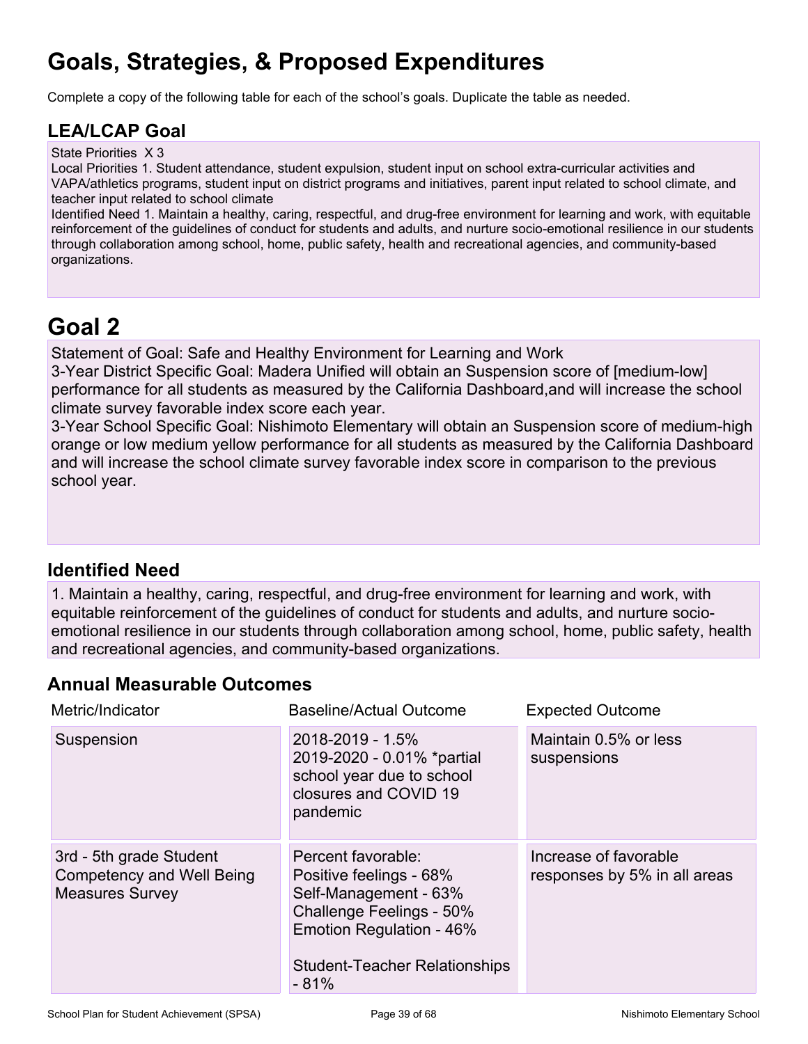# Goals, Strategies, & Proposed Expenditures

Complete a copy of the following table for each of the school's goals. Duplicate the table as needed.

## LEA/LCAP Goal

State Priorities X 3
Local Priorities 1. Student attendance, student expulsion, student input on school extra-curricular activities and VAPA/athletics programs, student input on district programs and initiatives, parent input related to school climate, and teacher input related to school climate
Identified Need 1. Maintain a healthy, caring, respectful, and drug-free environment for learning and work, with equitable reinforcement of the guidelines of conduct for students and adults, and nurture socio-emotional resilience in our students through collaboration among school, home, public safety, health and recreational agencies, and community-based organizations.

# Goal 2

Statement of Goal: Safe and Healthy Environment for Learning and Work
3-Year District Specific Goal: Madera Unified will obtain an Suspension score of [medium-low] performance for all students as measured by the California Dashboard,and will increase the school climate survey favorable index score each year.
3-Year School Specific Goal: Nishimoto Elementary will obtain an Suspension score of medium-high orange or low medium yellow performance for all students as measured by the California Dashboard and will increase the school climate survey favorable index score in comparison to the previous school year.

## Identified Need

1. Maintain a healthy, caring, respectful, and drug-free environment for learning and work, with equitable reinforcement of the guidelines of conduct for students and adults, and nurture socio-emotional resilience in our students through collaboration among school, home, public safety, health and recreational agencies, and community-based organizations.

## Annual Measurable Outcomes

| Metric/Indicator | Baseline/Actual Outcome | Expected Outcome |
|---|---|---|
| Suspension | 2018-2019 - 1.5%<br>2019-2020 - 0.01% *partial school year due to school closures and COVID 19 pandemic | Maintain 0.5% or less suspensions |
| 3rd - 5th grade Student Competency and Well Being Measures Survey | Percent favorable:<br>Positive feelings - 68%<br>Self-Management - 63%<br>Challenge Feelings - 50%<br>Emotion Regulation - 46%<br><br>Student-Teacher Relationships - 81% | Increase of favorable responses by 5% in all areas |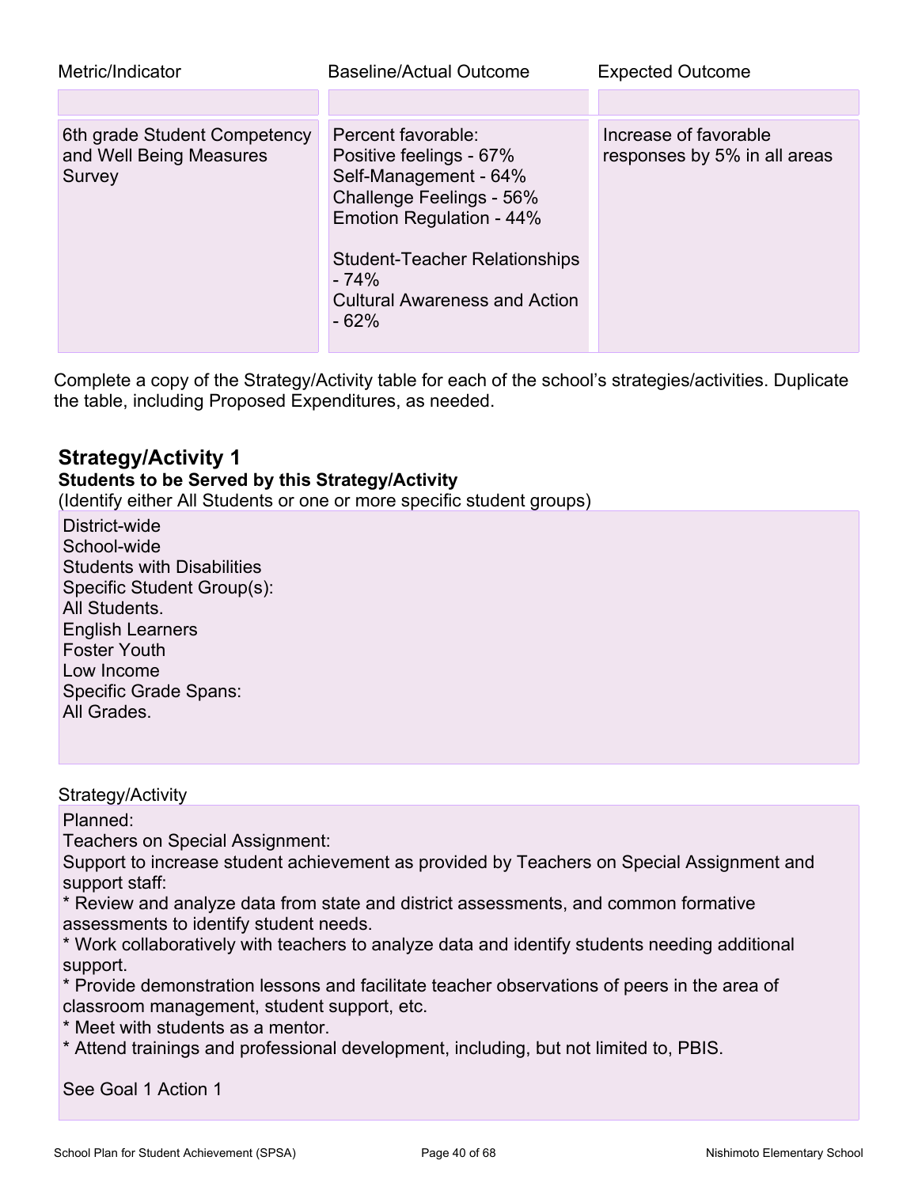| Metric/Indicator | Baseline/Actual Outcome | Expected Outcome |
| --- | --- | --- |
| | | |
| 6th grade Student Competency and Well Being Measures Survey | Percent favorable:<br>Positive feelings - 67%<br>Self-Management - 64%<br>Challenge Feelings - 56%<br>Emotion Regulation - 44%<br><br>Student-Teacher Relationships - 74%<br>Cultural Awareness and Action - 62% | Increase of favorable responses by 5% in all areas |

Complete a copy of the Strategy/Activity table for each of the school's strategies/activities. Duplicate the table, including Proposed Expenditures, as needed.

## Strategy/Activity 1

**Students to be Served by this Strategy/Activity**

(Identify either All Students or one or more specific student groups)

District-wide
School-wide
Students with Disabilities
Specific Student Group(s):
All Students.
English Learners
Foster Youth
Low Income
Specific Grade Spans:
All Grades.

Strategy/Activity

Planned:
Teachers on Special Assignment:
Support to increase student achievement as provided by Teachers on Special Assignment and support staff:
* Review and analyze data from state and district assessments, and common formative assessments to identify student needs.
* Work collaboratively with teachers to analyze data and identify students needing additional support.
* Provide demonstration lessons and facilitate teacher observations of peers in the area of classroom management, student support, etc.
* Meet with students as a mentor.
* Attend trainings and professional development, including, but not limited to, PBIS.

See Goal 1 Action 1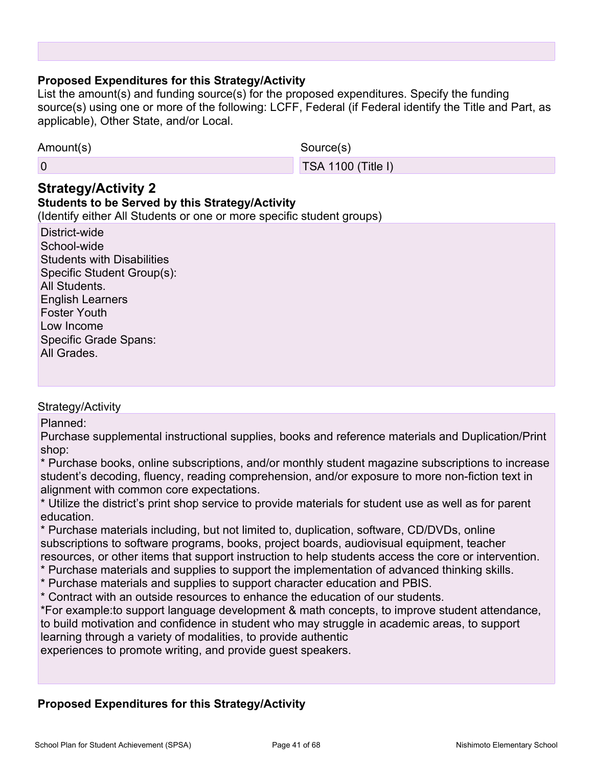**Proposed Expenditures for this Strategy/Activity**

List the amount(s) and funding source(s) for the proposed expenditures. Specify the funding source(s) using one or more of the following: LCFF, Federal (if Federal identify the Title and Part, as applicable), Other State, and/or Local.

| Amount(s) | Source(s) |
| --- | --- |
| 0 | TSA 1100 (Title I) |

## Strategy/Activity 2

**Students to be Served by this Strategy/Activity**

(Identify either All Students or one or more specific student groups)

District-wide
School-wide
Students with Disabilities
Specific Student Group(s):
All Students.
English Learners
Foster Youth
Low Income
Specific Grade Spans:
All Grades.

Strategy/Activity

Planned:
Purchase supplemental instructional supplies, books and reference materials and Duplication/Print shop:
* Purchase books, online subscriptions, and/or monthly student magazine subscriptions to increase student's decoding, fluency, reading comprehension, and/or exposure to more non-fiction text in alignment with common core expectations.
* Utilize the district's print shop service to provide materials for student use as well as for parent education.
* Purchase materials including, but not limited to, duplication, software, CD/DVDs, online subscriptions to software programs, books, project boards, audiovisual equipment, teacher resources, or other items that support instruction to help students access the core or intervention.
* Purchase materials and supplies to support the implementation of advanced thinking skills.
* Purchase materials and supplies to support character education and PBIS.
* Contract with an outside resources to enhance the education of our students.
*For example:to support language development & math concepts, to improve student attendance, to build motivation and confidence in student who may struggle in academic areas, to support learning through a variety of modalities, to provide authentic
experiences to promote writing, and provide guest speakers.

**Proposed Expenditures for this Strategy/Activity**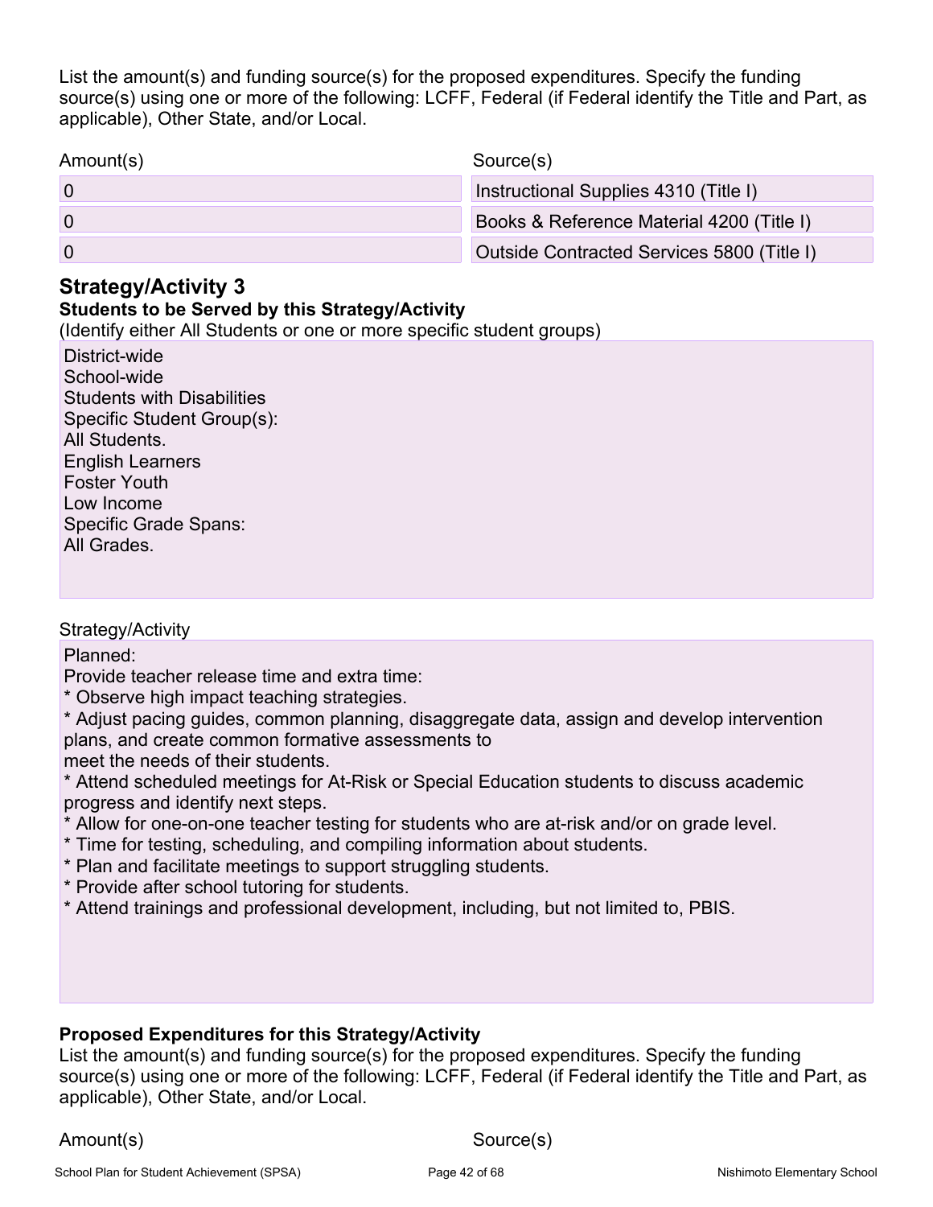List the amount(s) and funding source(s) for the proposed expenditures. Specify the funding source(s) using one or more of the following: LCFF, Federal (if Federal identify the Title and Part, as applicable), Other State, and/or Local.

| Amount(s) | Source(s) |
| --- | --- |
| 0 | Instructional Supplies 4310 (Title I) |
| 0 | Books & Reference Material 4200 (Title I) |
| 0 | Outside Contracted Services 5800 (Title I) |

## Strategy/Activity 3

**Students to be Served by this Strategy/Activity**

(Identify either All Students or one or more specific student groups)

District-wide
School-wide
Students with Disabilities
Specific Student Group(s):
All Students.
English Learners
Foster Youth
Low Income
Specific Grade Spans:
All Grades.

Strategy/Activity

Planned:
Provide teacher release time and extra time:
* Observe high impact teaching strategies.
* Adjust pacing guides, common planning, disaggregate data, assign and develop intervention plans, and create common formative assessments to
meet the needs of their students.
* Attend scheduled meetings for At-Risk or Special Education students to discuss academic progress and identify next steps.
* Allow for one-on-one teacher testing for students who are at-risk and/or on grade level.
* Time for testing, scheduling, and compiling information about students.
* Plan and facilitate meetings to support struggling students.
* Provide after school tutoring for students.
* Attend trainings and professional development, including, but not limited to, PBIS.

**Proposed Expenditures for this Strategy/Activity**

List the amount(s) and funding source(s) for the proposed expenditures. Specify the funding source(s) using one or more of the following: LCFF, Federal (if Federal identify the Title and Part, as applicable), Other State, and/or Local.

| Amount(s) | Source(s) |
| --- | --- |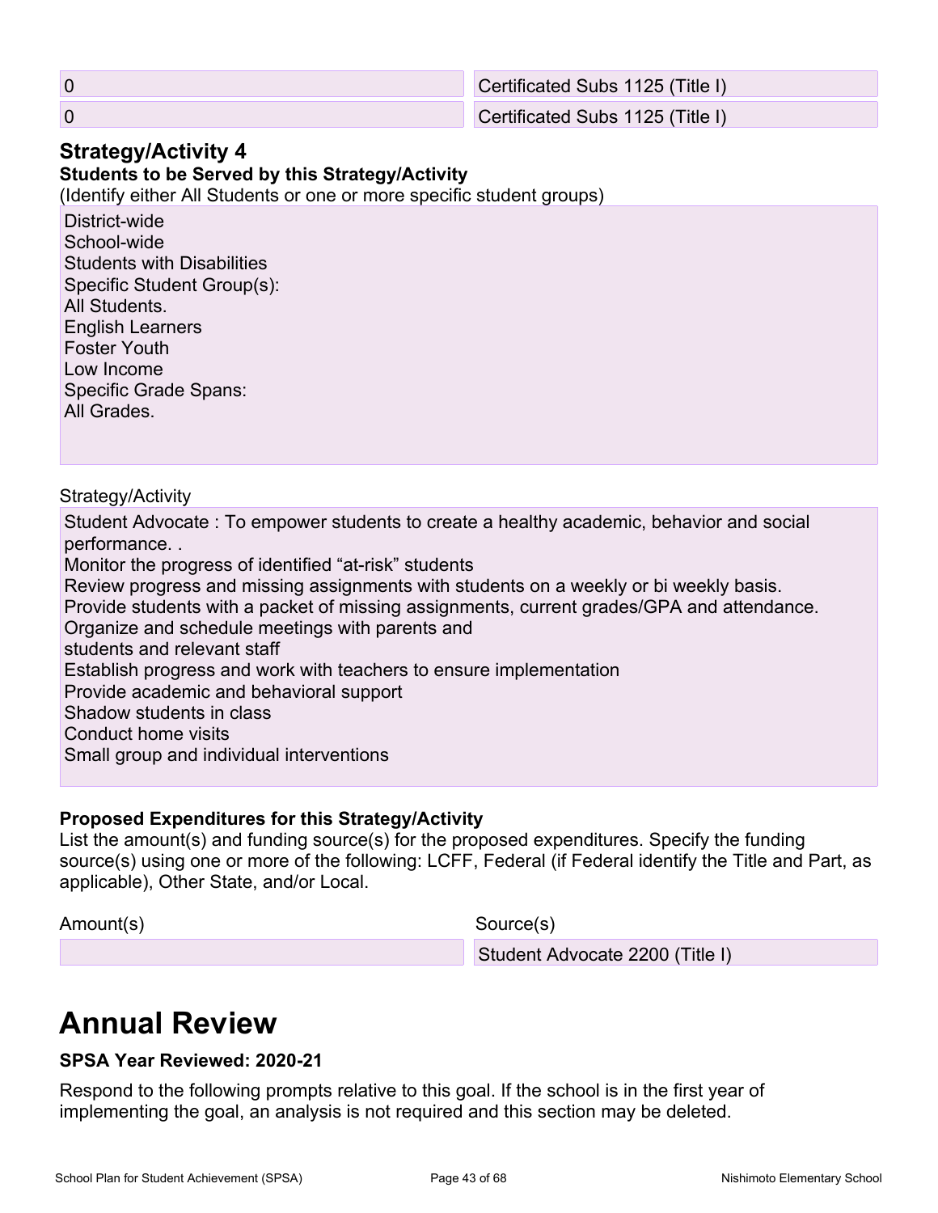| | |
|---|---|
| 0 | Certificated Subs 1125 (Title I) |
| 0 | Certificated Subs 1125 (Title I) |

### Strategy/Activity 4

**Students to be Served by this Strategy/Activity**

(Identify either All Students or one or more specific student groups)

District-wide
School-wide
Students with Disabilities
Specific Student Group(s):
All Students.
English Learners
Foster Youth
Low Income
Specific Grade Spans:
All Grades.

Strategy/Activity

Student Advocate : To empower students to create a healthy academic, behavior and social performance. .
Monitor the progress of identified “at-risk” students
Review progress and missing assignments with students on a weekly or bi weekly basis.
Provide students with a packet of missing assignments, current grades/GPA and attendance.
Organize and schedule meetings with parents and
students and relevant staff
Establish progress and work with teachers to ensure implementation
Provide academic and behavioral support
Shadow students in class
Conduct home visits
Small group and individual interventions

**Proposed Expenditures for this Strategy/Activity**

List the amount(s) and funding source(s) for the proposed expenditures. Specify the funding source(s) using one or more of the following: LCFF, Federal (if Federal identify the Title and Part, as applicable), Other State, and/or Local.

| Amount(s) | Source(s) |
|---|---|
| | Student Advocate 2200 (Title I) |

# Annual Review

**SPSA Year Reviewed: 2020-21**

Respond to the following prompts relative to this goal. If the school is in the first year of implementing the goal, an analysis is not required and this section may be deleted.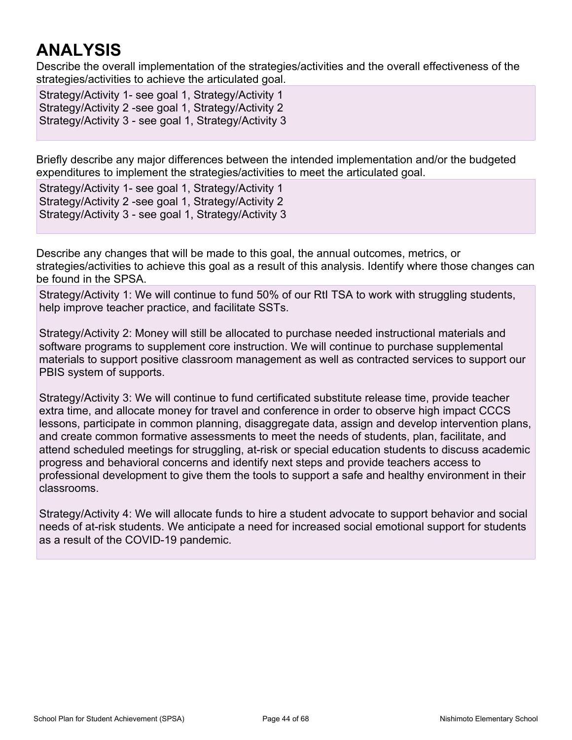## ANALYSIS

Describe the overall implementation of the strategies/activities and the overall effectiveness of the strategies/activities to achieve the articulated goal.

Strategy/Activity 1- see goal 1, Strategy/Activity 1
Strategy/Activity 2 -see goal 1, Strategy/Activity 2
Strategy/Activity 3 - see goal 1, Strategy/Activity 3

Briefly describe any major differences between the intended implementation and/or the budgeted expenditures to implement the strategies/activities to meet the articulated goal.

Strategy/Activity 1- see goal 1, Strategy/Activity 1
Strategy/Activity 2 -see goal 1, Strategy/Activity 2
Strategy/Activity 3 - see goal 1, Strategy/Activity 3

Describe any changes that will be made to this goal, the annual outcomes, metrics, or strategies/activities to achieve this goal as a result of this analysis. Identify where those changes can be found in the SPSA.

Strategy/Activity 1: We will continue to fund 50% of our RtI TSA to work with struggling students, help improve teacher practice, and facilitate SSTs.

Strategy/Activity 2: Money will still be allocated to purchase needed instructional materials and software programs to supplement core instruction. We will continue to purchase supplemental materials to support positive classroom management as well as contracted services to support our PBIS system of supports.

Strategy/Activity 3: We will continue to fund certificated substitute release time, provide teacher extra time, and allocate money for travel and conference in order to observe high impact CCCS lessons, participate in common planning, disaggregate data, assign and develop intervention plans, and create common formative assessments to meet the needs of students, plan, facilitate, and attend scheduled meetings for struggling, at-risk or special education students to discuss academic progress and behavioral concerns and identify next steps and provide teachers access to professional development to give them the tools to support a safe and healthy environment in their classrooms.

Strategy/Activity 4: We will allocate funds to hire a student advocate to support behavior and social needs of at-risk students. We anticipate a need for increased social emotional support for students as a result of the COVID-19 pandemic.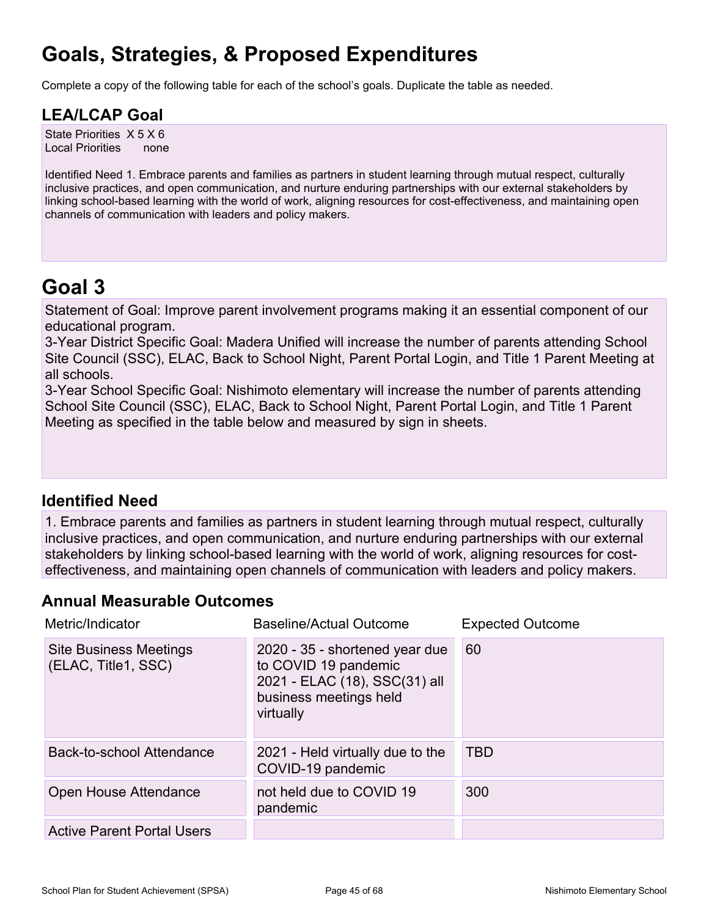# Goals, Strategies, & Proposed Expenditures

Complete a copy of the following table for each of the school's goals. Duplicate the table as needed.

## LEA/LCAP Goal

State Priorities X 5 X 6
Local Priorities none

Identified Need 1. Embrace parents and families as partners in student learning through mutual respect, culturally inclusive practices, and open communication, and nurture enduring partnerships with our external stakeholders by linking school-based learning with the world of work, aligning resources for cost-effectiveness, and maintaining open channels of communication with leaders and policy makers.

# Goal 3

Statement of Goal: Improve parent involvement programs making it an essential component of our educational program.
3-Year District Specific Goal: Madera Unified will increase the number of parents attending School Site Council (SSC), ELAC, Back to School Night, Parent Portal Login, and Title 1 Parent Meeting at all schools.
3-Year School Specific Goal: Nishimoto elementary will increase the number of parents attending School Site Council (SSC), ELAC, Back to School Night, Parent Portal Login, and Title 1 Parent Meeting as specified in the table below and measured by sign in sheets.

## Identified Need

1. Embrace parents and families as partners in student learning through mutual respect, culturally inclusive practices, and open communication, and nurture enduring partnerships with our external stakeholders by linking school-based learning with the world of work, aligning resources for cost-effectiveness, and maintaining open channels of communication with leaders and policy makers.

## Annual Measurable Outcomes

| Metric/Indicator | Baseline/Actual Outcome | Expected Outcome |
|---|---|---|
| Site Business Meetings (ELAC, Title1, SSC) | 2020 - 35 - shortened year due to COVID 19 pandemic<br>2021 - ELAC (18), SSC(31) all business meetings held virtually | 60 |
| Back-to-school Attendance | 2021 - Held virtually due to the COVID-19 pandemic | TBD |
| Open House Attendance | not held due to COVID 19 pandemic | 300 |
| Active Parent Portal Users | | |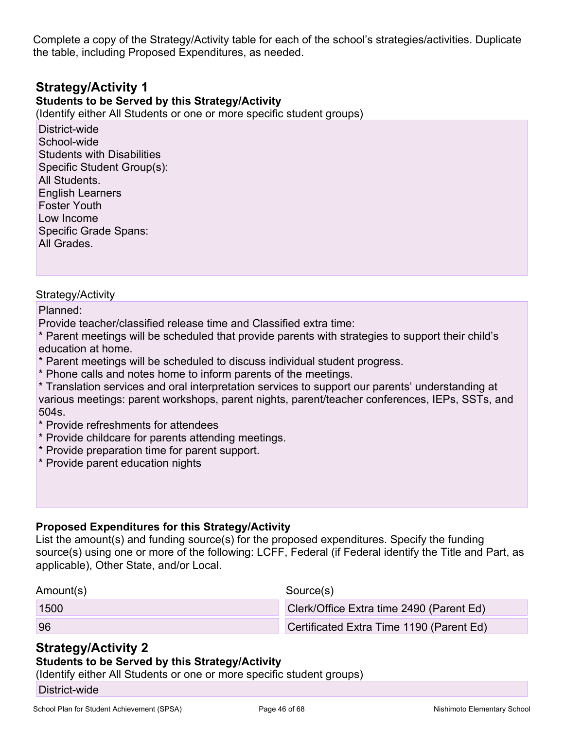Complete a copy of the Strategy/Activity table for each of the school's strategies/activities. Duplicate the table, including Proposed Expenditures, as needed.

## Strategy/Activity 1

**Students to be Served by this Strategy/Activity**

(Identify either All Students or one or more specific student groups)

District-wide
School-wide
Students with Disabilities
Specific Student Group(s):
All Students.
English Learners
Foster Youth
Low Income
Specific Grade Spans:
All Grades.

Strategy/Activity

Planned:
Provide teacher/classified release time and Classified extra time:
* Parent meetings will be scheduled that provide parents with strategies to support their child's education at home.
* Parent meetings will be scheduled to discuss individual student progress.
* Phone calls and notes home to inform parents of the meetings.
* Translation services and oral interpretation services to support our parents' understanding at various meetings: parent workshops, parent nights, parent/teacher conferences, IEPs, SSTs, and 504s.
* Provide refreshments for attendees
* Provide childcare for parents attending meetings.
* Provide preparation time for parent support.
* Provide parent education nights

**Proposed Expenditures for this Strategy/Activity**

List the amount(s) and funding source(s) for the proposed expenditures. Specify the funding source(s) using one or more of the following: LCFF, Federal (if Federal identify the Title and Part, as applicable), Other State, and/or Local.

| Amount(s) | Source(s) |
|---|---|
| 1500 | Clerk/Office Extra time 2490 (Parent Ed) |
| 96 | Certificated Extra Time 1190 (Parent Ed) |

## Strategy/Activity 2

**Students to be Served by this Strategy/Activity**

(Identify either All Students or one or more specific student groups)

District-wide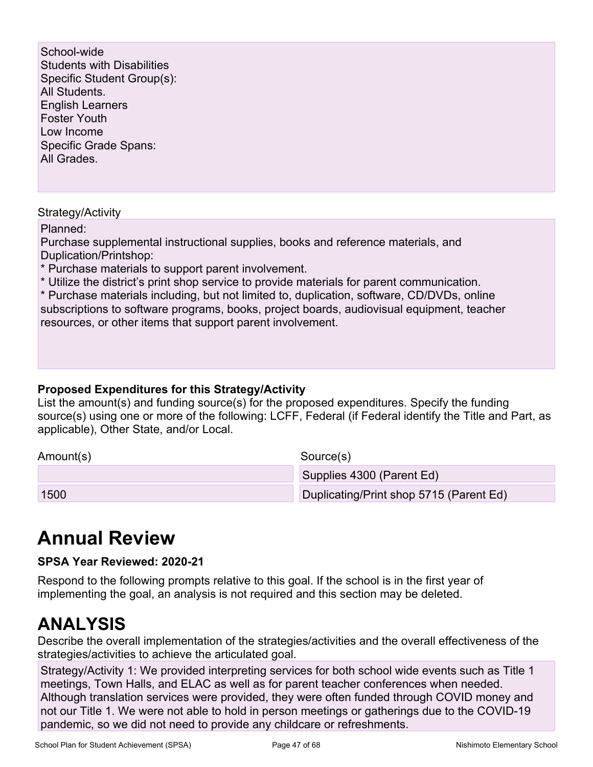School-wide
Students with Disabilities
Specific Student Group(s):
All Students.
English Learners
Foster Youth
Low Income
Specific Grade Spans:
All Grades.

Strategy/Activity

Planned:
Purchase supplemental instructional supplies, books and reference materials, and Duplication/Printshop:
* Purchase materials to support parent involvement.
* Utilize the district's print shop service to provide materials for parent communication.
* Purchase materials including, but not limited to, duplication, software, CD/DVDs, online subscriptions to software programs, books, project boards, audiovisual equipment, teacher resources, or other items that support parent involvement.

**Proposed Expenditures for this Strategy/Activity**

List the amount(s) and funding source(s) for the proposed expenditures. Specify the funding source(s) using one or more of the following: LCFF, Federal (if Federal identify the Title and Part, as applicable), Other State, and/or Local.

| Amount(s) | Source(s) |
| --- | --- |
| | Supplies 4300 (Parent Ed) |
| 1500 | Duplicating/Print shop 5715 (Parent Ed) |

# Annual Review

**SPSA Year Reviewed: 2020-21**

Respond to the following prompts relative to this goal. If the school is in the first year of implementing the goal, an analysis is not required and this section may be deleted.

# ANALYSIS

Describe the overall implementation of the strategies/activities and the overall effectiveness of the strategies/activities to achieve the articulated goal.

Strategy/Activity 1: We provided interpreting services for both school wide events such as Title 1 meetings, Town Halls, and ELAC as well as for parent teacher conferences when needed. Although translation services were provided, they were often funded through COVID money and not our Title 1. We were not able to hold in person meetings or gatherings due to the COVID-19 pandemic, so we did not need to provide any childcare or refreshments.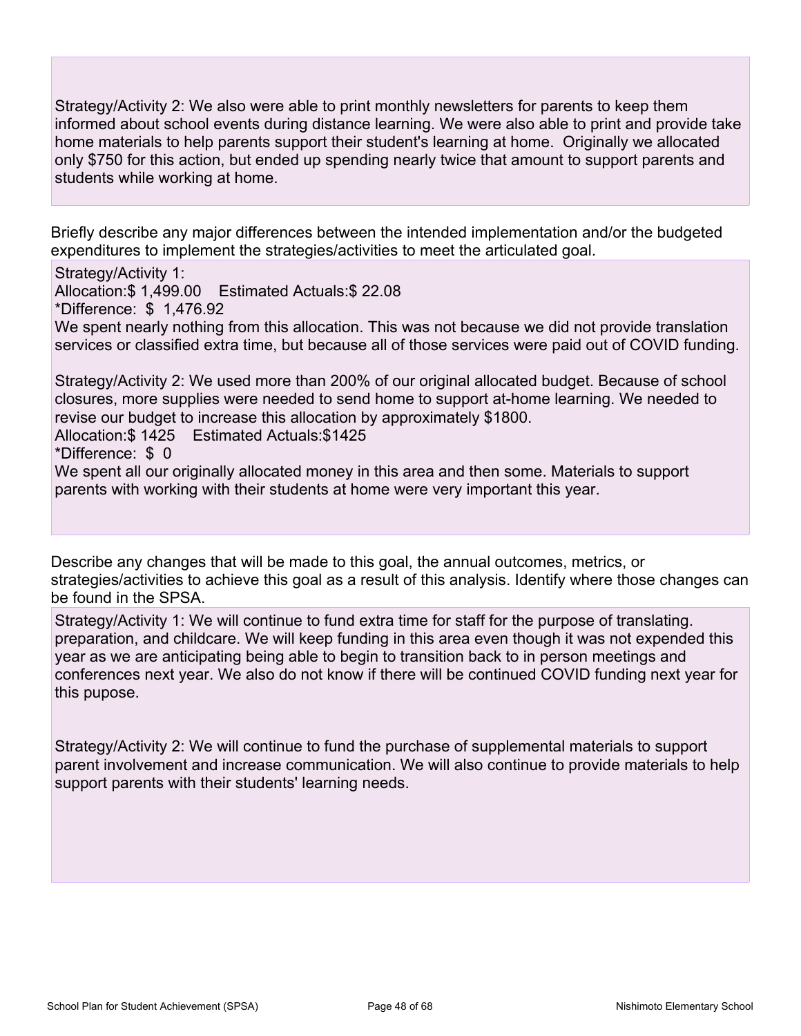Strategy/Activity 2: We also were able to print monthly newsletters for parents to keep them informed about school events during distance learning. We were also able to print and provide take home materials to help parents support their student's learning at home. Originally we allocated only $750 for this action, but ended up spending nearly twice that amount to support parents and students while working at home.

Briefly describe any major differences between the intended implementation and/or the budgeted expenditures to implement the strategies/activities to meet the articulated goal.

Strategy/Activity 1:
Allocation:$ 1,499.00    Estimated Actuals:$ 22.08
*Difference: $ 1,476.92
We spent nearly nothing from this allocation. This was not because we did not provide translation services or classified extra time, but because all of those services were paid out of COVID funding.

Strategy/Activity 2: We used more than 200% of our original allocated budget. Because of school closures, more supplies were needed to send home to support at-home learning. We needed to revise our budget to increase this allocation by approximately $1800.
Allocation:$ 1425    Estimated Actuals:$1425
*Difference: $ 0
We spent all our originally allocated money in this area and then some. Materials to support parents with working with their students at home were very important this year.

Describe any changes that will be made to this goal, the annual outcomes, metrics, or strategies/activities to achieve this goal as a result of this analysis. Identify where those changes can be found in the SPSA.

Strategy/Activity 1: We will continue to fund extra time for staff for the purpose of translating. preparation, and childcare. We will keep funding in this area even though it was not expended this year as we are anticipating being able to begin to transition back to in person meetings and conferences next year. We also do not know if there will be continued COVID funding next year for this pupose.

Strategy/Activity 2: We will continue to fund the purchase of supplemental materials to support parent involvement and increase communication. We will also continue to provide materials to help support parents with their students' learning needs.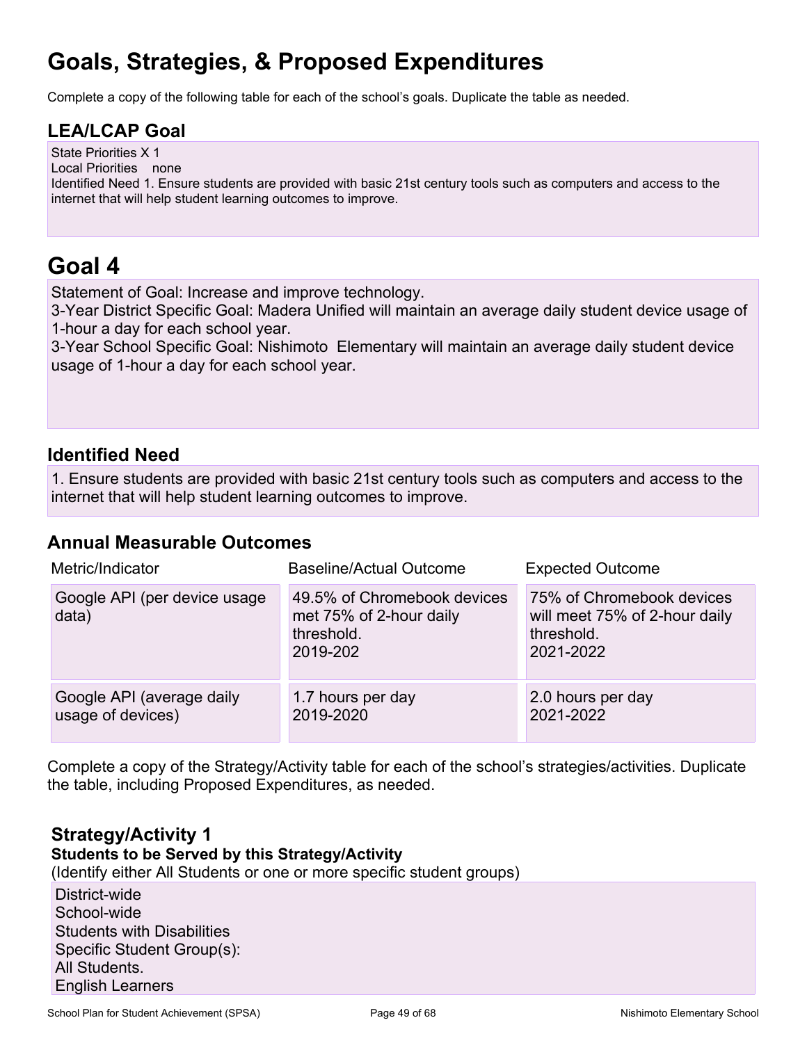# Goals, Strategies, & Proposed Expenditures

Complete a copy of the following table for each of the school's goals. Duplicate the table as needed.

## LEA/LCAP Goal

State Priorities X 1
Local Priorities none
Identified Need 1. Ensure students are provided with basic 21st century tools such as computers and access to the internet that will help student learning outcomes to improve.

# Goal 4

Statement of Goal: Increase and improve technology.
3-Year District Specific Goal: Madera Unified will maintain an average daily student device usage of 1-hour a day for each school year.
3-Year School Specific Goal: Nishimoto Elementary will maintain an average daily student device usage of 1-hour a day for each school year.

## Identified Need

1. Ensure students are provided with basic 21st century tools such as computers and access to the internet that will help student learning outcomes to improve.

## Annual Measurable Outcomes

| Metric/Indicator | Baseline/Actual Outcome | Expected Outcome |
| --- | --- | --- |
| Google API (per device usage data) | 49.5% of Chromebook devices met 75% of 2-hour daily threshold. 2019-202 | 75% of Chromebook devices will meet 75% of 2-hour daily threshold. 2021-2022 |
| Google API (average daily usage of devices) | 1.7 hours per day 2019-2020 | 2.0 hours per day 2021-2022 |

Complete a copy of the Strategy/Activity table for each of the school's strategies/activities. Duplicate the table, including Proposed Expenditures, as needed.

### Strategy/Activity 1

**Students to be Served by this Strategy/Activity**

(Identify either All Students or one or more specific student groups)

District-wide
School-wide
Students with Disabilities
Specific Student Group(s):
All Students.
English Learners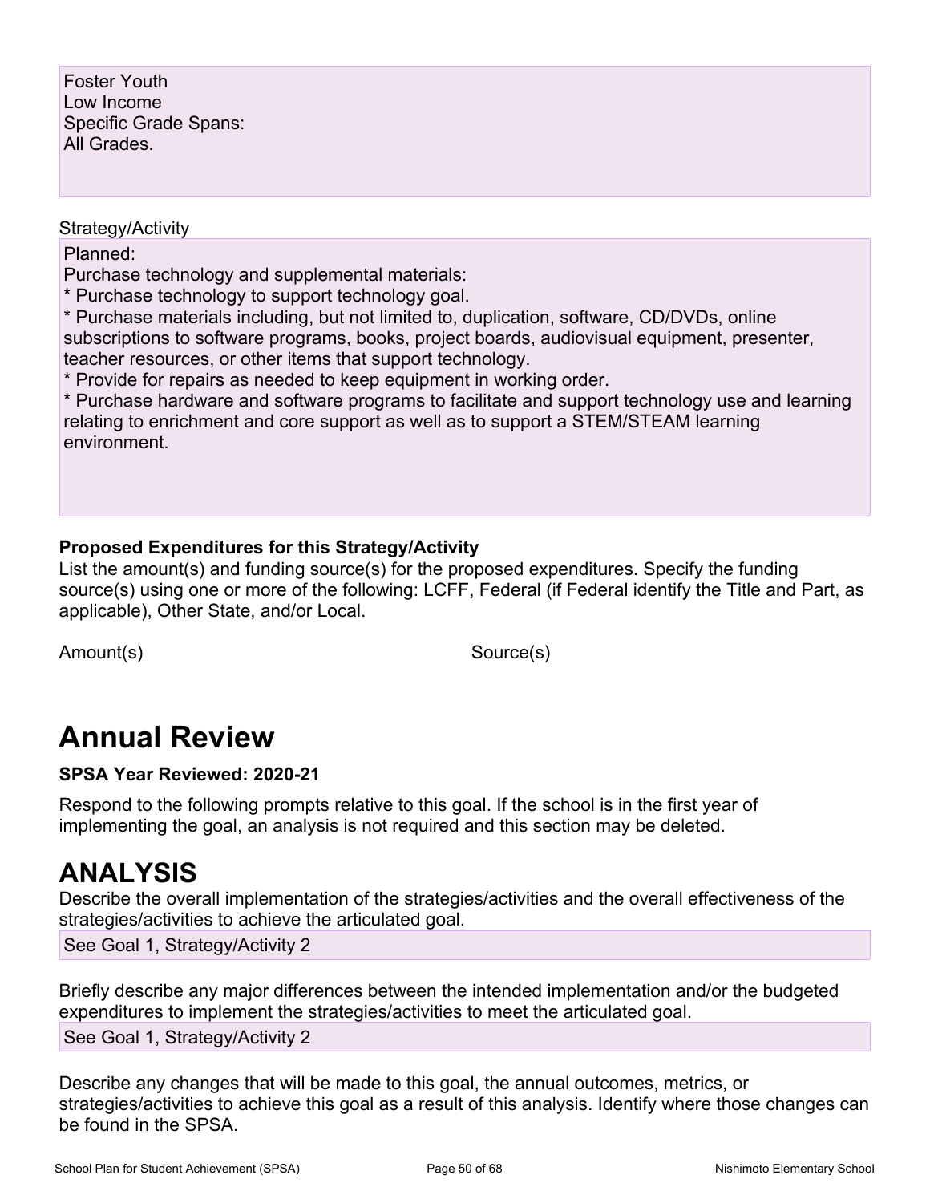Foster Youth
Low Income
Specific Grade Spans:
All Grades.

Strategy/Activity

Planned:
Purchase technology and supplemental materials:
* Purchase technology to support technology goal.
* Purchase materials including, but not limited to, duplication, software, CD/DVDs, online subscriptions to software programs, books, project boards, audiovisual equipment, presenter, teacher resources, or other items that support technology.
* Provide for repairs as needed to keep equipment in working order.
* Purchase hardware and software programs to facilitate and support technology use and learning relating to enrichment and core support as well as to support a STEM/STEAM learning environment.

**Proposed Expenditures for this Strategy/Activity**

List the amount(s) and funding source(s) for the proposed expenditures. Specify the funding source(s) using one or more of the following: LCFF, Federal (if Federal identify the Title and Part, as applicable), Other State, and/or Local.

| Amount(s) | Source(s) |
| --- | --- |

# Annual Review

**SPSA Year Reviewed: 2020-21**

Respond to the following prompts relative to this goal. If the school is in the first year of implementing the goal, an analysis is not required and this section may be deleted.

# ANALYSIS

Describe the overall implementation of the strategies/activities and the overall effectiveness of the strategies/activities to achieve the articulated goal.

See Goal 1, Strategy/Activity 2

Briefly describe any major differences between the intended implementation and/or the budgeted expenditures to implement the strategies/activities to meet the articulated goal.

See Goal 1, Strategy/Activity 2

Describe any changes that will be made to this goal, the annual outcomes, metrics, or strategies/activities to achieve this goal as a result of this analysis. Identify where those changes can be found in the SPSA.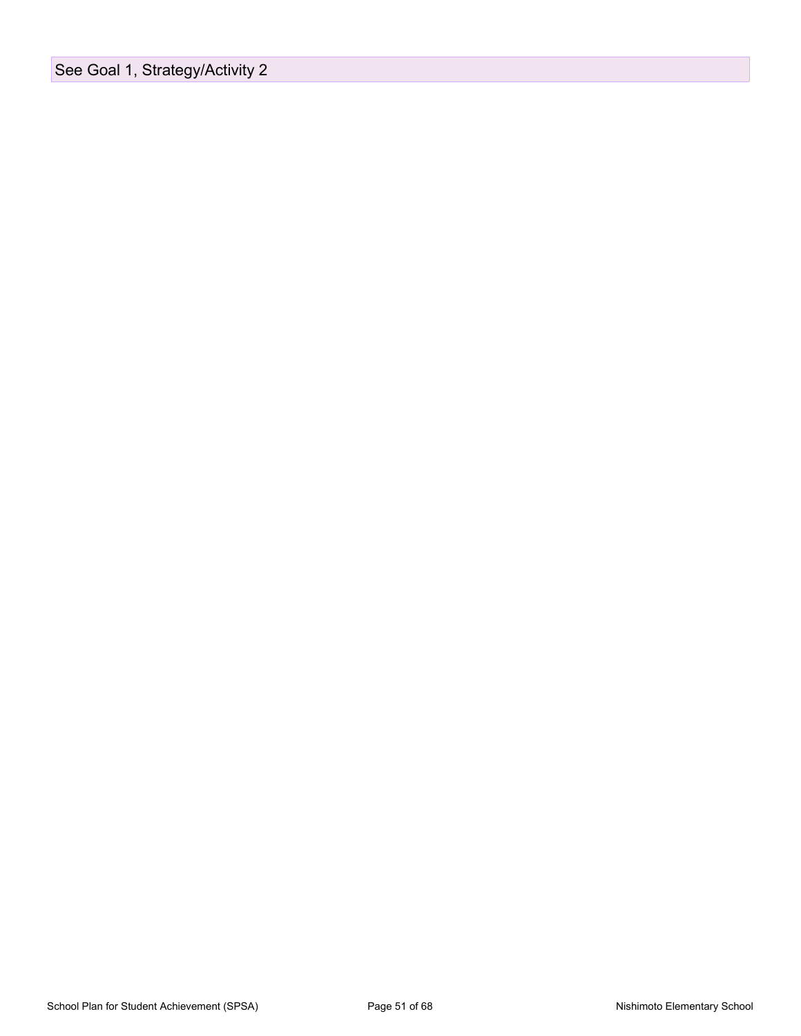See Goal 1, Strategy/Activity 2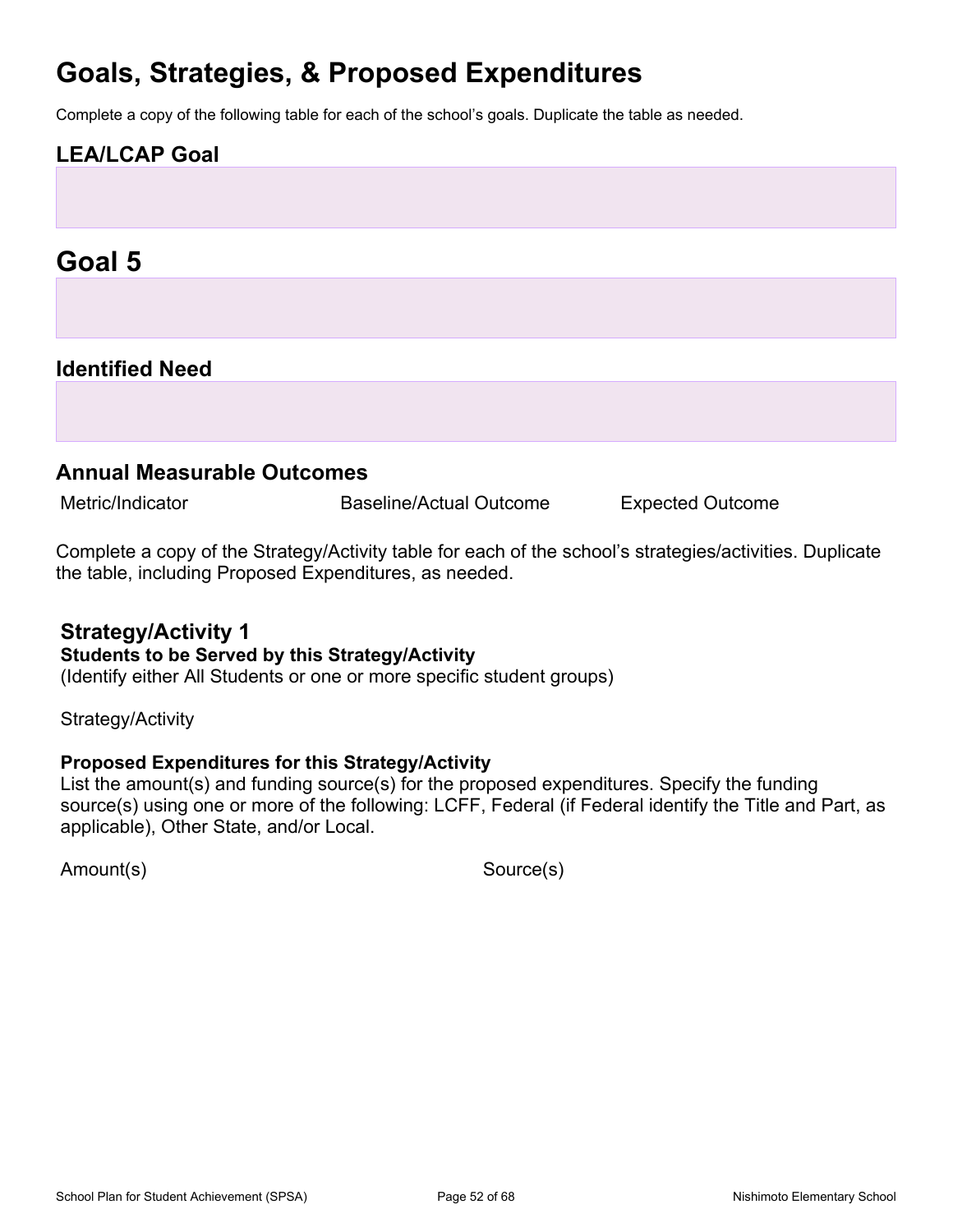# Goals, Strategies, & Proposed Expenditures

Complete a copy of the following table for each of the school's goals. Duplicate the table as needed.

## LEA/LCAP Goal

# Goal 5

## Identified Need

## Annual Measurable Outcomes

| Metric/Indicator | Baseline/Actual Outcome | Expected Outcome |
|---|---|---|

Complete a copy of the Strategy/Activity table for each of the school's strategies/activities. Duplicate the table, including Proposed Expenditures, as needed.

### Strategy/Activity 1

**Students to be Served by this Strategy/Activity**
(Identify either All Students or one or more specific student groups)

Strategy/Activity

**Proposed Expenditures for this Strategy/Activity**
List the amount(s) and funding source(s) for the proposed expenditures. Specify the funding source(s) using one or more of the following: LCFF, Federal (if Federal identify the Title and Part, as applicable), Other State, and/or Local.

| Amount(s) | Source(s) |
|---|---|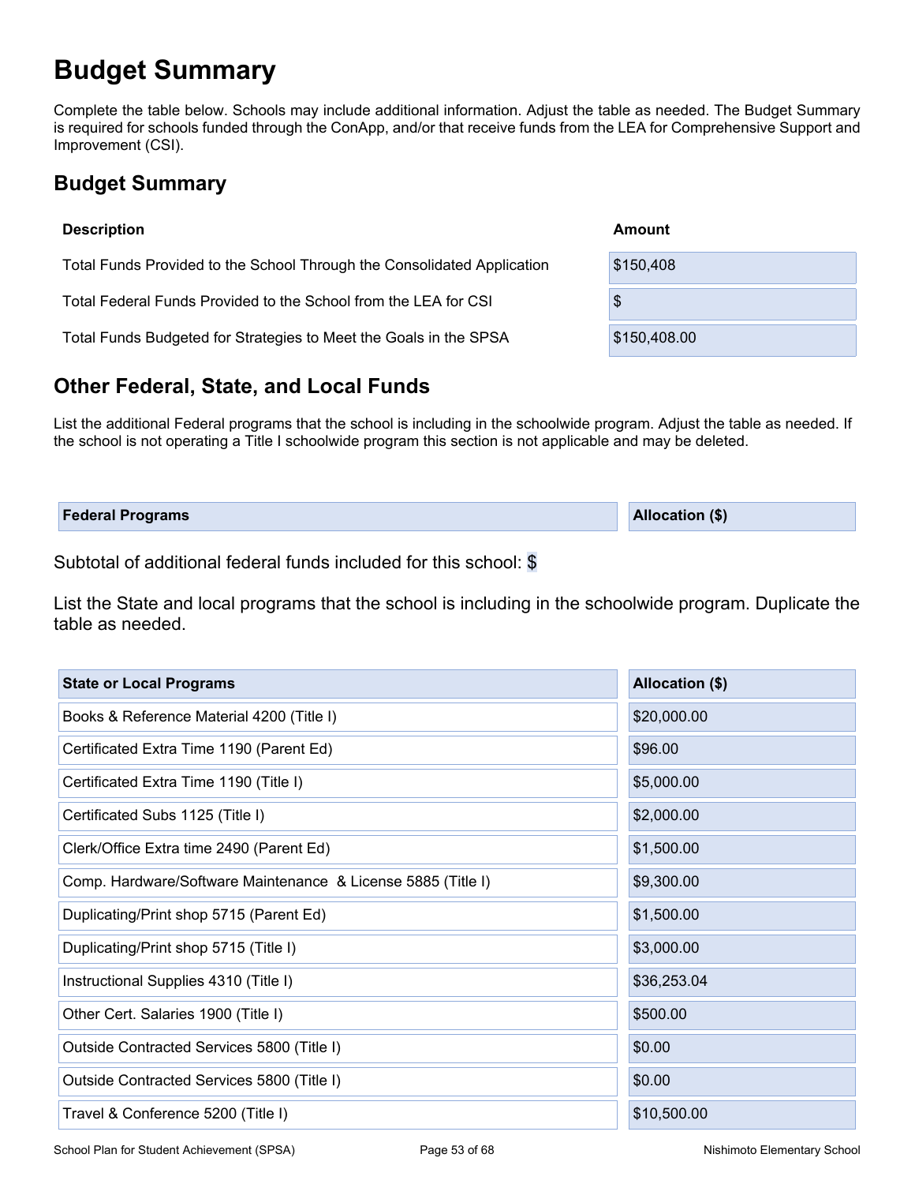# Budget Summary

Complete the table below. Schools may include additional information. Adjust the table as needed. The Budget Summary is required for schools funded through the ConApp, and/or that receive funds from the LEA for Comprehensive Support and Improvement (CSI).

## Budget Summary

| Description | Amount |
|---|---|
| Total Funds Provided to the School Through the Consolidated Application | $150,408 |
| Total Federal Funds Provided to the School from the LEA for CSI | $ |
| Total Funds Budgeted for Strategies to Meet the Goals in the SPSA | $150,408.00 |

## Other Federal, State, and Local Funds

List the additional Federal programs that the school is including in the schoolwide program. Adjust the table as needed. If the school is not operating a Title I schoolwide program this section is not applicable and may be deleted.

| Federal Programs | Allocation ($) |
|---|---|

Subtotal of additional federal funds included for this school: $

List the State and local programs that the school is including in the schoolwide program. Duplicate the table as needed.

| State or Local Programs | Allocation ($) |
|---|---|
| Books & Reference Material 4200 (Title I) | $20,000.00 |
| Certificated Extra Time 1190 (Parent Ed) | $96.00 |
| Certificated Extra Time 1190 (Title I) | $5,000.00 |
| Certificated Subs 1125 (Title I) | $2,000.00 |
| Clerk/Office Extra time 2490 (Parent Ed) | $1,500.00 |
| Comp. Hardware/Software Maintenance & License 5885 (Title I) | $9,300.00 |
| Duplicating/Print shop 5715 (Parent Ed) | $1,500.00 |
| Duplicating/Print shop 5715 (Title I) | $3,000.00 |
| Instructional Supplies 4310 (Title I) | $36,253.04 |
| Other Cert. Salaries 1900 (Title I) | $500.00 |
| Outside Contracted Services 5800 (Title I) | $0.00 |
| Outside Contracted Services 5800 (Title I) | $0.00 |
| Travel & Conference 5200 (Title I) | $10,500.00 |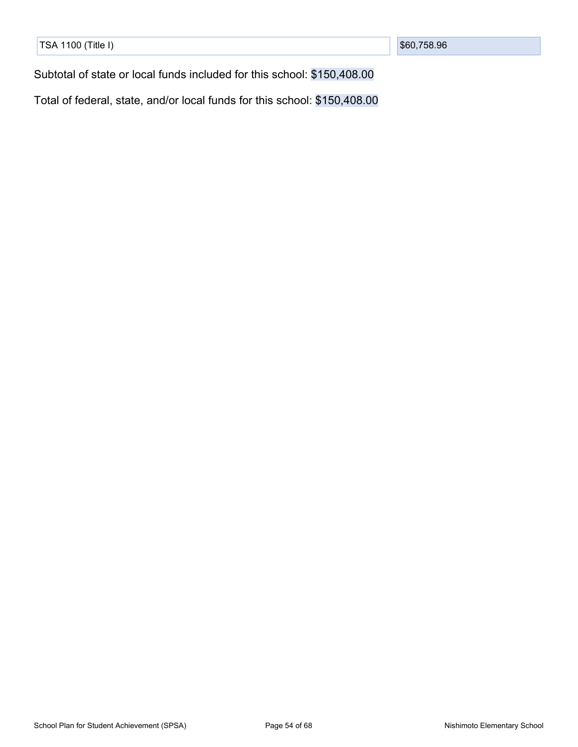| TSA 1100 (Title I) | $60,758.96 |
| --- | --- |

Subtotal of state or local funds included for this school: $150,408.00

Total of federal, state, and/or local funds for this school: $150,408.00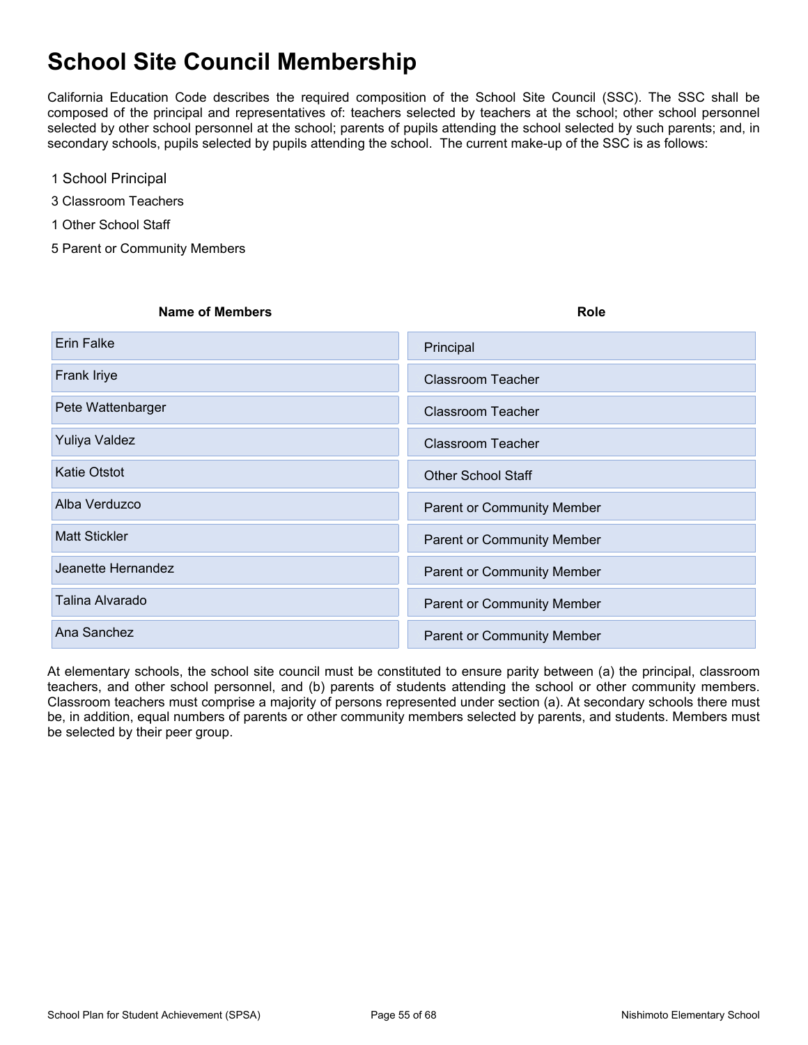# School Site Council Membership

California Education Code describes the required composition of the School Site Council (SSC). The SSC shall be composed of the principal and representatives of: teachers selected by teachers at the school; other school personnel selected by other school personnel at the school; parents of pupils attending the school selected by such parents; and, in secondary schools, pupils selected by pupils attending the school. The current make-up of the SSC is as follows:

1 School Principal

3 Classroom Teachers

1 Other School Staff

5 Parent or Community Members

| Name of Members | Role |
|---|---|
| Erin Falke | Principal |
| Frank Iriye | Classroom Teacher |
| Pete Wattenbarger | Classroom Teacher |
| Yuliya Valdez | Classroom Teacher |
| Katie Otstot | Other School Staff |
| Alba Verduzco | Parent or Community Member |
| Matt Stickler | Parent or Community Member |
| Jeanette Hernandez | Parent or Community Member |
| Talina Alvarado | Parent or Community Member |
| Ana Sanchez | Parent or Community Member |

At elementary schools, the school site council must be constituted to ensure parity between (a) the principal, classroom teachers, and other school personnel, and (b) parents of students attending the school or other community members. Classroom teachers must comprise a majority of persons represented under section (a). At secondary schools there must be, in addition, equal numbers of parents or other community members selected by parents, and students. Members must be selected by their peer group.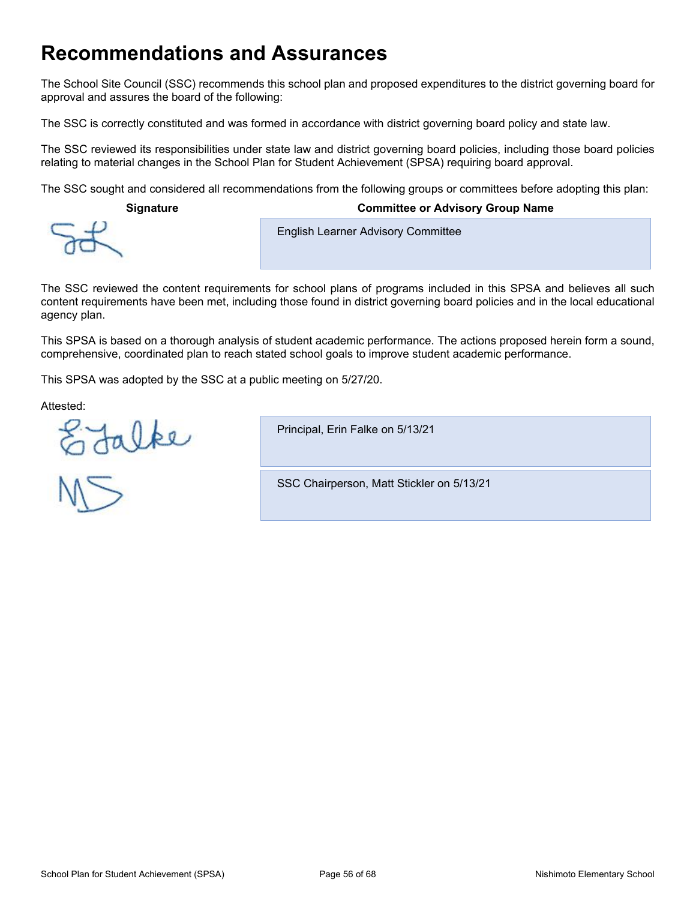# Recommendations and Assurances

The School Site Council (SSC) recommends this school plan and proposed expenditures to the district governing board for approval and assures the board of the following:

The SSC is correctly constituted and was formed in accordance with district governing board policy and state law.

The SSC reviewed its responsibilities under state law and district governing board policies, including those board policies relating to material changes in the School Plan for Student Achievement (SPSA) requiring board approval.

The SSC sought and considered all recommendations from the following groups or committees before adopting this plan:

| Signature | Committee or Advisory Group Name |
| --- | --- |
| | English Learner Advisory Committee |

The SSC reviewed the content requirements for school plans of programs included in this SPSA and believes all such content requirements have been met, including those found in district governing board policies and in the local educational agency plan.

This SPSA is based on a thorough analysis of student academic performance. The actions proposed herein form a sound, comprehensive, coordinated plan to reach stated school goals to improve student academic performance.

This SPSA was adopted by the SSC at a public meeting on 5/27/20.

Attested:

| Signature | |
| --- | --- |
| | Principal, Erin Falke on 5/13/21 |
| | SSC Chairperson, Matt Stickler on 5/13/21 |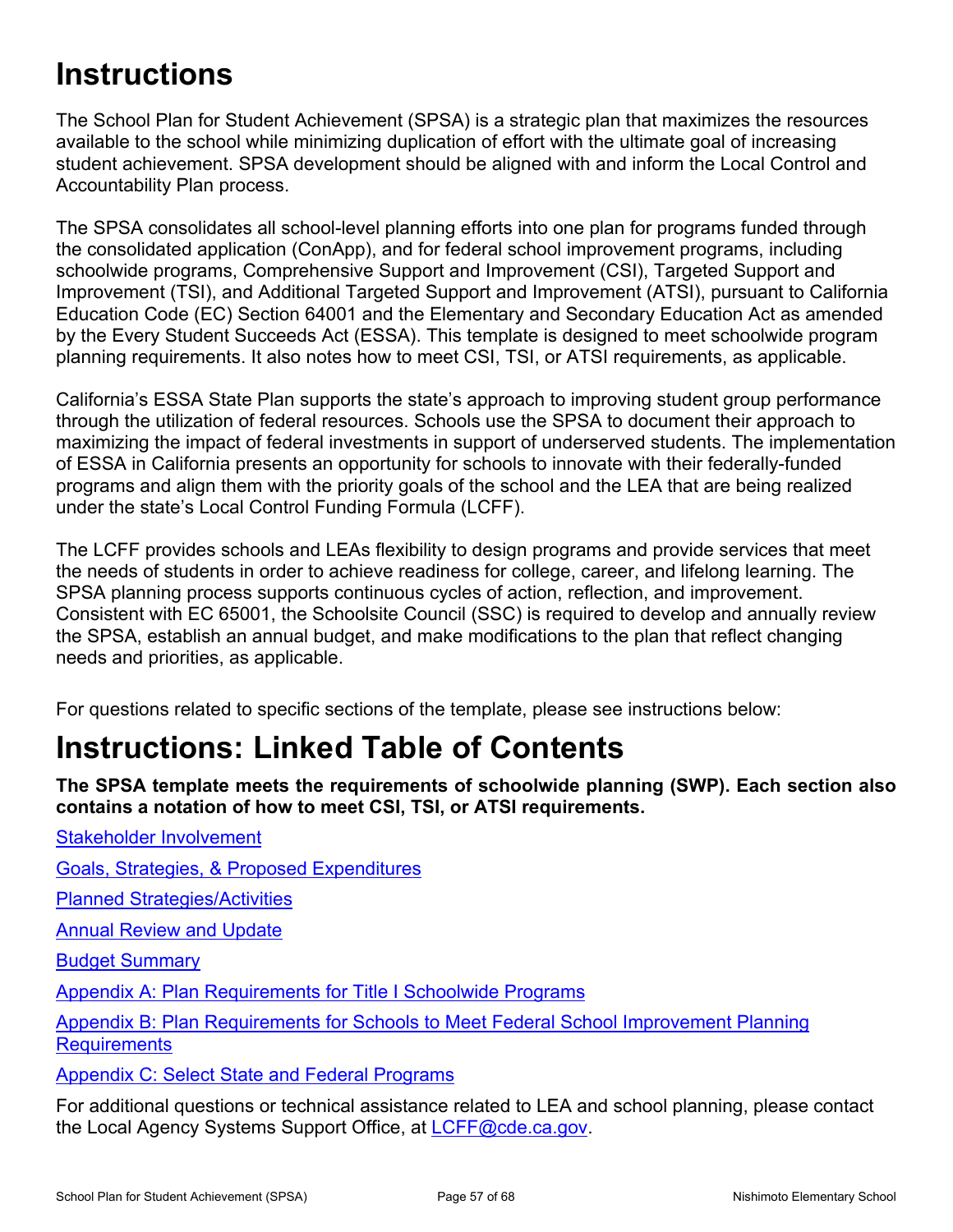# Instructions

The School Plan for Student Achievement (SPSA) is a strategic plan that maximizes the resources available to the school while minimizing duplication of effort with the ultimate goal of increasing student achievement. SPSA development should be aligned with and inform the Local Control and Accountability Plan process.

The SPSA consolidates all school-level planning efforts into one plan for programs funded through the consolidated application (ConApp), and for federal school improvement programs, including schoolwide programs, Comprehensive Support and Improvement (CSI), Targeted Support and Improvement (TSI), and Additional Targeted Support and Improvement (ATSI), pursuant to California Education Code (EC) Section 64001 and the Elementary and Secondary Education Act as amended by the Every Student Succeeds Act (ESSA). This template is designed to meet schoolwide program planning requirements. It also notes how to meet CSI, TSI, or ATSI requirements, as applicable.

California's ESSA State Plan supports the state's approach to improving student group performance through the utilization of federal resources. Schools use the SPSA to document their approach to maximizing the impact of federal investments in support of underserved students. The implementation of ESSA in California presents an opportunity for schools to innovate with their federally-funded programs and align them with the priority goals of the school and the LEA that are being realized under the state's Local Control Funding Formula (LCFF).

The LCFF provides schools and LEAs flexibility to design programs and provide services that meet the needs of students in order to achieve readiness for college, career, and lifelong learning. The SPSA planning process supports continuous cycles of action, reflection, and improvement. Consistent with EC 65001, the Schoolsite Council (SSC) is required to develop and annually review the SPSA, establish an annual budget, and make modifications to the plan that reflect changing needs and priorities, as applicable.

For questions related to specific sections of the template, please see instructions below:

# Instructions: Linked Table of Contents

**The SPSA template meets the requirements of schoolwide planning (SWP). Each section also contains a notation of how to meet CSI, TSI, or ATSI requirements.**

Stakeholder Involvement

Goals, Strategies, & Proposed Expenditures

Planned Strategies/Activities

Annual Review and Update

Budget Summary

Appendix A: Plan Requirements for Title I Schoolwide Programs

Appendix B: Plan Requirements for Schools to Meet Federal School Improvement Planning Requirements

Appendix C: Select State and Federal Programs

For additional questions or technical assistance related to LEA and school planning, please contact the Local Agency Systems Support Office, at LCFF@cde.ca.gov.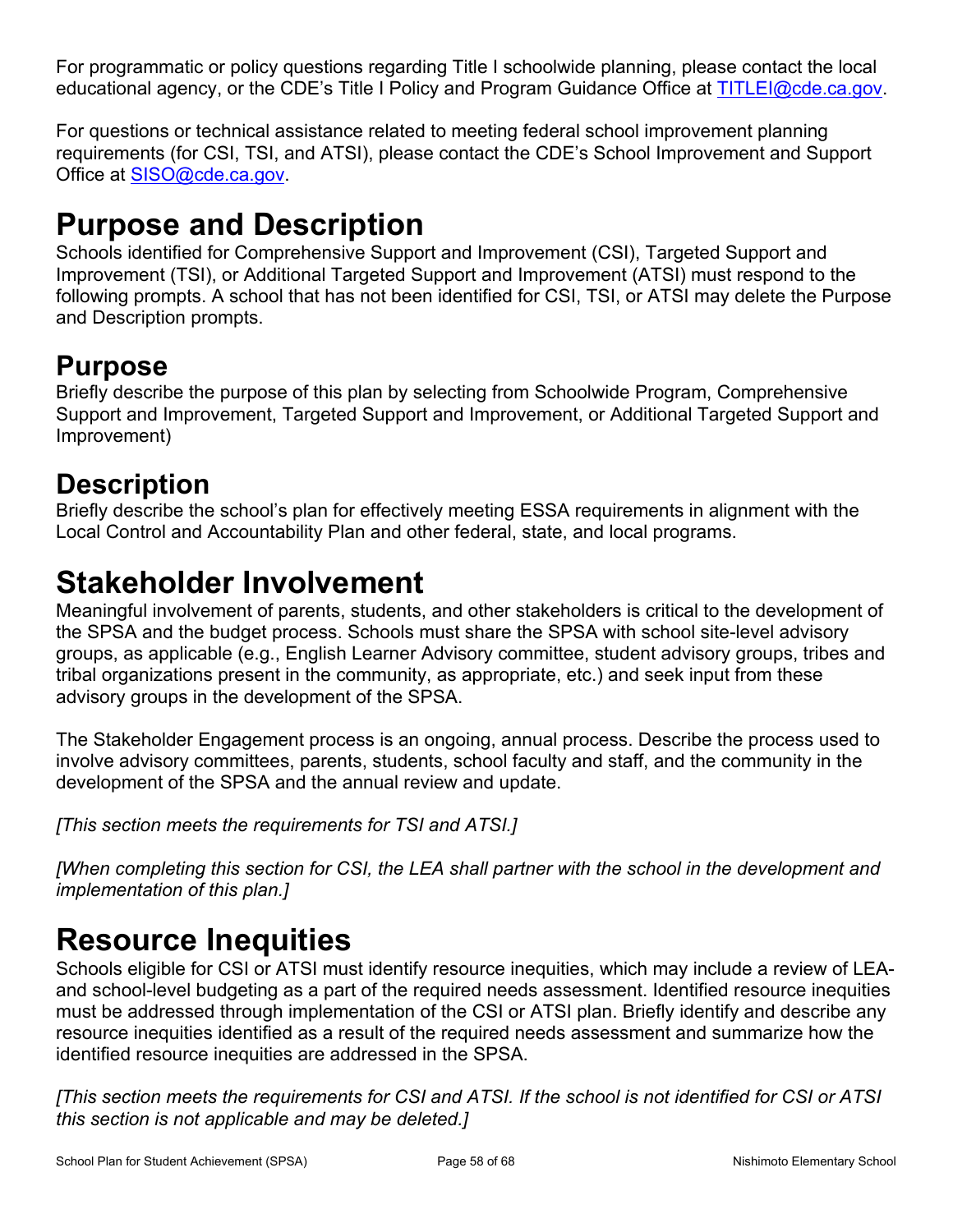For programmatic or policy questions regarding Title I schoolwide planning, please contact the local educational agency, or the CDE's Title I Policy and Program Guidance Office at [TITLEI@cde.ca.gov](mailto:TITLEI@cde.ca.gov).

For questions or technical assistance related to meeting federal school improvement planning requirements (for CSI, TSI, and ATSI), please contact the CDE's School Improvement and Support Office at [SISO@cde.ca.gov](mailto:SISO@cde.ca.gov).

# Purpose and Description

Schools identified for Comprehensive Support and Improvement (CSI), Targeted Support and Improvement (TSI), or Additional Targeted Support and Improvement (ATSI) must respond to the following prompts. A school that has not been identified for CSI, TSI, or ATSI may delete the Purpose and Description prompts.

## Purpose

Briefly describe the purpose of this plan by selecting from Schoolwide Program, Comprehensive Support and Improvement, Targeted Support and Improvement, or Additional Targeted Support and Improvement)

## Description

Briefly describe the school's plan for effectively meeting ESSA requirements in alignment with the Local Control and Accountability Plan and other federal, state, and local programs.

# Stakeholder Involvement

Meaningful involvement of parents, students, and other stakeholders is critical to the development of the SPSA and the budget process. Schools must share the SPSA with school site-level advisory groups, as applicable (e.g., English Learner Advisory committee, student advisory groups, tribes and tribal organizations present in the community, as appropriate, etc.) and seek input from these advisory groups in the development of the SPSA.

The Stakeholder Engagement process is an ongoing, annual process. Describe the process used to involve advisory committees, parents, students, school faculty and staff, and the community in the development of the SPSA and the annual review and update.

*[This section meets the requirements for TSI and ATSI.]*

*[When completing this section for CSI, the LEA shall partner with the school in the development and implementation of this plan.]*

# Resource Inequities

Schools eligible for CSI or ATSI must identify resource inequities, which may include a review of LEA- and school-level budgeting as a part of the required needs assessment. Identified resource inequities must be addressed through implementation of the CSI or ATSI plan. Briefly identify and describe any resource inequities identified as a result of the required needs assessment and summarize how the identified resource inequities are addressed in the SPSA.

*[This section meets the requirements for CSI and ATSI. If the school is not identified for CSI or ATSI this section is not applicable and may be deleted.]*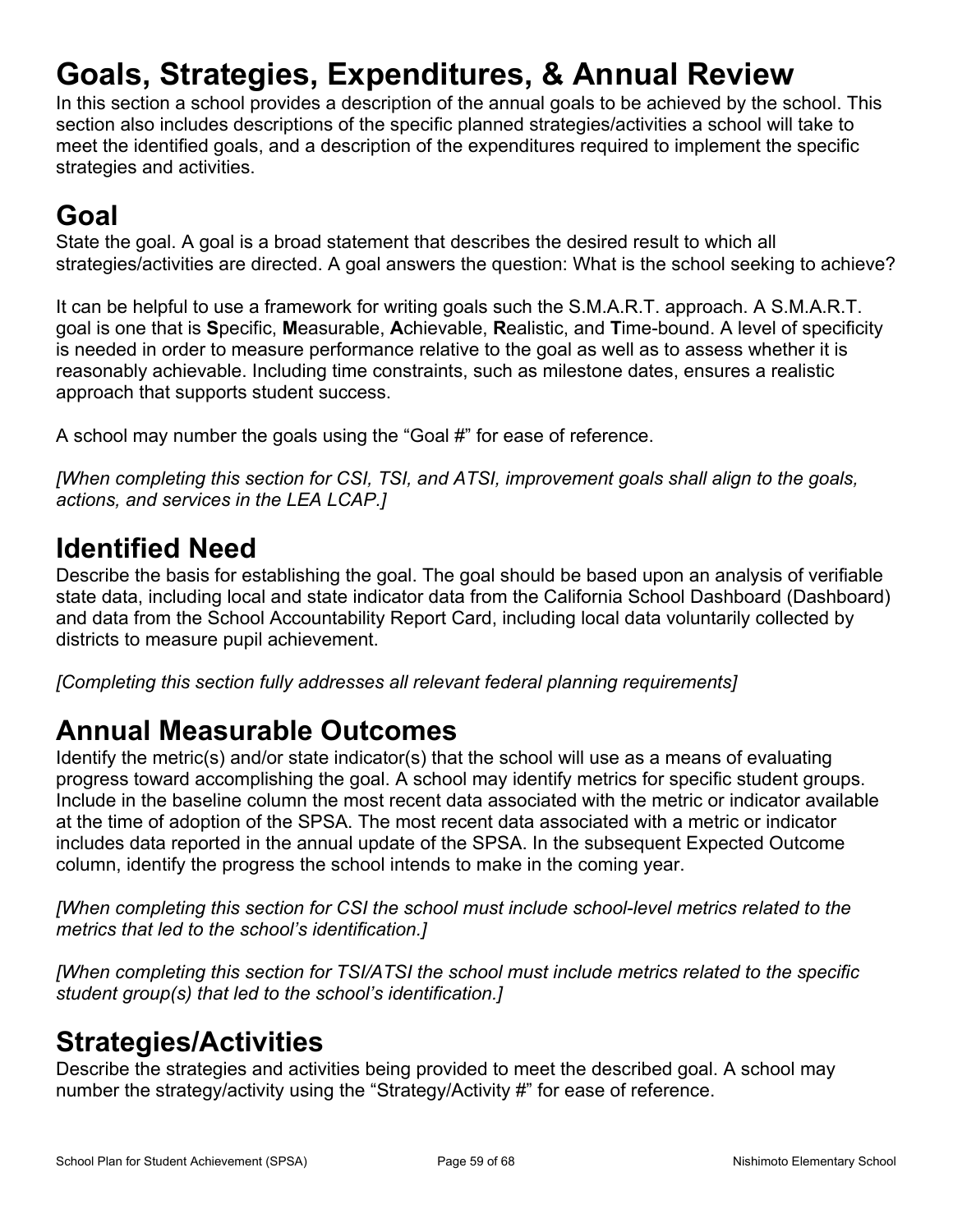# Goals, Strategies, Expenditures, & Annual Review

In this section a school provides a description of the annual goals to be achieved by the school. This section also includes descriptions of the specific planned strategies/activities a school will take to meet the identified goals, and a description of the expenditures required to implement the specific strategies and activities.

# Goal

State the goal. A goal is a broad statement that describes the desired result to which all strategies/activities are directed. A goal answers the question: What is the school seeking to achieve?

It can be helpful to use a framework for writing goals such the S.M.A.R.T. approach. A S.M.A.R.T. goal is one that is **S**pecific, **M**easurable, **A**chievable, **R**ealistic, and **T**ime-bound. A level of specificity is needed in order to measure performance relative to the goal as well as to assess whether it is reasonably achievable. Including time constraints, such as milestone dates, ensures a realistic approach that supports student success.

A school may number the goals using the "Goal #" for ease of reference.

*[When completing this section for CSI, TSI, and ATSI, improvement goals shall align to the goals, actions, and services in the LEA LCAP.]*

# Identified Need

Describe the basis for establishing the goal. The goal should be based upon an analysis of verifiable state data, including local and state indicator data from the California School Dashboard (Dashboard) and data from the School Accountability Report Card, including local data voluntarily collected by districts to measure pupil achievement.

*[Completing this section fully addresses all relevant federal planning requirements]*

# Annual Measurable Outcomes

Identify the metric(s) and/or state indicator(s) that the school will use as a means of evaluating progress toward accomplishing the goal. A school may identify metrics for specific student groups. Include in the baseline column the most recent data associated with the metric or indicator available at the time of adoption of the SPSA. The most recent data associated with a metric or indicator includes data reported in the annual update of the SPSA. In the subsequent Expected Outcome column, identify the progress the school intends to make in the coming year.

*[When completing this section for CSI the school must include school-level metrics related to the metrics that led to the school's identification.]*

*[When completing this section for TSI/ATSI the school must include metrics related to the specific student group(s) that led to the school's identification.]*

# Strategies/Activities

Describe the strategies and activities being provided to meet the described goal. A school may number the strategy/activity using the "Strategy/Activity #" for ease of reference.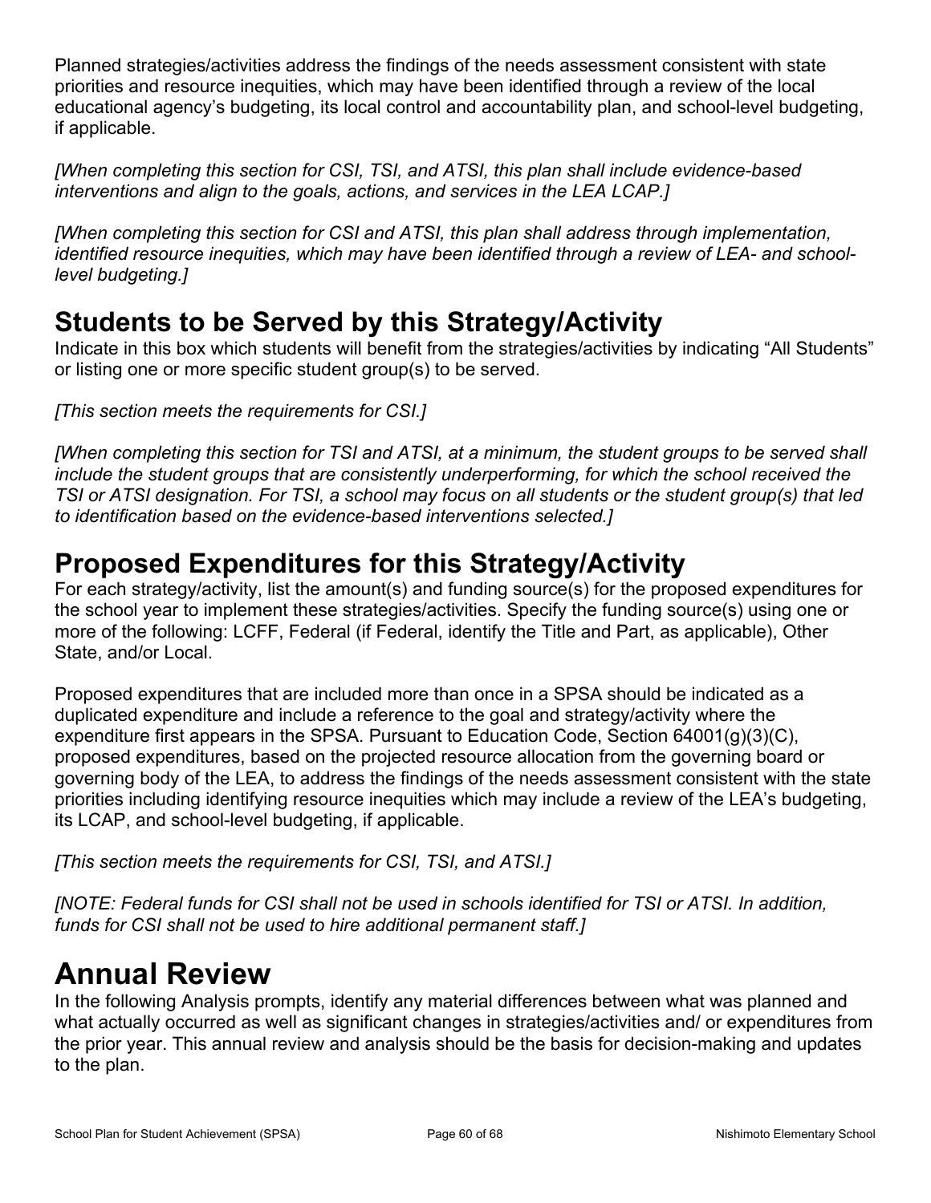Planned strategies/activities address the findings of the needs assessment consistent with state priorities and resource inequities, which may have been identified through a review of the local educational agency's budgeting, its local control and accountability plan, and school-level budgeting, if applicable.

*[When completing this section for CSI, TSI, and ATSI, this plan shall include evidence-based interventions and align to the goals, actions, and services in the LEA LCAP.]*

*[When completing this section for CSI and ATSI, this plan shall address through implementation, identified resource inequities, which may have been identified through a review of LEA- and school-level budgeting.]*

## Students to be Served by this Strategy/Activity

Indicate in this box which students will benefit from the strategies/activities by indicating "All Students" or listing one or more specific student group(s) to be served.

*[This section meets the requirements for CSI.]*

*[When completing this section for TSI and ATSI, at a minimum, the student groups to be served shall include the student groups that are consistently underperforming, for which the school received the TSI or ATSI designation. For TSI, a school may focus on all students or the student group(s) that led to identification based on the evidence-based interventions selected.]*

## Proposed Expenditures for this Strategy/Activity

For each strategy/activity, list the amount(s) and funding source(s) for the proposed expenditures for the school year to implement these strategies/activities. Specify the funding source(s) using one or more of the following: LCFF, Federal (if Federal, identify the Title and Part, as applicable), Other State, and/or Local.

Proposed expenditures that are included more than once in a SPSA should be indicated as a duplicated expenditure and include a reference to the goal and strategy/activity where the expenditure first appears in the SPSA. Pursuant to Education Code, Section 64001(g)(3)(C), proposed expenditures, based on the projected resource allocation from the governing board or governing body of the LEA, to address the findings of the needs assessment consistent with the state priorities including identifying resource inequities which may include a review of the LEA's budgeting, its LCAP, and school-level budgeting, if applicable.

*[This section meets the requirements for CSI, TSI, and ATSI.]*

*[NOTE: Federal funds for CSI shall not be used in schools identified for TSI or ATSI. In addition, funds for CSI shall not be used to hire additional permanent staff.]*

# Annual Review

In the following Analysis prompts, identify any material differences between what was planned and what actually occurred as well as significant changes in strategies/activities and/ or expenditures from the prior year. This annual review and analysis should be the basis for decision-making and updates to the plan.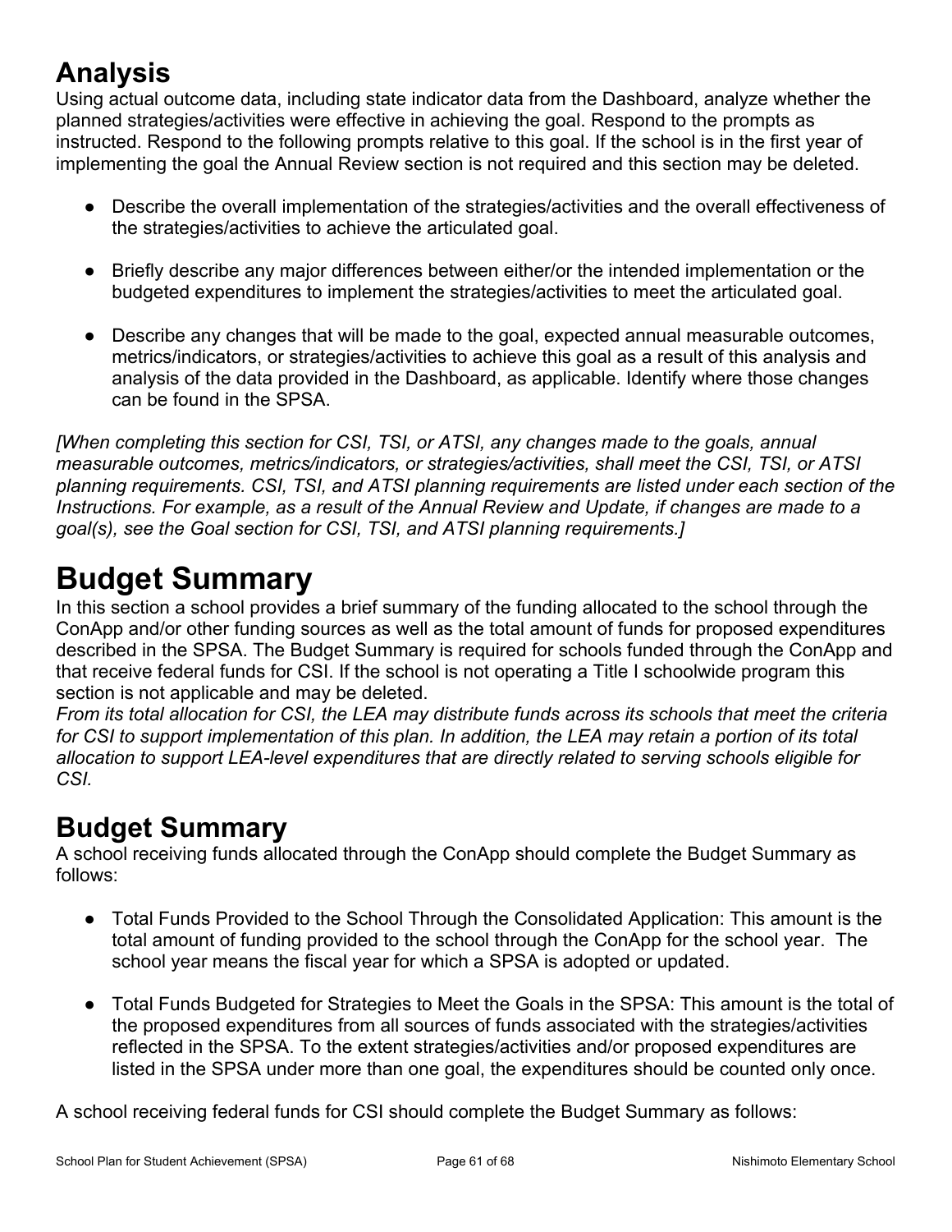# Analysis

Using actual outcome data, including state indicator data from the Dashboard, analyze whether the planned strategies/activities were effective in achieving the goal. Respond to the prompts as instructed. Respond to the following prompts relative to this goal. If the school is in the first year of implementing the goal the Annual Review section is not required and this section may be deleted.

- Describe the overall implementation of the strategies/activities and the overall effectiveness of the strategies/activities to achieve the articulated goal.
- Briefly describe any major differences between either/or the intended implementation or the budgeted expenditures to implement the strategies/activities to meet the articulated goal.
- Describe any changes that will be made to the goal, expected annual measurable outcomes, metrics/indicators, or strategies/activities to achieve this goal as a result of this analysis and analysis of the data provided in the Dashboard, as applicable. Identify where those changes can be found in the SPSA.

*[When completing this section for CSI, TSI, or ATSI, any changes made to the goals, annual measurable outcomes, metrics/indicators, or strategies/activities, shall meet the CSI, TSI, or ATSI planning requirements. CSI, TSI, and ATSI planning requirements are listed under each section of the Instructions. For example, as a result of the Annual Review and Update, if changes are made to a goal(s), see the Goal section for CSI, TSI, and ATSI planning requirements.]*

# Budget Summary

In this section a school provides a brief summary of the funding allocated to the school through the ConApp and/or other funding sources as well as the total amount of funds for proposed expenditures described in the SPSA. The Budget Summary is required for schools funded through the ConApp and that receive federal funds for CSI. If the school is not operating a Title I schoolwide program this section is not applicable and may be deleted.

*From its total allocation for CSI, the LEA may distribute funds across its schools that meet the criteria for CSI to support implementation of this plan. In addition, the LEA may retain a portion of its total allocation to support LEA-level expenditures that are directly related to serving schools eligible for CSI.*

## Budget Summary

A school receiving funds allocated through the ConApp should complete the Budget Summary as follows:

- Total Funds Provided to the School Through the Consolidated Application: This amount is the total amount of funding provided to the school through the ConApp for the school year. The school year means the fiscal year for which a SPSA is adopted or updated.
- Total Funds Budgeted for Strategies to Meet the Goals in the SPSA: This amount is the total of the proposed expenditures from all sources of funds associated with the strategies/activities reflected in the SPSA. To the extent strategies/activities and/or proposed expenditures are listed in the SPSA under more than one goal, the expenditures should be counted only once.

A school receiving federal funds for CSI should complete the Budget Summary as follows: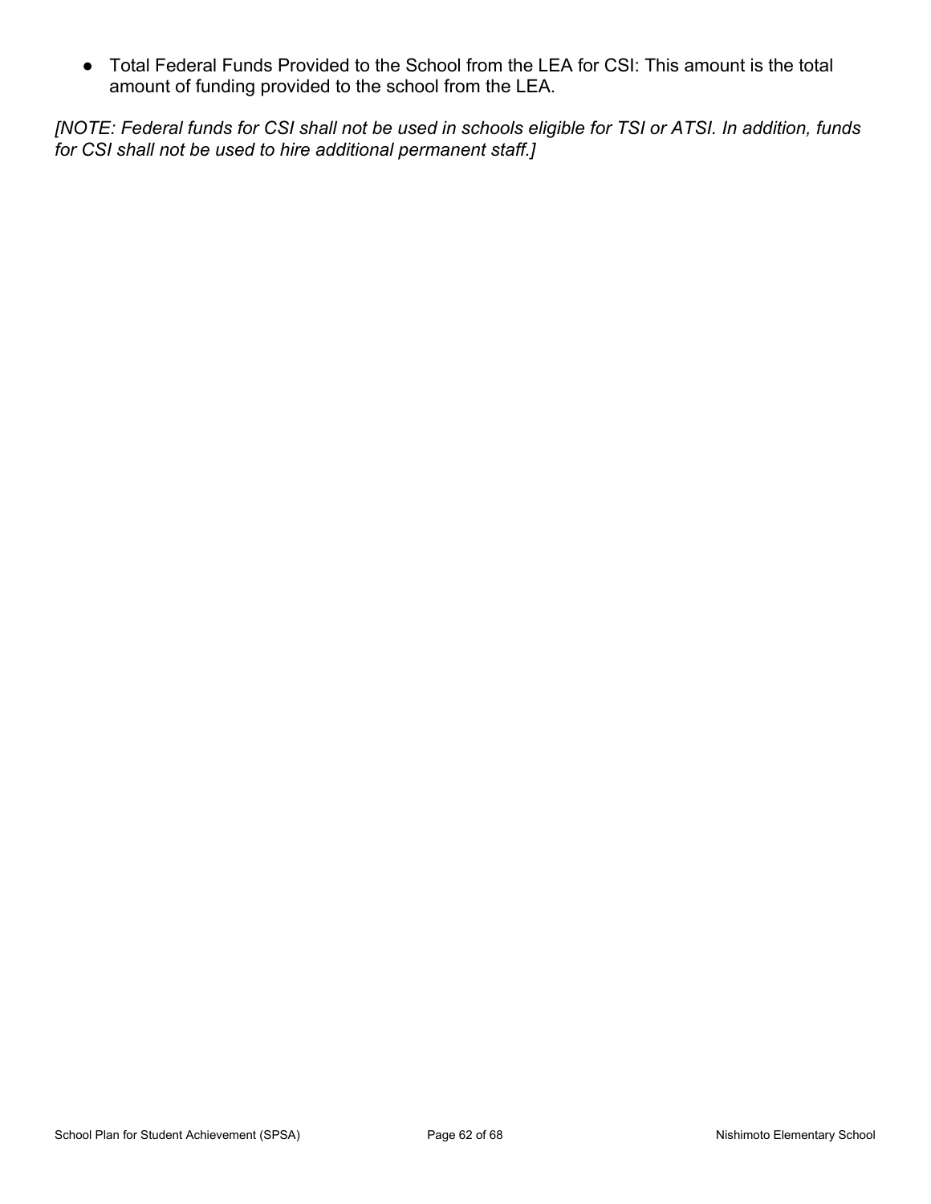- Total Federal Funds Provided to the School from the LEA for CSI: This amount is the total amount of funding provided to the school from the LEA.

*[NOTE: Federal funds for CSI shall not be used in schools eligible for TSI or ATSI. In addition, funds for CSI shall not be used to hire additional permanent staff.]*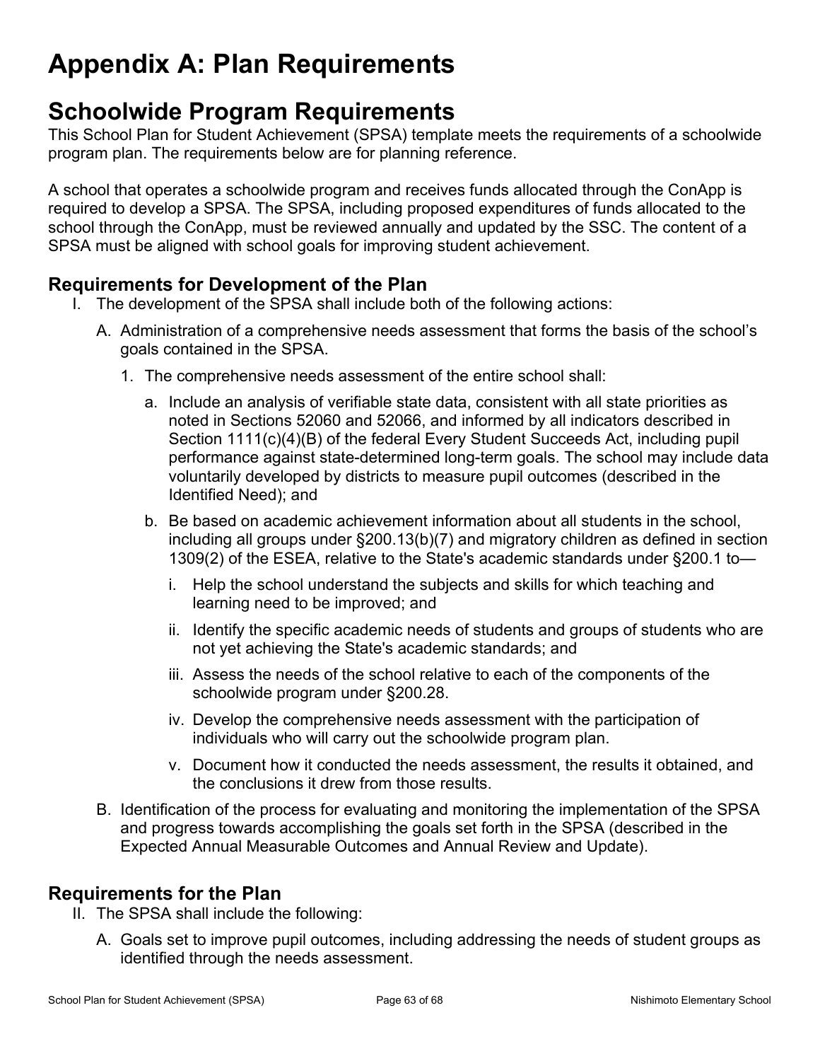# Appendix A: Plan Requirements

## Schoolwide Program Requirements

This School Plan for Student Achievement (SPSA) template meets the requirements of a schoolwide program plan. The requirements below are for planning reference.

A school that operates a schoolwide program and receives funds allocated through the ConApp is required to develop a SPSA. The SPSA, including proposed expenditures of funds allocated to the school through the ConApp, must be reviewed annually and updated by the SSC. The content of a SPSA must be aligned with school goals for improving student achievement.

### Requirements for Development of the Plan

I. The development of the SPSA shall include both of the following actions:

   A. Administration of a comprehensive needs assessment that forms the basis of the school's goals contained in the SPSA.

      1. The comprehensive needs assessment of the entire school shall:

         a. Include an analysis of verifiable state data, consistent with all state priorities as noted in Sections 52060 and 52066, and informed by all indicators described in Section 1111(c)(4)(B) of the federal Every Student Succeeds Act, including pupil performance against state-determined long-term goals. The school may include data voluntarily developed by districts to measure pupil outcomes (described in the Identified Need); and

         b. Be based on academic achievement information about all students in the school, including all groups under §200.13(b)(7) and migratory children as defined in section 1309(2) of the ESEA, relative to the State's academic standards under §200.1 to—

            i. Help the school understand the subjects and skills for which teaching and learning need to be improved; and

            ii. Identify the specific academic needs of students and groups of students who are not yet achieving the State's academic standards; and

            iii. Assess the needs of the school relative to each of the components of the schoolwide program under §200.28.

            iv. Develop the comprehensive needs assessment with the participation of individuals who will carry out the schoolwide program plan.

            v. Document how it conducted the needs assessment, the results it obtained, and the conclusions it drew from those results.

   B. Identification of the process for evaluating and monitoring the implementation of the SPSA and progress towards accomplishing the goals set forth in the SPSA (described in the Expected Annual Measurable Outcomes and Annual Review and Update).

### Requirements for the Plan

II. The SPSA shall include the following:

   A. Goals set to improve pupil outcomes, including addressing the needs of student groups as identified through the needs assessment.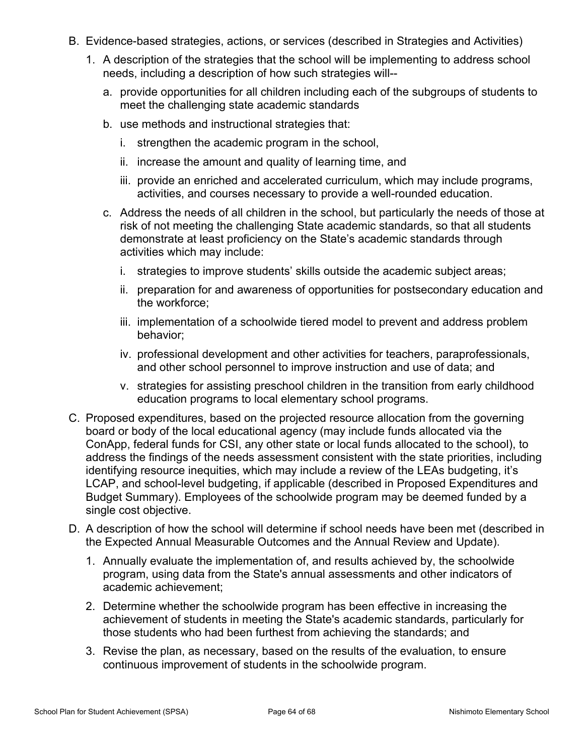B. Evidence-based strategies, actions, or services (described in Strategies and Activities)

   1. A description of the strategies that the school will be implementing to address school needs, including a description of how such strategies will--

      a. provide opportunities for all children including each of the subgroups of students to meet the challenging state academic standards

      b. use methods and instructional strategies that:

         i. strengthen the academic program in the school,

         ii. increase the amount and quality of learning time, and

         iii. provide an enriched and accelerated curriculum, which may include programs, activities, and courses necessary to provide a well-rounded education.

      c. Address the needs of all children in the school, but particularly the needs of those at risk of not meeting the challenging State academic standards, so that all students demonstrate at least proficiency on the State's academic standards through activities which may include:

         i. strategies to improve students' skills outside the academic subject areas;

         ii. preparation for and awareness of opportunities for postsecondary education and the workforce;

         iii. implementation of a schoolwide tiered model to prevent and address problem behavior;

         iv. professional development and other activities for teachers, paraprofessionals, and other school personnel to improve instruction and use of data; and

         v. strategies for assisting preschool children in the transition from early childhood education programs to local elementary school programs.

C. Proposed expenditures, based on the projected resource allocation from the governing board or body of the local educational agency (may include funds allocated via the ConApp, federal funds for CSI, any other state or local funds allocated to the school), to address the findings of the needs assessment consistent with the state priorities, including identifying resource inequities, which may include a review of the LEAs budgeting, it's LCAP, and school-level budgeting, if applicable (described in Proposed Expenditures and Budget Summary). Employees of the schoolwide program may be deemed funded by a single cost objective.

D. A description of how the school will determine if school needs have been met (described in the Expected Annual Measurable Outcomes and the Annual Review and Update).

   1. Annually evaluate the implementation of, and results achieved by, the schoolwide program, using data from the State's annual assessments and other indicators of academic achievement;

   2. Determine whether the schoolwide program has been effective in increasing the achievement of students in meeting the State's academic standards, particularly for those students who had been furthest from achieving the standards; and

   3. Revise the plan, as necessary, based on the results of the evaluation, to ensure continuous improvement of students in the schoolwide program.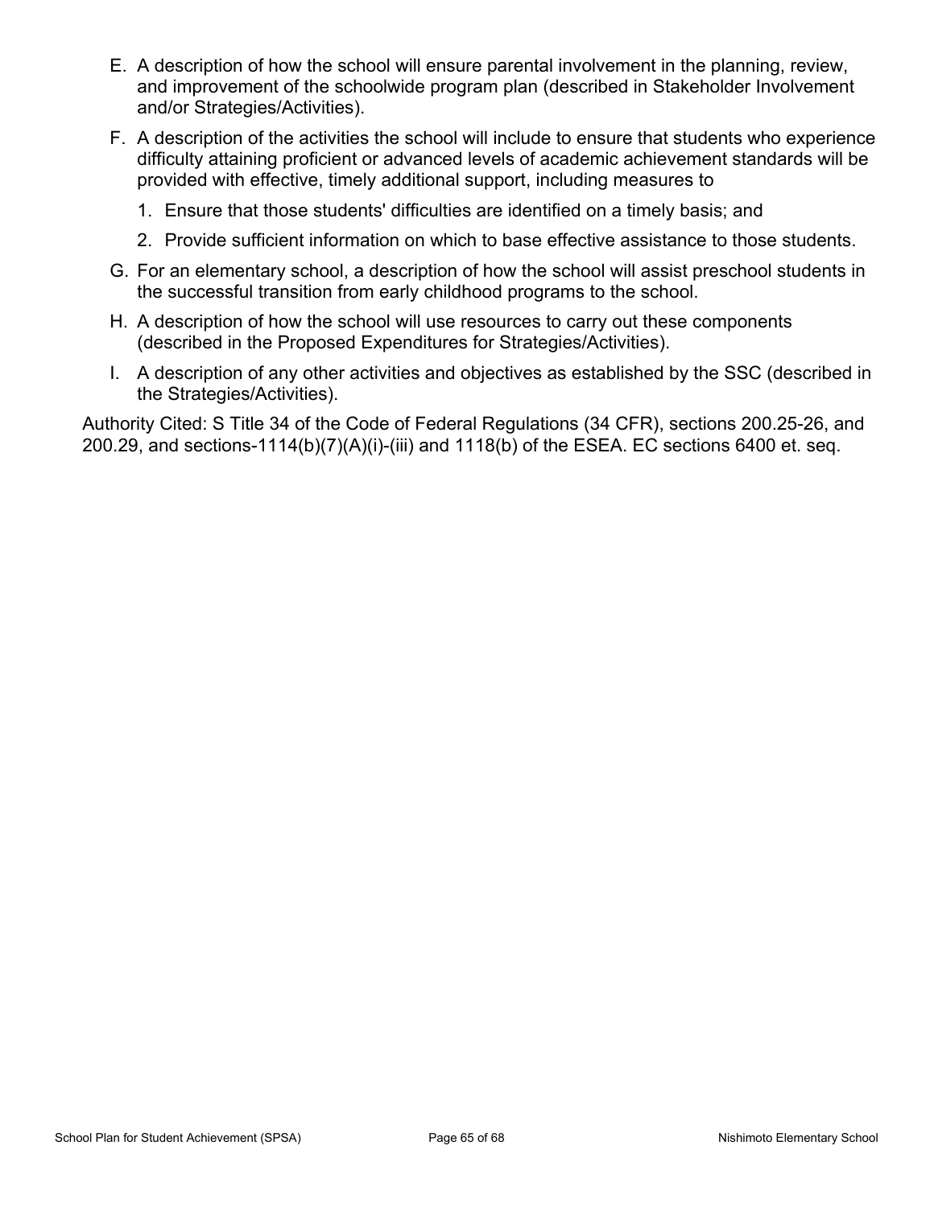E. A description of how the school will ensure parental involvement in the planning, review, and improvement of the schoolwide program plan (described in Stakeholder Involvement and/or Strategies/Activities).

F. A description of the activities the school will include to ensure that students who experience difficulty attaining proficient or advanced levels of academic achievement standards will be provided with effective, timely additional support, including measures to

   1. Ensure that those students' difficulties are identified on a timely basis; and
   2. Provide sufficient information on which to base effective assistance to those students.

G. For an elementary school, a description of how the school will assist preschool students in the successful transition from early childhood programs to the school.

H. A description of how the school will use resources to carry out these components (described in the Proposed Expenditures for Strategies/Activities).

I. A description of any other activities and objectives as established by the SSC (described in the Strategies/Activities).

Authority Cited: S Title 34 of the Code of Federal Regulations (34 CFR), sections 200.25-26, and 200.29, and sections-1114(b)(7)(A)(i)-(iii) and 1118(b) of the ESEA. EC sections 6400 et. seq.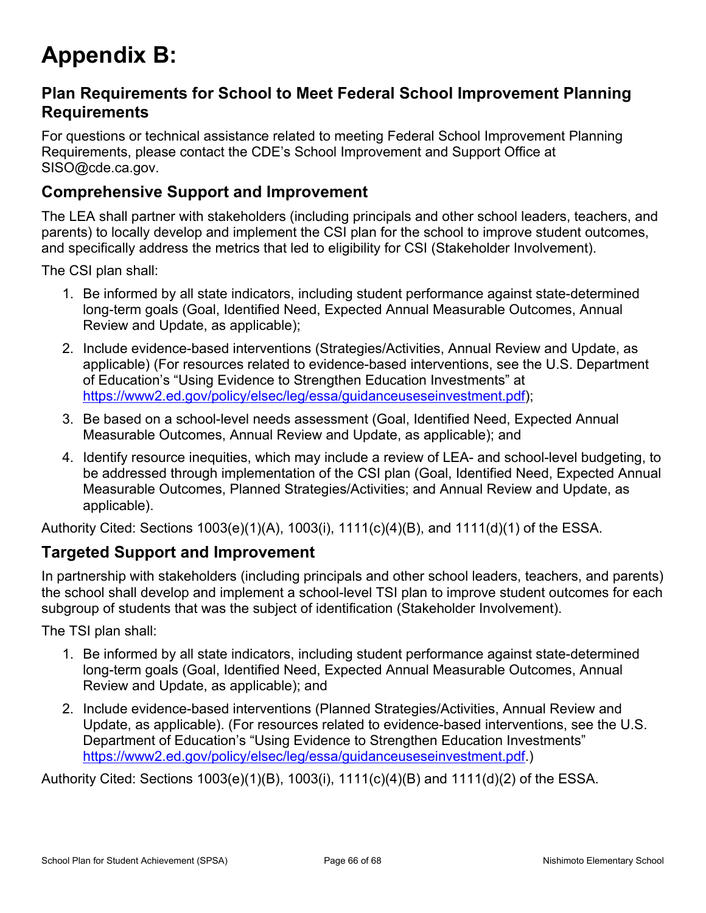# Appendix B:

## Plan Requirements for School to Meet Federal School Improvement Planning Requirements

For questions or technical assistance related to meeting Federal School Improvement Planning Requirements, please contact the CDE's School Improvement and Support Office at SISO@cde.ca.gov.

### Comprehensive Support and Improvement

The LEA shall partner with stakeholders (including principals and other school leaders, teachers, and parents) to locally develop and implement the CSI plan for the school to improve student outcomes, and specifically address the metrics that led to eligibility for CSI (Stakeholder Involvement).

The CSI plan shall:

1. Be informed by all state indicators, including student performance against state-determined long-term goals (Goal, Identified Need, Expected Annual Measurable Outcomes, Annual Review and Update, as applicable);
2. Include evidence-based interventions (Strategies/Activities, Annual Review and Update, as applicable) (For resources related to evidence-based interventions, see the U.S. Department of Education's "Using Evidence to Strengthen Education Investments" at [https://www2.ed.gov/policy/elsec/leg/essa/guidanceuseseinvestment.pdf](https://www2.ed.gov/policy/elsec/leg/essa/guidanceuseseinvestment.pdf));
3. Be based on a school-level needs assessment (Goal, Identified Need, Expected Annual Measurable Outcomes, Annual Review and Update, as applicable); and
4. Identify resource inequities, which may include a review of LEA- and school-level budgeting, to be addressed through implementation of the CSI plan (Goal, Identified Need, Expected Annual Measurable Outcomes, Planned Strategies/Activities; and Annual Review and Update, as applicable).

Authority Cited: Sections 1003(e)(1)(A), 1003(i), 1111(c)(4)(B), and 1111(d)(1) of the ESSA.

### Targeted Support and Improvement

In partnership with stakeholders (including principals and other school leaders, teachers, and parents) the school shall develop and implement a school-level TSI plan to improve student outcomes for each subgroup of students that was the subject of identification (Stakeholder Involvement).

The TSI plan shall:

1. Be informed by all state indicators, including student performance against state-determined long-term goals (Goal, Identified Need, Expected Annual Measurable Outcomes, Annual Review and Update, as applicable); and
2. Include evidence-based interventions (Planned Strategies/Activities, Annual Review and Update, as applicable). (For resources related to evidence-based interventions, see the U.S. Department of Education's "Using Evidence to Strengthen Education Investments" [https://www2.ed.gov/policy/elsec/leg/essa/guidanceuseseinvestment.pdf](https://www2.ed.gov/policy/elsec/leg/essa/guidanceuseseinvestment.pdf).)

Authority Cited: Sections 1003(e)(1)(B), 1003(i), 1111(c)(4)(B) and 1111(d)(2) of the ESSA.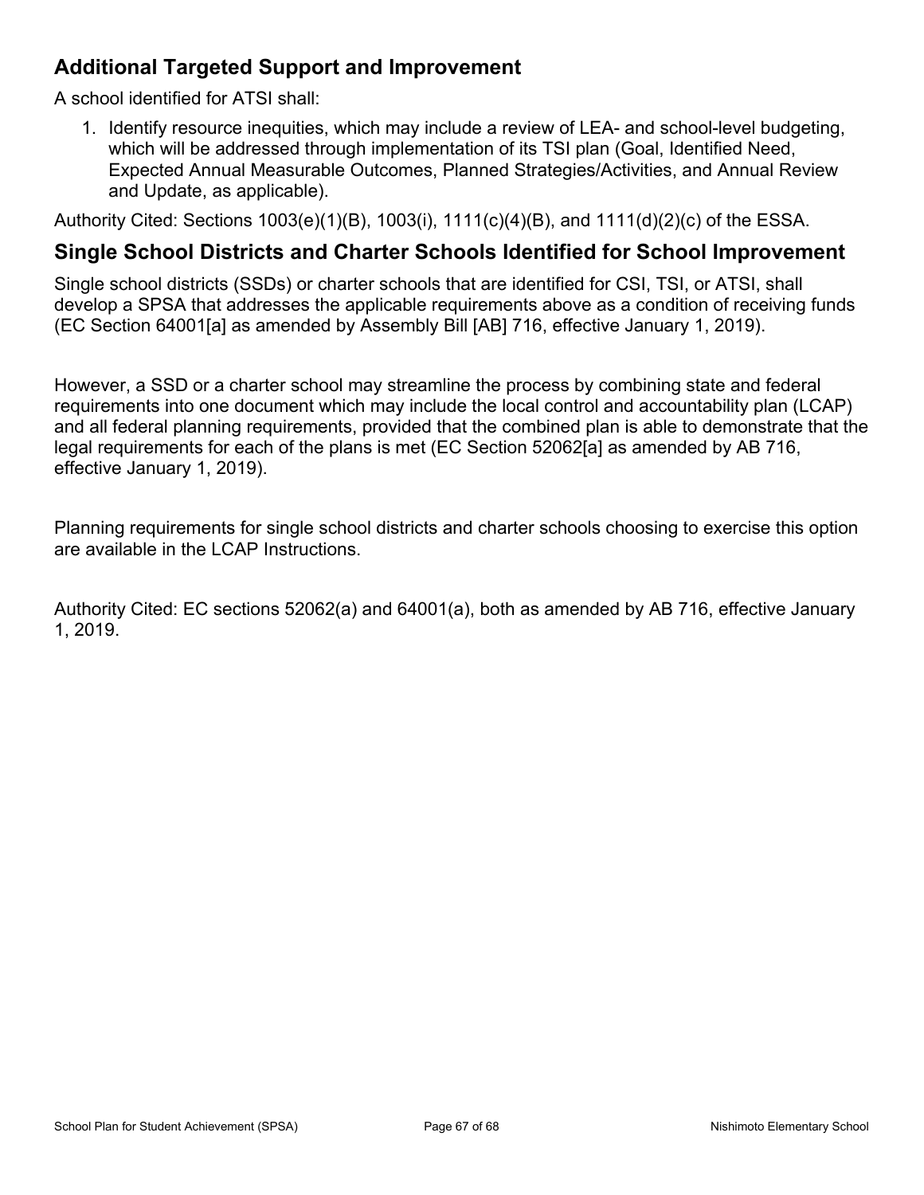## Additional Targeted Support and Improvement

A school identified for ATSI shall:

1. Identify resource inequities, which may include a review of LEA- and school-level budgeting, which will be addressed through implementation of its TSI plan (Goal, Identified Need, Expected Annual Measurable Outcomes, Planned Strategies/Activities, and Annual Review and Update, as applicable).

Authority Cited: Sections 1003(e)(1)(B), 1003(i), 1111(c)(4)(B), and 1111(d)(2)(c) of the ESSA.

## Single School Districts and Charter Schools Identified for School Improvement

Single school districts (SSDs) or charter schools that are identified for CSI, TSI, or ATSI, shall develop a SPSA that addresses the applicable requirements above as a condition of receiving funds (EC Section 64001[a] as amended by Assembly Bill [AB] 716, effective January 1, 2019).

However, a SSD or a charter school may streamline the process by combining state and federal requirements into one document which may include the local control and accountability plan (LCAP) and all federal planning requirements, provided that the combined plan is able to demonstrate that the legal requirements for each of the plans is met (EC Section 52062[a] as amended by AB 716, effective January 1, 2019).

Planning requirements for single school districts and charter schools choosing to exercise this option are available in the LCAP Instructions.

Authority Cited: EC sections 52062(a) and 64001(a), both as amended by AB 716, effective January 1, 2019.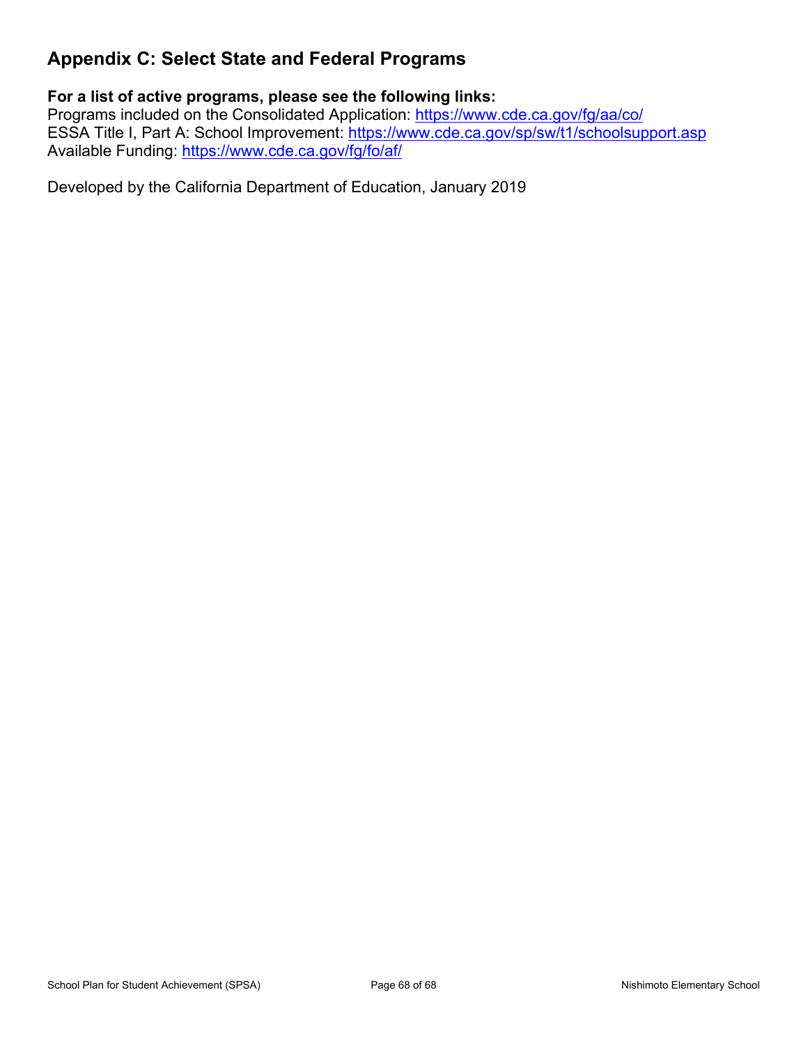## Appendix C: Select State and Federal Programs

**For a list of active programs, please see the following links:**
Programs included on the Consolidated Application: [https://www.cde.ca.gov/fg/aa/co/](https://www.cde.ca.gov/fg/aa/co/)
ESSA Title I, Part A: School Improvement: [https://www.cde.ca.gov/sp/sw/t1/schoolsupport.asp](https://www.cde.ca.gov/sp/sw/t1/schoolsupport.asp)
Available Funding: [https://www.cde.ca.gov/fg/fo/af/](https://www.cde.ca.gov/fg/fo/af/)

Developed by the California Department of Education, January 2019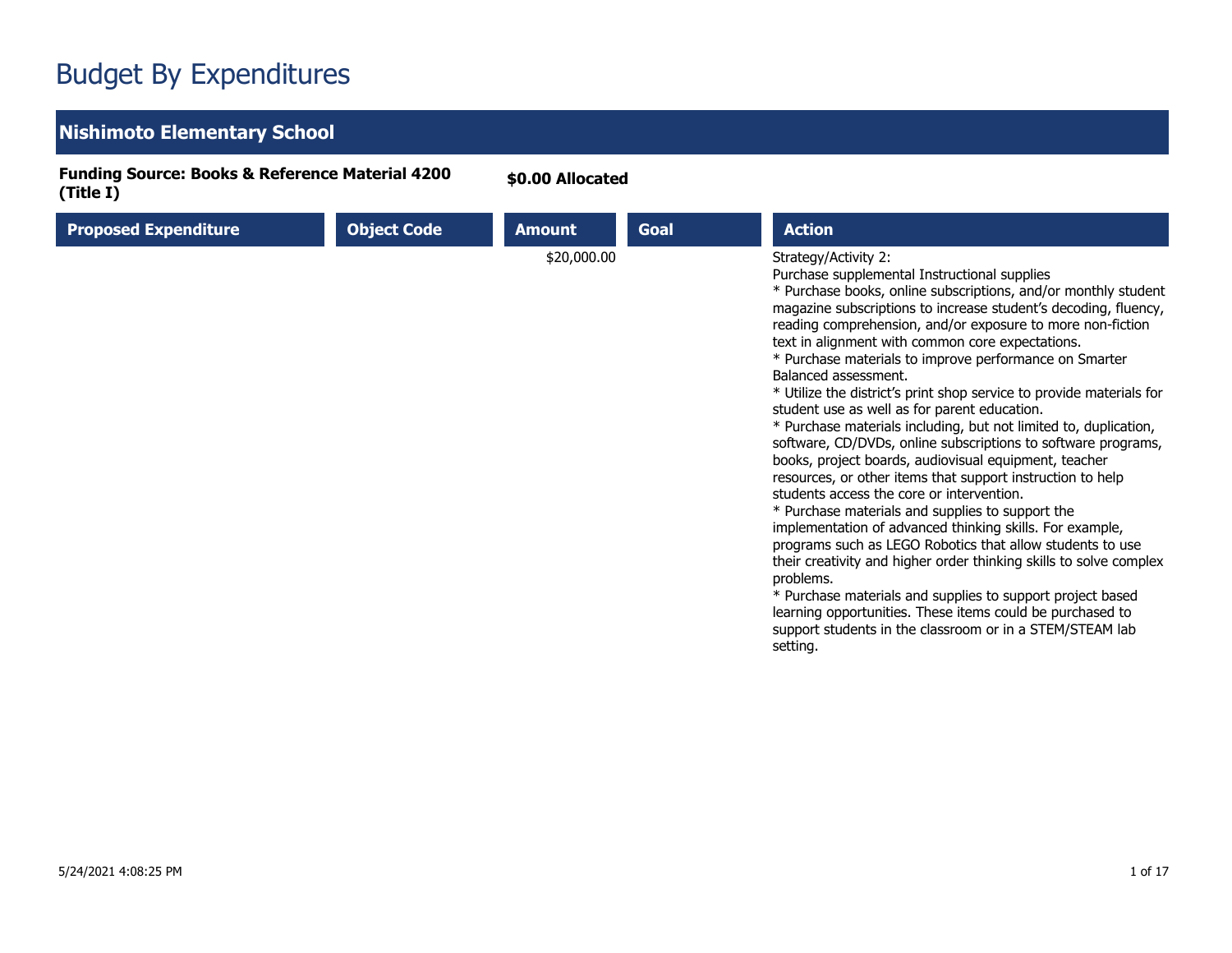# Budget By Expenditures

## Nishimoto Elementary School

**Funding Source: Books & Reference Material 4200 (Title I)** **$0.00 Allocated**

| Proposed Expenditure | Object Code | Amount | Goal | Action |
|---|---|---|---|---|
| | | $20,000.00 | | Strategy/Activity 2:<br>Purchase supplemental Instructional supplies<br>* Purchase books, online subscriptions, and/or monthly student magazine subscriptions to increase student's decoding, fluency, reading comprehension, and/or exposure to more non-fiction text in alignment with common core expectations.<br>* Purchase materials to improve performance on Smarter Balanced assessment.<br>* Utilize the district's print shop service to provide materials for student use as well as for parent education.<br>* Purchase materials including, but not limited to, duplication, software, CD/DVDs, online subscriptions to software programs, books, project boards, audiovisual equipment, teacher resources, or other items that support instruction to help students access the core or intervention.<br>* Purchase materials and supplies to support the implementation of advanced thinking skills. For example, programs such as LEGO Robotics that allow students to use their creativity and higher order thinking skills to solve complex problems.<br>* Purchase materials and supplies to support project based learning opportunities. These items could be purchased to support students in the classroom or in a STEM/STEAM lab setting. |

5/24/2021 4:08:25 PM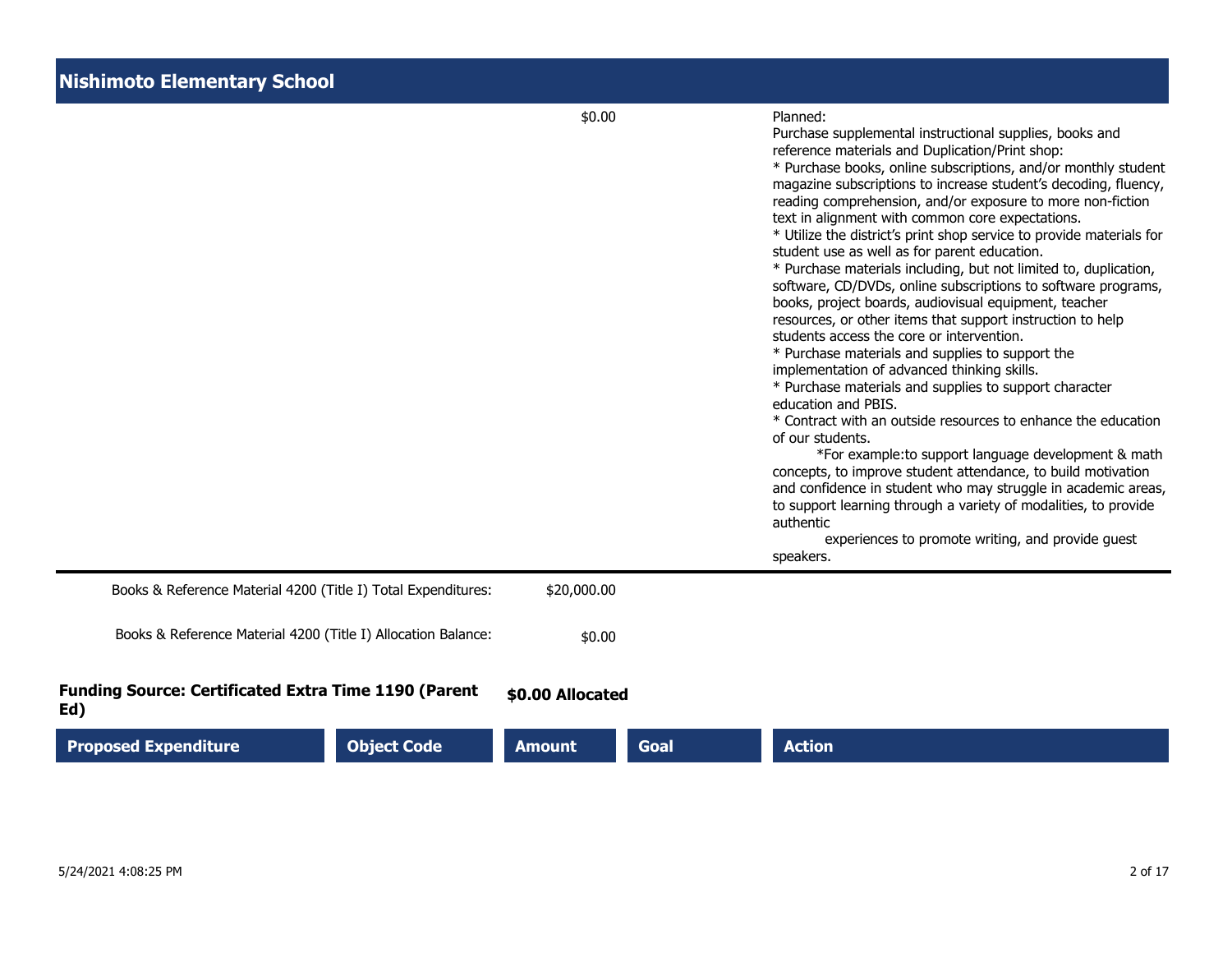## Nishimoto Elementary School

| | | Amount | | Action |
|---|---|---|---|---|
| | | $0.00 | | Planned:<br>Purchase supplemental instructional supplies, books and reference materials and Duplication/Print shop:<br>* Purchase books, online subscriptions, and/or monthly student magazine subscriptions to increase student's decoding, fluency, reading comprehension, and/or exposure to more non-fiction text in alignment with common core expectations.<br>* Utilize the district's print shop service to provide materials for student use as well as for parent education.<br>* Purchase materials including, but not limited to, duplication, software, CD/DVDs, online subscriptions to software programs, books, project boards, audiovisual equipment, teacher resources, or other items that support instruction to help students access the core or intervention.<br>* Purchase materials and supplies to support the implementation of advanced thinking skills.<br>* Purchase materials and supplies to support character education and PBIS.<br>* Contract with an outside resources to enhance the education of our students.<br>*For example:to support language development & math concepts, to improve student attendance, to build motivation and confidence in student who may struggle in academic areas, to support learning through a variety of modalities, to provide authentic experiences to promote writing, and provide guest speakers. |

Books & Reference Material 4200 (Title I) Total Expenditures: $20,000.00

Books & Reference Material 4200 (Title I) Allocation Balance: $0.00

**Funding Source: Certificated Extra Time 1190 (Parent Ed)** **$0.00 Allocated**

| Proposed Expenditure | Object Code | Amount | Goal | Action |
|---|---|---|---|---|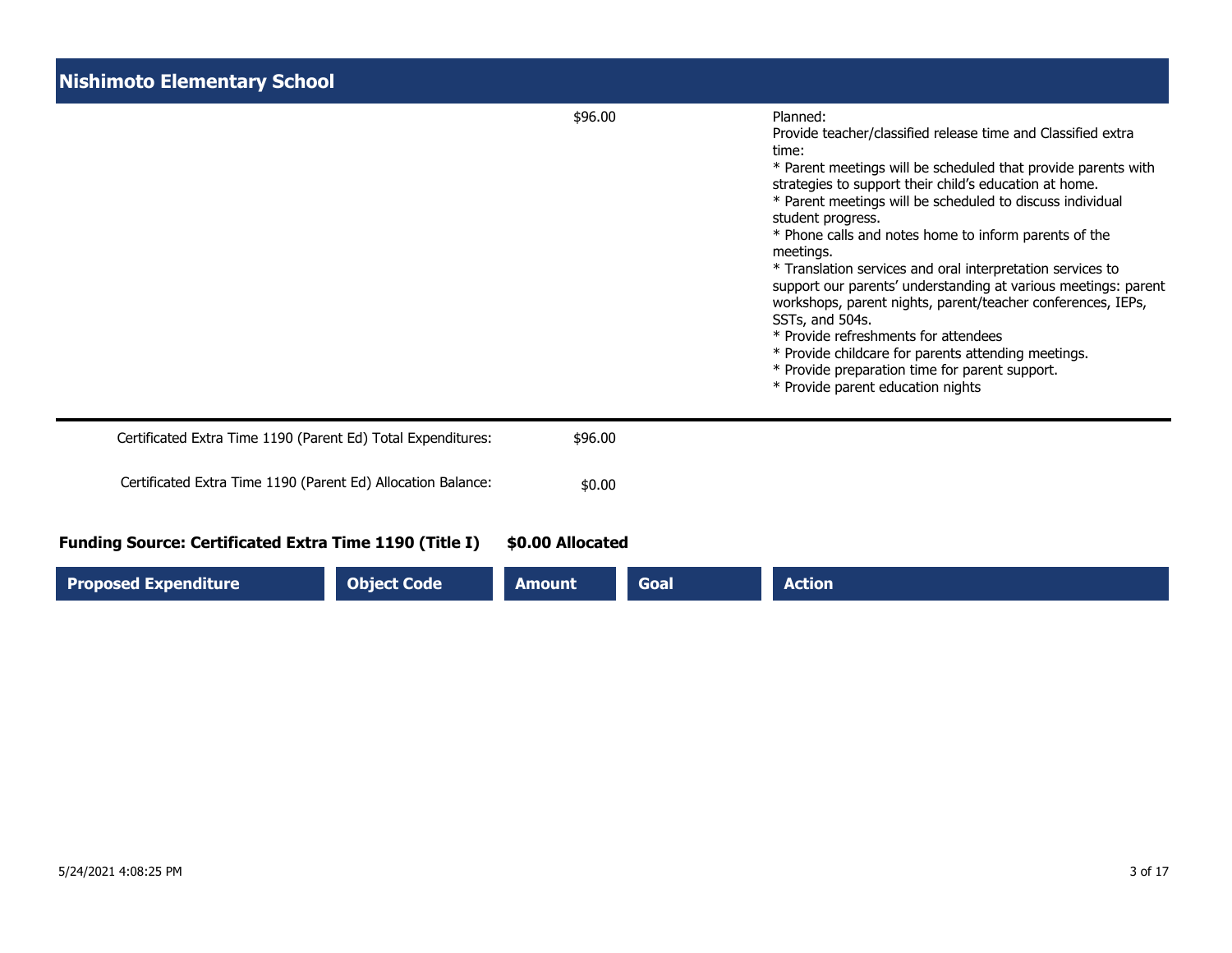## Nishimoto Elementary School

| | | | | |
|---|---|---|---|---|
| | | $96.00 | | Planned:<br>Provide teacher/classified release time and Classified extra time:<br>* Parent meetings will be scheduled that provide parents with strategies to support their child's education at home.<br>* Parent meetings will be scheduled to discuss individual student progress.<br>* Phone calls and notes home to inform parents of the meetings.<br>* Translation services and oral interpretation services to support our parents' understanding at various meetings: parent workshops, parent nights, parent/teacher conferences, IEPs, SSTs, and 504s.<br>* Provide refreshments for attendees<br>* Provide childcare for parents attending meetings.<br>* Provide preparation time for parent support.<br>* Provide parent education nights |

Certificated Extra Time 1190 (Parent Ed) Total Expenditures: $96.00

Certificated Extra Time 1190 (Parent Ed) Allocation Balance: $0.00

**Funding Source: Certificated Extra Time 1190 (Title I) $0.00 Allocated**

| Proposed Expenditure | Object Code | Amount | Goal | Action |
|---|---|---|---|---|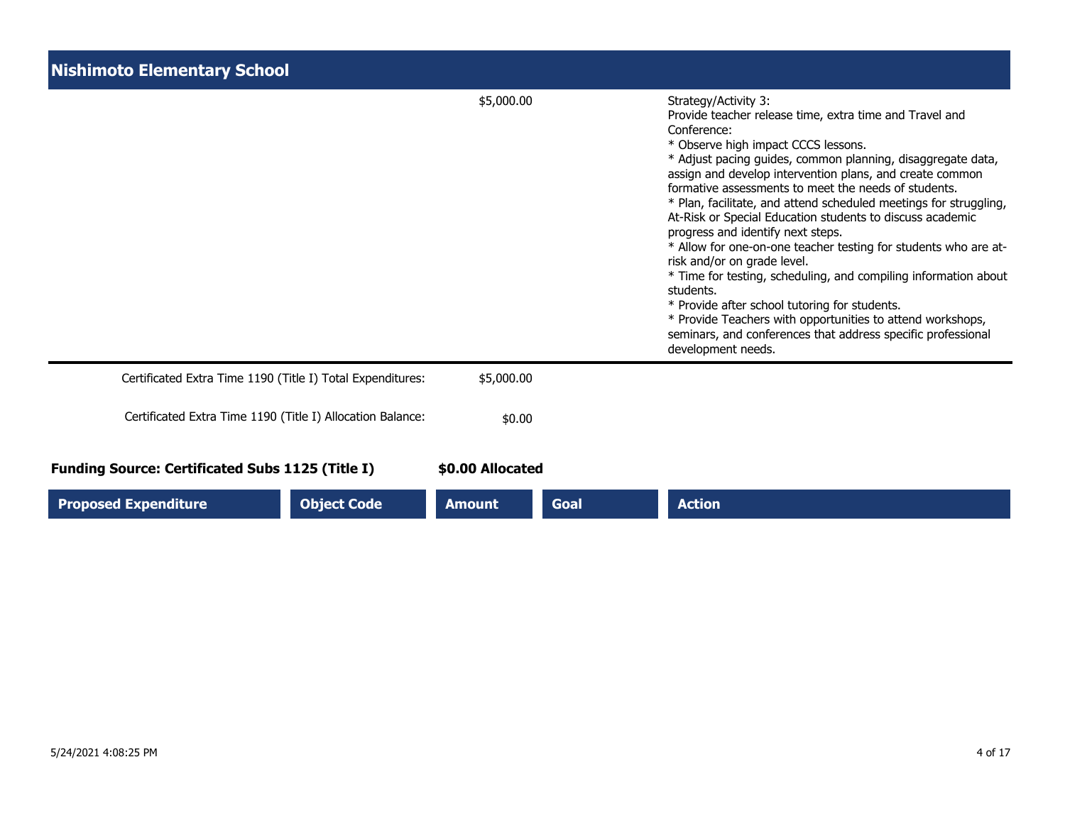# Nishimoto Elementary School

| Proposed Expenditure | Object Code | Amount | Goal | Action |
|---|---|---|---|---|
| | | $5,000.00 | | Strategy/Activity 3:<br>Provide teacher release time, extra time and Travel and Conference:<br>* Observe high impact CCCS lessons.<br>* Adjust pacing guides, common planning, disaggregate data, assign and develop intervention plans, and create common formative assessments to meet the needs of students.<br>* Plan, facilitate, and attend scheduled meetings for struggling, At-Risk or Special Education students to discuss academic progress and identify next steps.<br>* Allow for one-on-one teacher testing for students who are at-risk and/or on grade level.<br>* Time for testing, scheduling, and compiling information about students.<br>* Provide after school tutoring for students.<br>* Provide Teachers with opportunities to attend workshops, seminars, and conferences that address specific professional development needs. |

Certificated Extra Time 1190 (Title I) Total Expenditures: $5,000.00

Certificated Extra Time 1190 (Title I) Allocation Balance: $0.00

**Funding Source: Certificated Subs 1125 (Title I)** **$0.00 Allocated**

| Proposed Expenditure | Object Code | Amount | Goal | Action |
|---|---|---|---|---|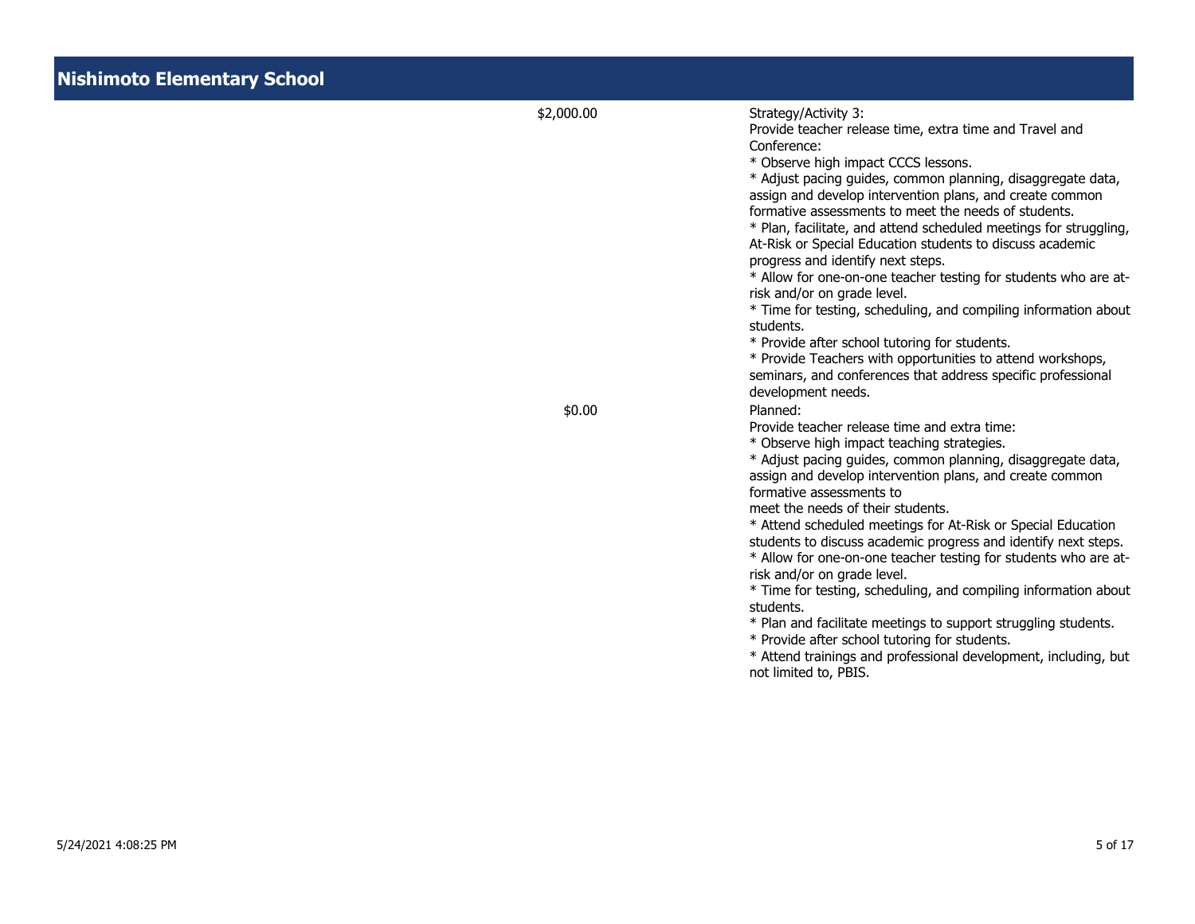## Nishimoto Elementary School

| | |
|---|---|
| $2,000.00 | Strategy/Activity 3:<br>Provide teacher release time, extra time and Travel and Conference:<br>* Observe high impact CCCS lessons.<br>* Adjust pacing guides, common planning, disaggregate data, assign and develop intervention plans, and create common formative assessments to meet the needs of students.<br>* Plan, facilitate, and attend scheduled meetings for struggling, At-Risk or Special Education students to discuss academic progress and identify next steps.<br>* Allow for one-on-one teacher testing for students who are at-risk and/or on grade level.<br>* Time for testing, scheduling, and compiling information about students.<br>* Provide after school tutoring for students.<br>* Provide Teachers with opportunities to attend workshops, seminars, and conferences that address specific professional development needs. |
| $0.00 | Planned:<br>Provide teacher release time and extra time:<br>* Observe high impact teaching strategies.<br>* Adjust pacing guides, common planning, disaggregate data, assign and develop intervention plans, and create common formative assessments to<br>meet the needs of their students.<br>* Attend scheduled meetings for At-Risk or Special Education students to discuss academic progress and identify next steps.<br>* Allow for one-on-one teacher testing for students who are at-risk and/or on grade level.<br>* Time for testing, scheduling, and compiling information about students.<br>* Plan and facilitate meetings to support struggling students.<br>* Provide after school tutoring for students.<br>* Attend trainings and professional development, including, but not limited to, PBIS. |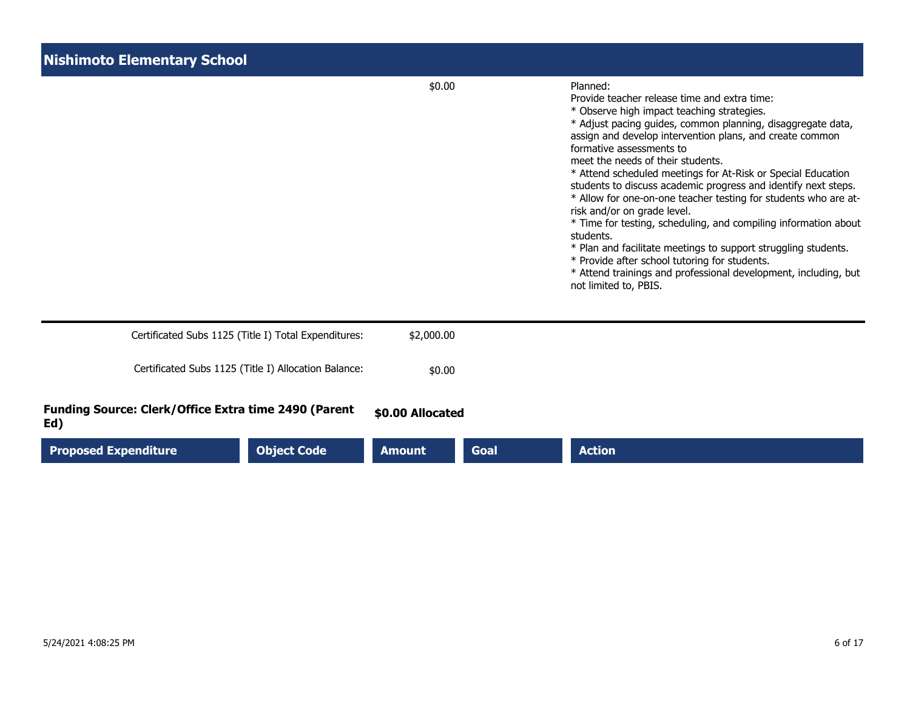## Nishimoto Elementary School

| Proposed Expenditure | Object Code | Amount | Goal | Action |
|---|---|---|---|---|
| | | $0.00 | | Planned:<br>Provide teacher release time and extra time:<br>* Observe high impact teaching strategies.<br>* Adjust pacing guides, common planning, disaggregate data, assign and develop intervention plans, and create common formative assessments to meet the needs of their students.<br>* Attend scheduled meetings for At-Risk or Special Education students to discuss academic progress and identify next steps.<br>* Allow for one-on-one teacher testing for students who are at-risk and/or on grade level.<br>* Time for testing, scheduling, and compiling information about students.<br>* Plan and facilitate meetings to support struggling students.<br>* Provide after school tutoring for students.<br>* Attend trainings and professional development, including, but not limited to, PBIS. |

Certificated Subs 1125 (Title I) Total Expenditures: $2,000.00

Certificated Subs 1125 (Title I) Allocation Balance: $0.00

**Funding Source: Clerk/Office Extra time 2490 (Parent Ed)** **$0.00 Allocated**

| Proposed Expenditure | Object Code | Amount | Goal | Action |
|---|---|---|---|---|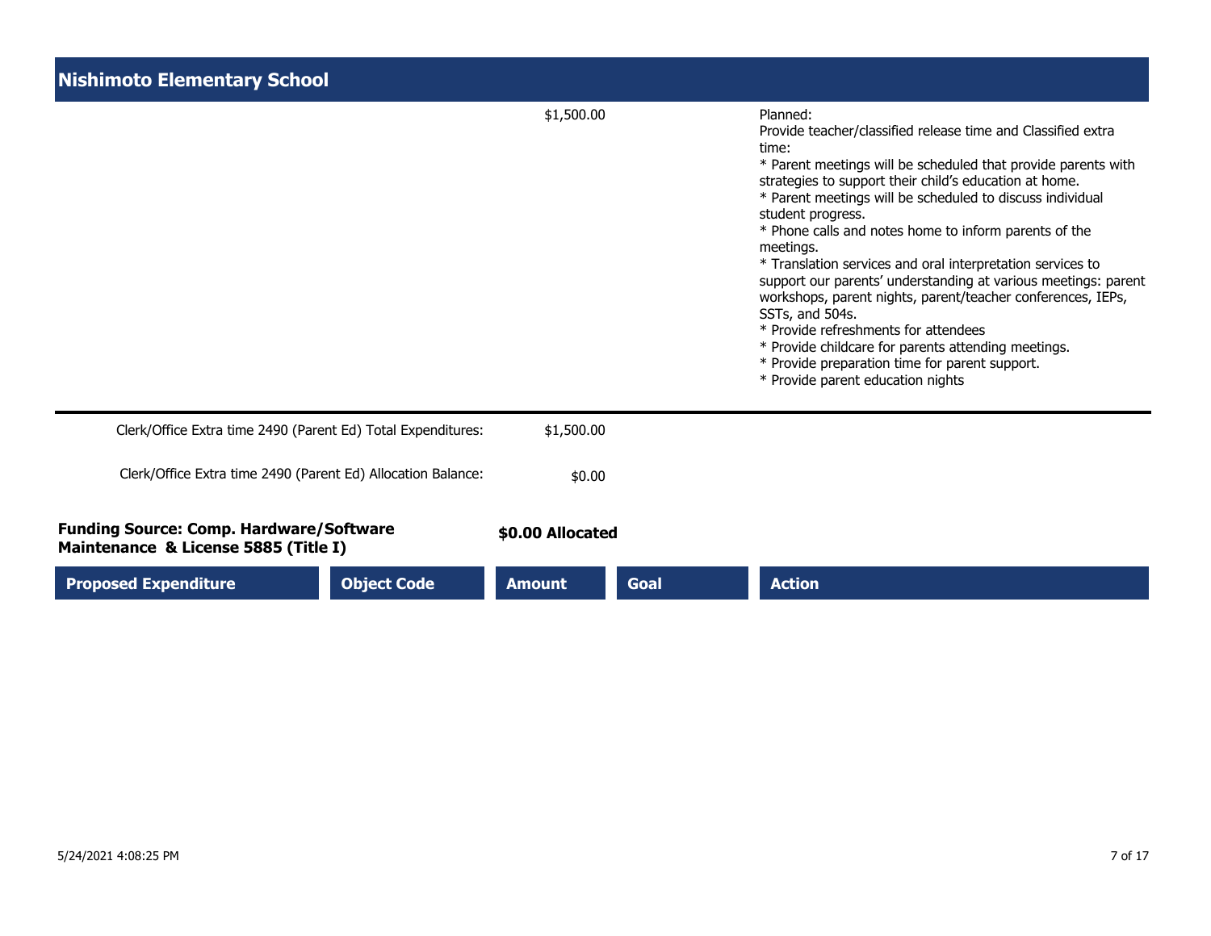## Nishimoto Elementary School

| Proposed Expenditure | Object Code | Amount | Goal | Action |
|---|---|---|---|---|
| | | $1,500.00 | | Planned:<br>Provide teacher/classified release time and Classified extra time:<br>* Parent meetings will be scheduled that provide parents with strategies to support their child's education at home.<br>* Parent meetings will be scheduled to discuss individual student progress.<br>* Phone calls and notes home to inform parents of the meetings.<br>* Translation services and oral interpretation services to support our parents' understanding at various meetings: parent workshops, parent nights, parent/teacher conferences, IEPs, SSTs, and 504s.<br>* Provide refreshments for attendees<br>* Provide childcare for parents attending meetings.<br>* Provide preparation time for parent support.<br>* Provide parent education nights |

Clerk/Office Extra time 2490 (Parent Ed) Total Expenditures: $1,500.00

Clerk/Office Extra time 2490 (Parent Ed) Allocation Balance: $0.00

**Funding Source: Comp. Hardware/Software Maintenance & License 5885 (Title I)** — **$0.00 Allocated**

| Proposed Expenditure | Object Code | Amount | Goal | Action |
|---|---|---|---|---|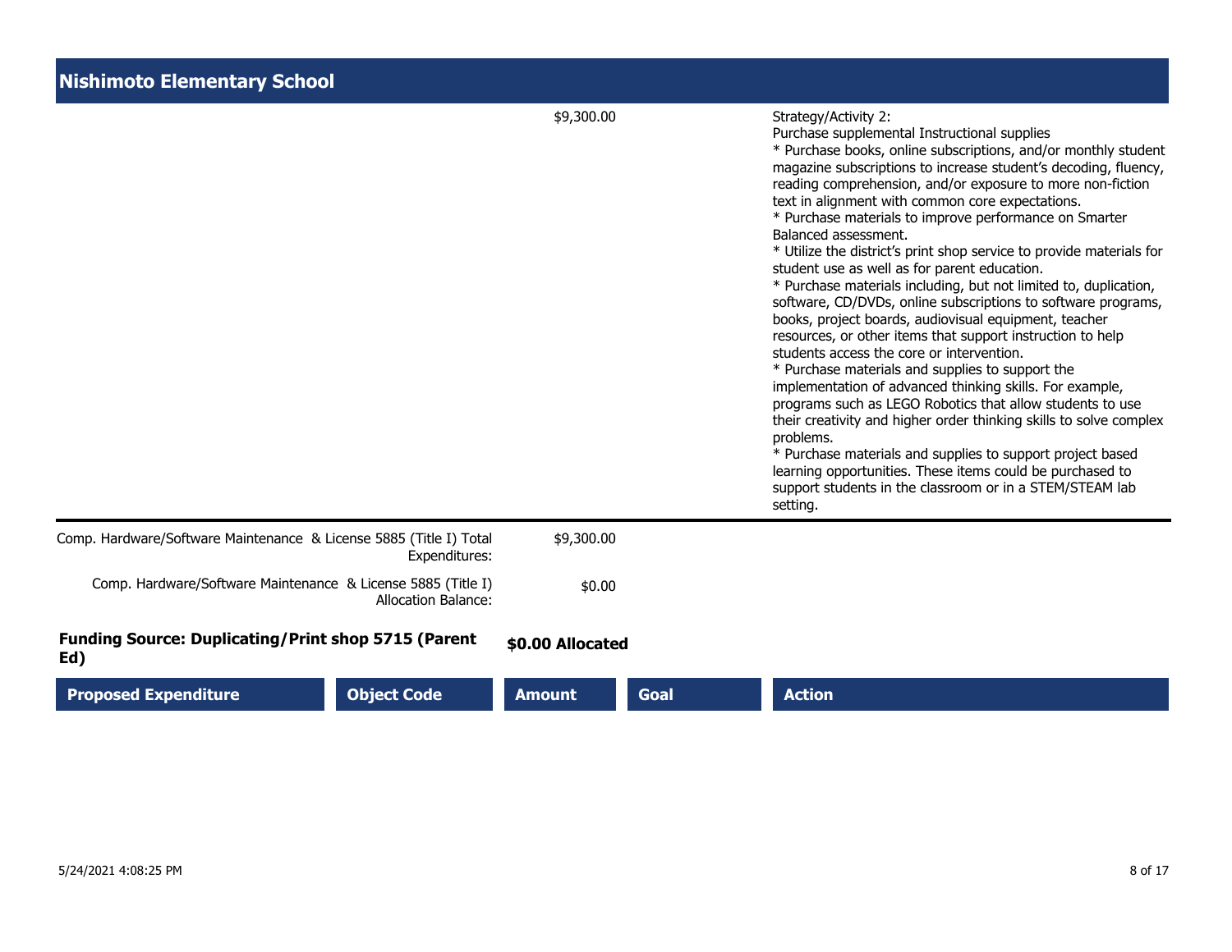## Nishimoto Elementary School

| Proposed Expenditure | Object Code | Amount | Goal | Action |
|---|---|---|---|---|
| | | $9,300.00 | | Strategy/Activity 2:<br>Purchase supplemental Instructional supplies<br>* Purchase books, online subscriptions, and/or monthly student magazine subscriptions to increase student's decoding, fluency, reading comprehension, and/or exposure to more non-fiction text in alignment with common core expectations.<br>* Purchase materials to improve performance on Smarter Balanced assessment.<br>* Utilize the district's print shop service to provide materials for student use as well as for parent education.<br>* Purchase materials including, but not limited to, duplication, software, CD/DVDs, online subscriptions to software programs, books, project boards, audiovisual equipment, teacher resources, or other items that support instruction to help students access the core or intervention.<br>* Purchase materials and supplies to support the implementation of advanced thinking skills. For example, programs such as LEGO Robotics that allow students to use their creativity and higher order thinking skills to solve complex problems.<br>* Purchase materials and supplies to support project based learning opportunities. These items could be purchased to support students in the classroom or in a STEM/STEAM lab setting. |

Comp. Hardware/Software Maintenance & License 5885 (Title I) Total Expenditures: $9,300.00

Comp. Hardware/Software Maintenance & License 5885 (Title I) Allocation Balance: $0.00

**Funding Source: Duplicating/Print shop 5715 (Parent Ed)** **$0.00 Allocated**

| Proposed Expenditure | Object Code | Amount | Goal | Action |
|---|---|---|---|---|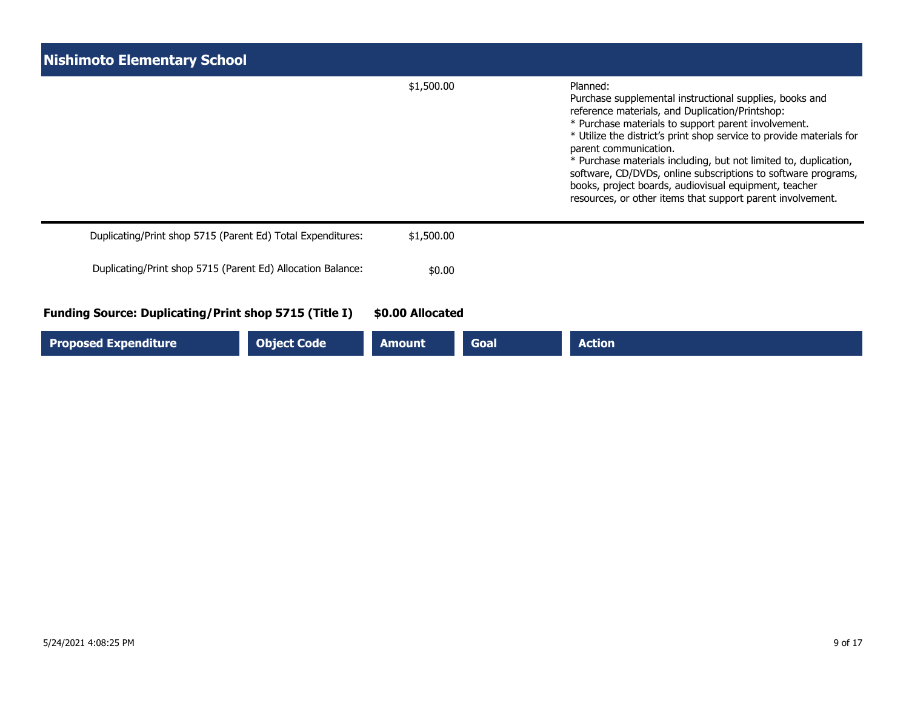## Nishimoto Elementary School

| Proposed Expenditure | Object Code | Amount | Goal | Action |
|---|---|---|---|---|
| | | $1,500.00 | | Planned:<br>Purchase supplemental instructional supplies, books and reference materials, and Duplication/Printshop:<br>* Purchase materials to support parent involvement.<br>* Utilize the district's print shop service to provide materials for parent communication.<br>* Purchase materials including, but not limited to, duplication, software, CD/DVDs, online subscriptions to software programs, books, project boards, audiovisual equipment, teacher resources, or other items that support parent involvement. |

Duplicating/Print shop 5715 (Parent Ed) Total Expenditures: $1,500.00

Duplicating/Print shop 5715 (Parent Ed) Allocation Balance: $0.00

**Funding Source: Duplicating/Print shop 5715 (Title I) $0.00 Allocated**

| Proposed Expenditure | Object Code | Amount | Goal | Action |
|---|---|---|---|---|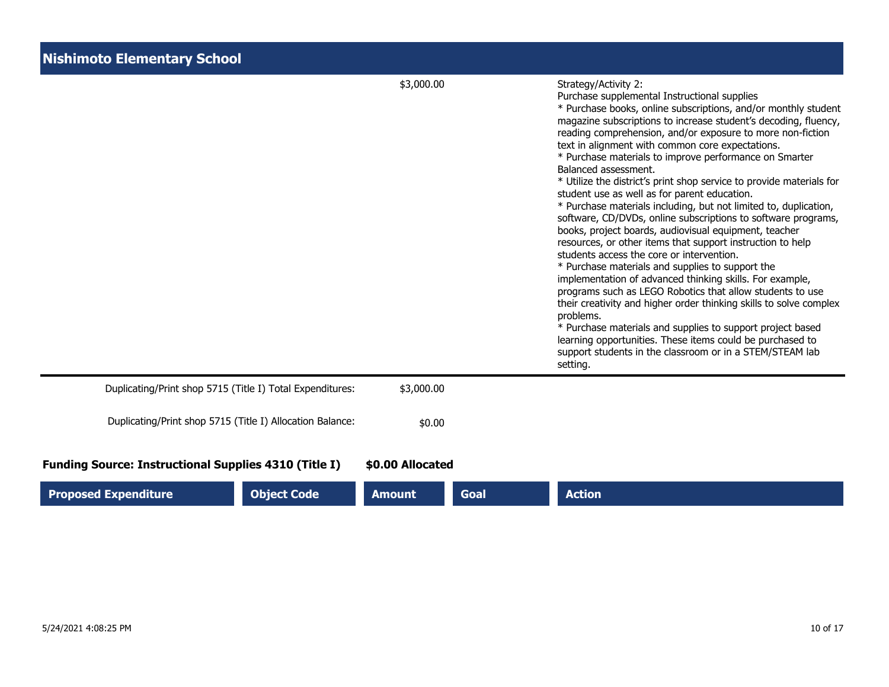## Nishimoto Elementary School

| Proposed Expenditure | Object Code | Amount | Goal | Action |
|---|---|---|---|---|
| | | $3,000.00 | | Strategy/Activity 2:<br>Purchase supplemental Instructional supplies<br>* Purchase books, online subscriptions, and/or monthly student magazine subscriptions to increase student's decoding, fluency, reading comprehension, and/or exposure to more non-fiction text in alignment with common core expectations.<br>* Purchase materials to improve performance on Smarter Balanced assessment.<br>* Utilize the district's print shop service to provide materials for student use as well as for parent education.<br>* Purchase materials including, but not limited to, duplication, software, CD/DVDs, online subscriptions to software programs, books, project boards, audiovisual equipment, teacher resources, or other items that support instruction to help students access the core or intervention.<br>* Purchase materials and supplies to support the implementation of advanced thinking skills. For example, programs such as LEGO Robotics that allow students to use their creativity and higher order thinking skills to solve complex problems.<br>* Purchase materials and supplies to support project based learning opportunities. These items could be purchased to support students in the classroom or in a STEM/STEAM lab setting. |

Duplicating/Print shop 5715 (Title I) Total Expenditures: $3,000.00

Duplicating/Print shop 5715 (Title I) Allocation Balance: $0.00

**Funding Source: Instructional Supplies 4310 (Title I) $0.00 Allocated**

| Proposed Expenditure | Object Code | Amount | Goal | Action |
|---|---|---|---|---|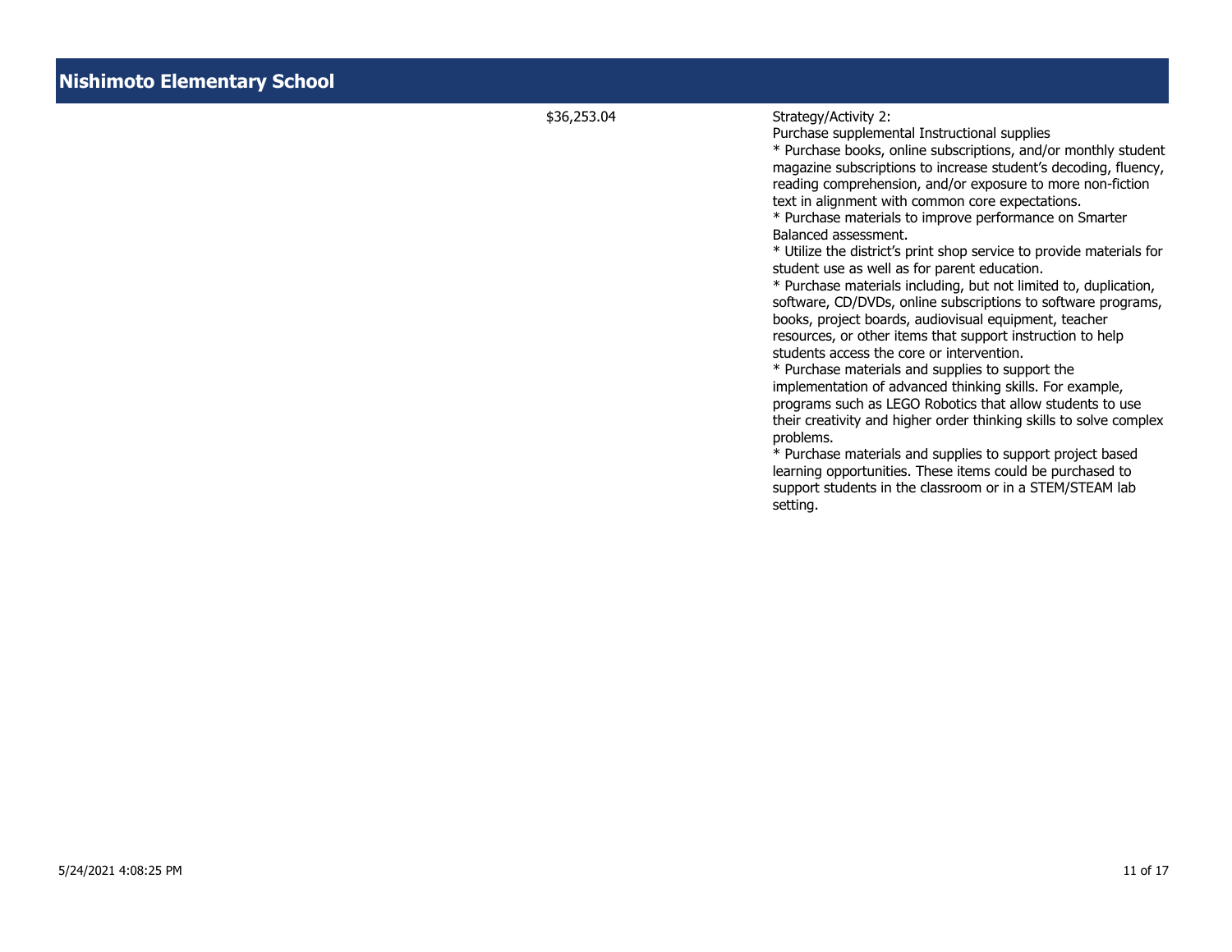## Nishimoto Elementary School

| | Amount | Description |
|---|---|---|
| | $36,253.04 | Strategy/Activity 2:<br>Purchase supplemental Instructional supplies<br>* Purchase books, online subscriptions, and/or monthly student magazine subscriptions to increase student's decoding, fluency, reading comprehension, and/or exposure to more non-fiction text in alignment with common core expectations.<br>* Purchase materials to improve performance on Smarter Balanced assessment.<br>* Utilize the district's print shop service to provide materials for student use as well as for parent education.<br>* Purchase materials including, but not limited to, duplication, software, CD/DVDs, online subscriptions to software programs, books, project boards, audiovisual equipment, teacher resources, or other items that support instruction to help students access the core or intervention.<br>* Purchase materials and supplies to support the implementation of advanced thinking skills. For example, programs such as LEGO Robotics that allow students to use their creativity and higher order thinking skills to solve complex problems.<br>* Purchase materials and supplies to support project based learning opportunities. These items could be purchased to support students in the classroom or in a STEM/STEAM lab setting. |

5/24/2021 4:08:25 PM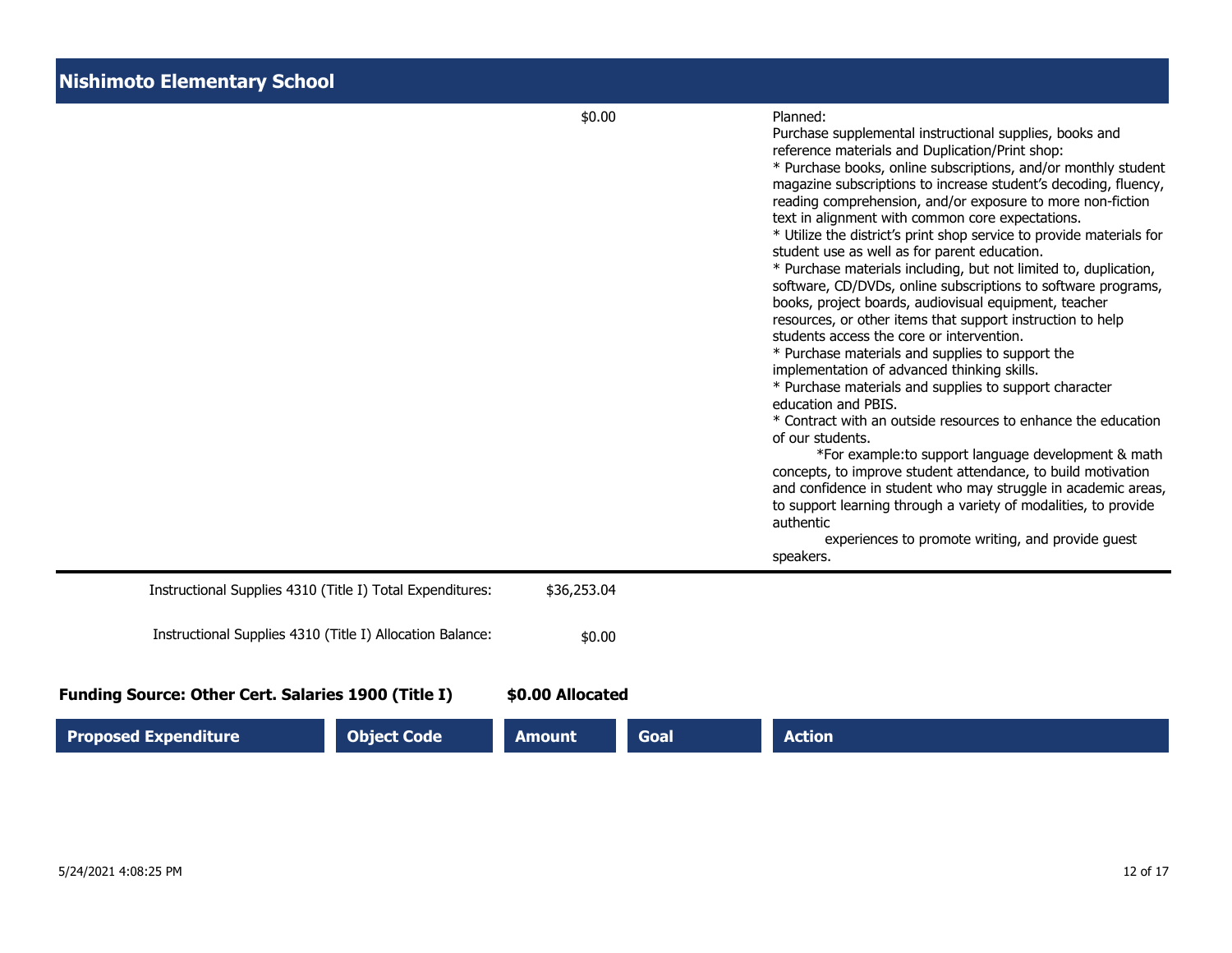## Nishimoto Elementary School

| | | Amount | | Action |
|---|---|---|---|---|
| | | $0.00 | | Planned:<br>Purchase supplemental instructional supplies, books and reference materials and Duplication/Print shop:<br>* Purchase books, online subscriptions, and/or monthly student magazine subscriptions to increase student's decoding, fluency, reading comprehension, and/or exposure to more non-fiction text in alignment with common core expectations.<br>* Utilize the district's print shop service to provide materials for student use as well as for parent education.<br>* Purchase materials including, but not limited to, duplication, software, CD/DVDs, online subscriptions to software programs, books, project boards, audiovisual equipment, teacher resources, or other items that support instruction to help students access the core or intervention.<br>* Purchase materials and supplies to support the implementation of advanced thinking skills.<br>* Purchase materials and supplies to support character education and PBIS.<br>* Contract with an outside resources to enhance the education of our students.<br>*For example:to support language development & math concepts, to improve student attendance, to build motivation and confidence in student who may struggle in academic areas, to support learning through a variety of modalities, to provide authentic experiences to promote writing, and provide guest speakers. |

Instructional Supplies 4310 (Title I) Total Expenditures: $36,253.04

Instructional Supplies 4310 (Title I) Allocation Balance: $0.00

**Funding Source: Other Cert. Salaries 1900 (Title I)** **$0.00 Allocated**

| Proposed Expenditure | Object Code | Amount | Goal | Action |
|---|---|---|---|---|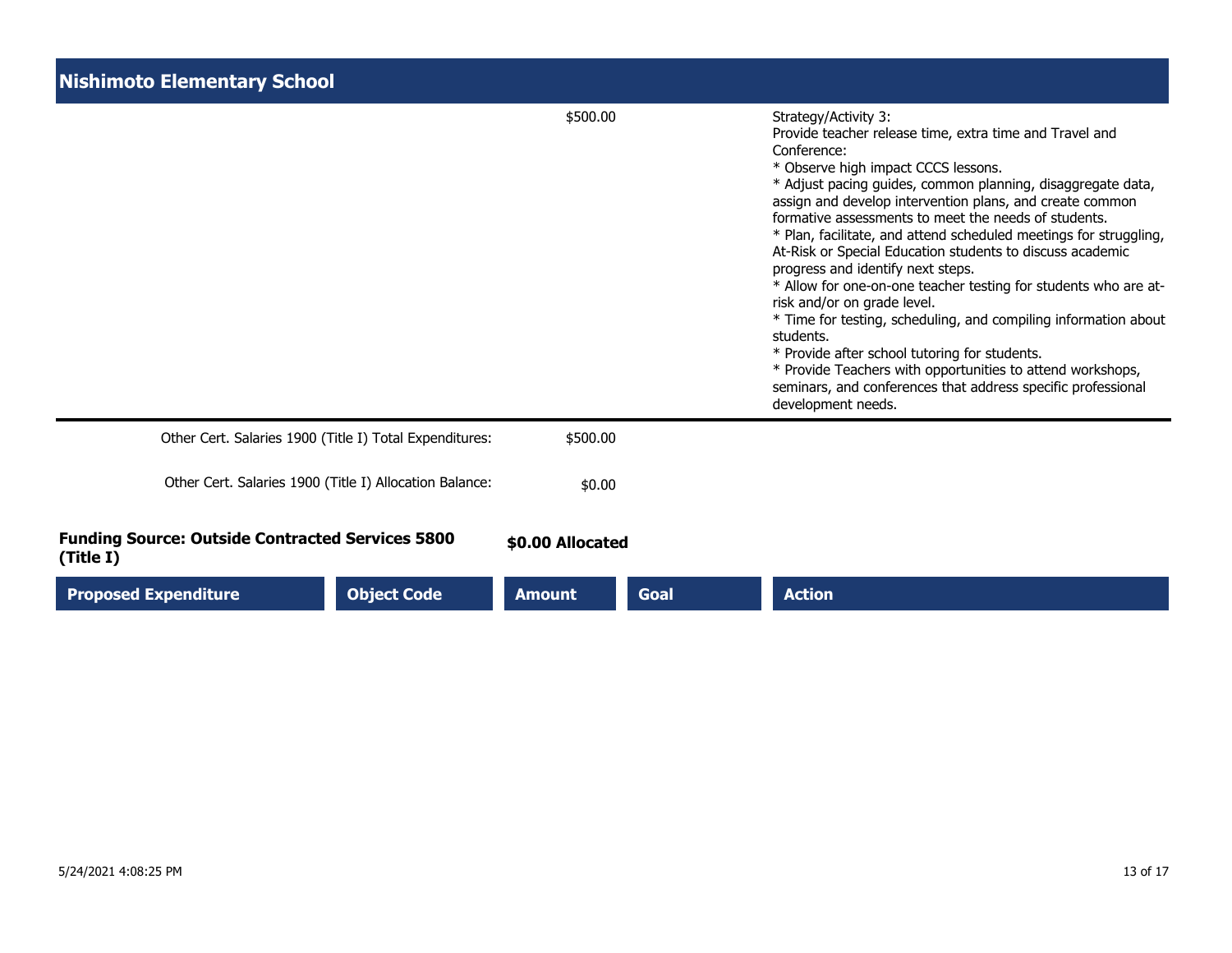## Nishimoto Elementary School

| Proposed Expenditure | Object Code | Amount | Goal | Action |
|---|---|---|---|---|
| | | $500.00 | | Strategy/Activity 3:<br>Provide teacher release time, extra time and Travel and Conference:<br>* Observe high impact CCCS lessons.<br>* Adjust pacing guides, common planning, disaggregate data, assign and develop intervention plans, and create common formative assessments to meet the needs of students.<br>* Plan, facilitate, and attend scheduled meetings for struggling, At-Risk or Special Education students to discuss academic progress and identify next steps.<br>* Allow for one-on-one teacher testing for students who are at-risk and/or on grade level.<br>* Time for testing, scheduling, and compiling information about students.<br>* Provide after school tutoring for students.<br>* Provide Teachers with opportunities to attend workshops, seminars, and conferences that address specific professional development needs. |

Other Cert. Salaries 1900 (Title I) Total Expenditures: $500.00

Other Cert. Salaries 1900 (Title I) Allocation Balance: $0.00

**Funding Source: Outside Contracted Services 5800 (Title I)** **$0.00 Allocated**

| Proposed Expenditure | Object Code | Amount | Goal | Action |
|---|---|---|---|---|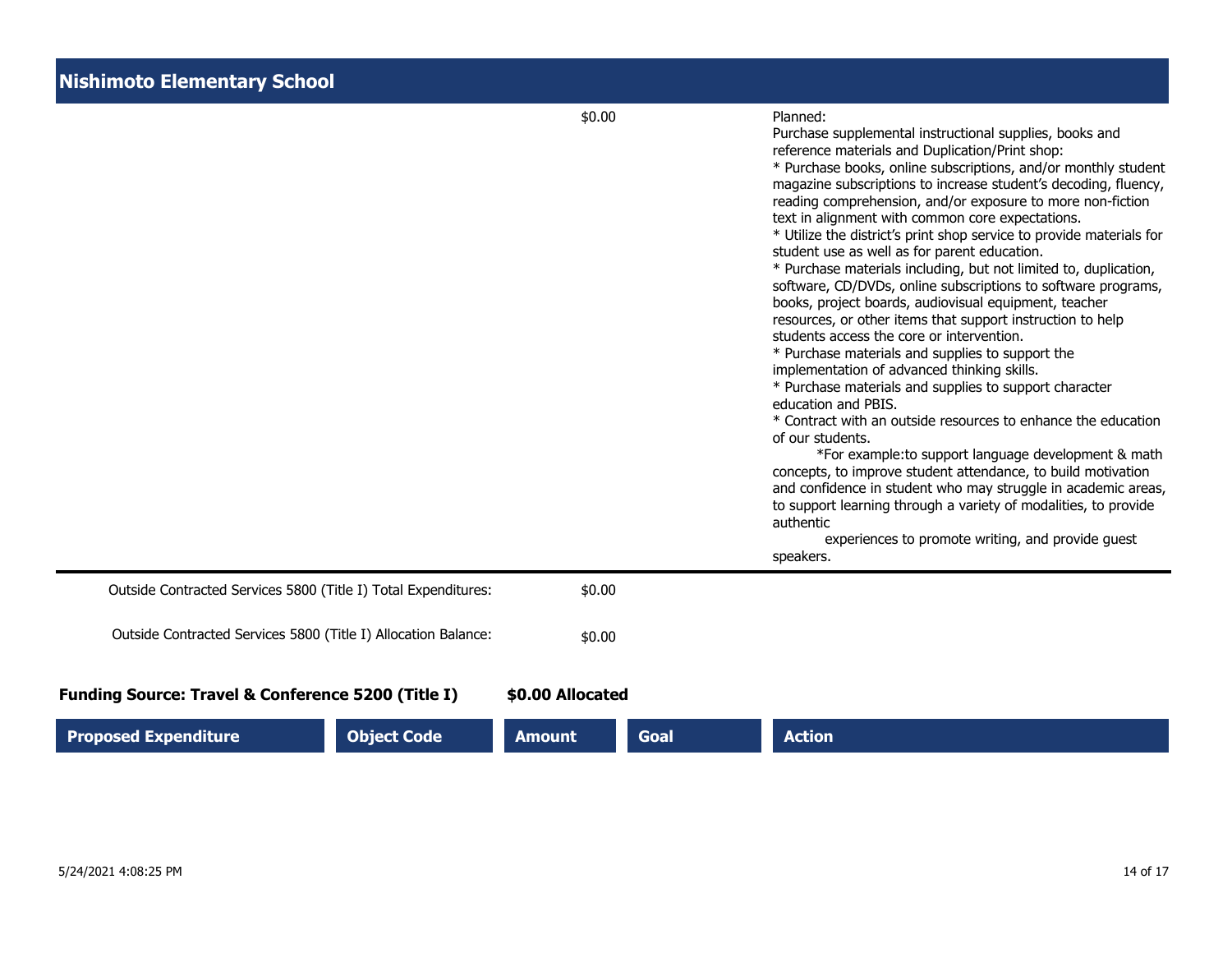## Nishimoto Elementary School

| Proposed Expenditure | Object Code | Amount | Goal | Action |
|---|---|---|---|---|
| | | $0.00 | | Planned:<br>Purchase supplemental instructional supplies, books and reference materials and Duplication/Print shop:<br>* Purchase books, online subscriptions, and/or monthly student magazine subscriptions to increase student's decoding, fluency, reading comprehension, and/or exposure to more non-fiction text in alignment with common core expectations.<br>* Utilize the district's print shop service to provide materials for student use as well as for parent education.<br>* Purchase materials including, but not limited to, duplication, software, CD/DVDs, online subscriptions to software programs, books, project boards, audiovisual equipment, teacher resources, or other items that support instruction to help students access the core or intervention.<br>* Purchase materials and supplies to support the implementation of advanced thinking skills.<br>* Purchase materials and supplies to support character education and PBIS.<br>* Contract with an outside resources to enhance the education of our students.<br>*For example:to support language development & math concepts, to improve student attendance, to build motivation and confidence in student who may struggle in academic areas, to support learning through a variety of modalities, to provide authentic experiences to promote writing, and provide guest speakers. |

Outside Contracted Services 5800 (Title I) Total Expenditures: $0.00

Outside Contracted Services 5800 (Title I) Allocation Balance: $0.00

**Funding Source: Travel & Conference 5200 (Title I)** **$0.00 Allocated**

| Proposed Expenditure | Object Code | Amount | Goal | Action |
|---|---|---|---|---|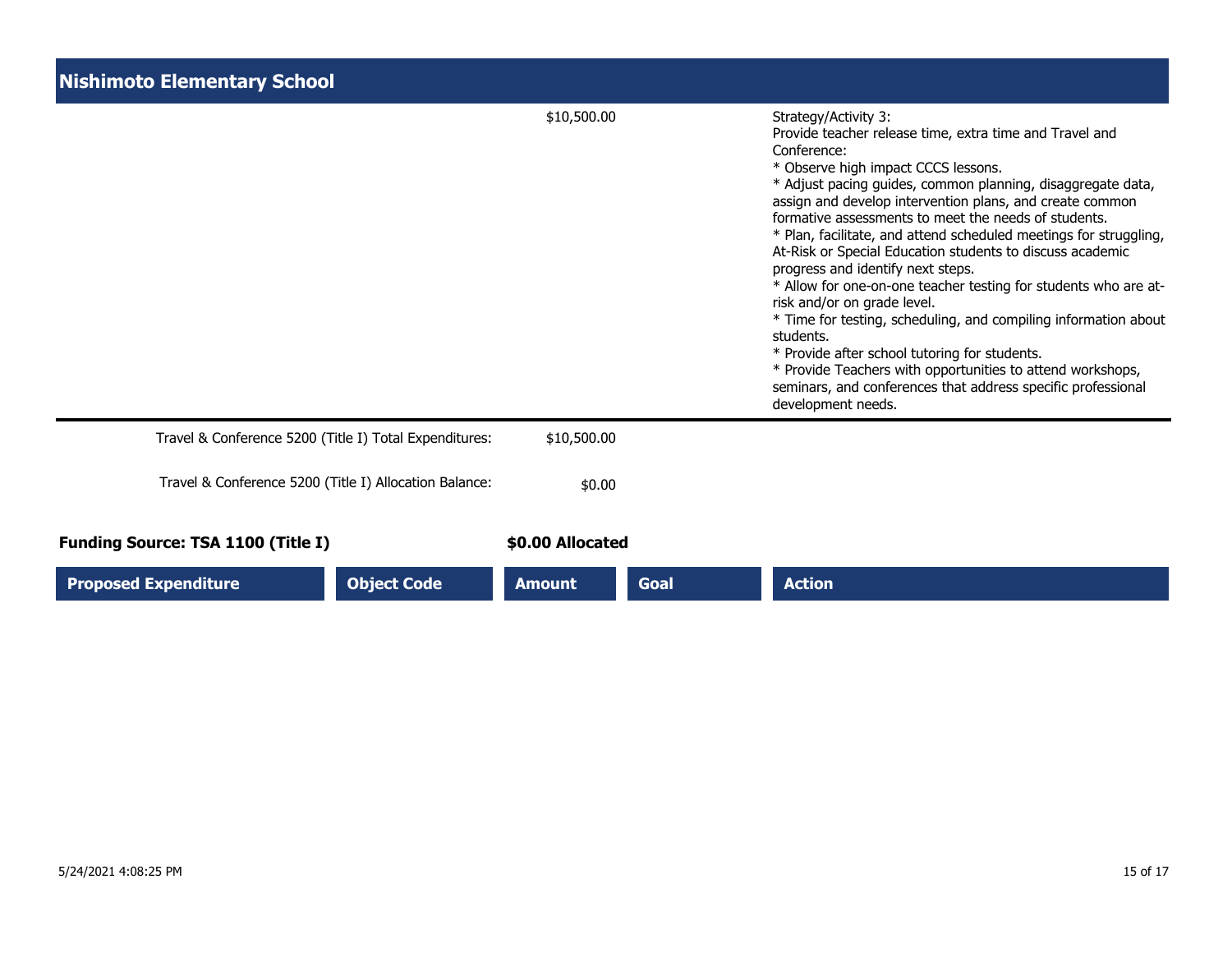## Nishimoto Elementary School

| Proposed Expenditure | Object Code | Amount | Goal | Action |
|---|---|---|---|---|
| | | $10,500.00 | | Strategy/Activity 3:<br>Provide teacher release time, extra time and Travel and Conference:<br>* Observe high impact CCCS lessons.<br>* Adjust pacing guides, common planning, disaggregate data, assign and develop intervention plans, and create common formative assessments to meet the needs of students.<br>* Plan, facilitate, and attend scheduled meetings for struggling, At-Risk or Special Education students to discuss academic progress and identify next steps.<br>* Allow for one-on-one teacher testing for students who are at-risk and/or on grade level.<br>* Time for testing, scheduling, and compiling information about students.<br>* Provide after school tutoring for students.<br>* Provide Teachers with opportunities to attend workshops, seminars, and conferences that address specific professional development needs. |

Travel & Conference 5200 (Title I) Total Expenditures: $10,500.00

Travel & Conference 5200 (Title I) Allocation Balance: $0.00

**Funding Source: TSA 1100 (Title I)** **$0.00 Allocated**

| Proposed Expenditure | Object Code | Amount | Goal | Action |
|---|---|---|---|---|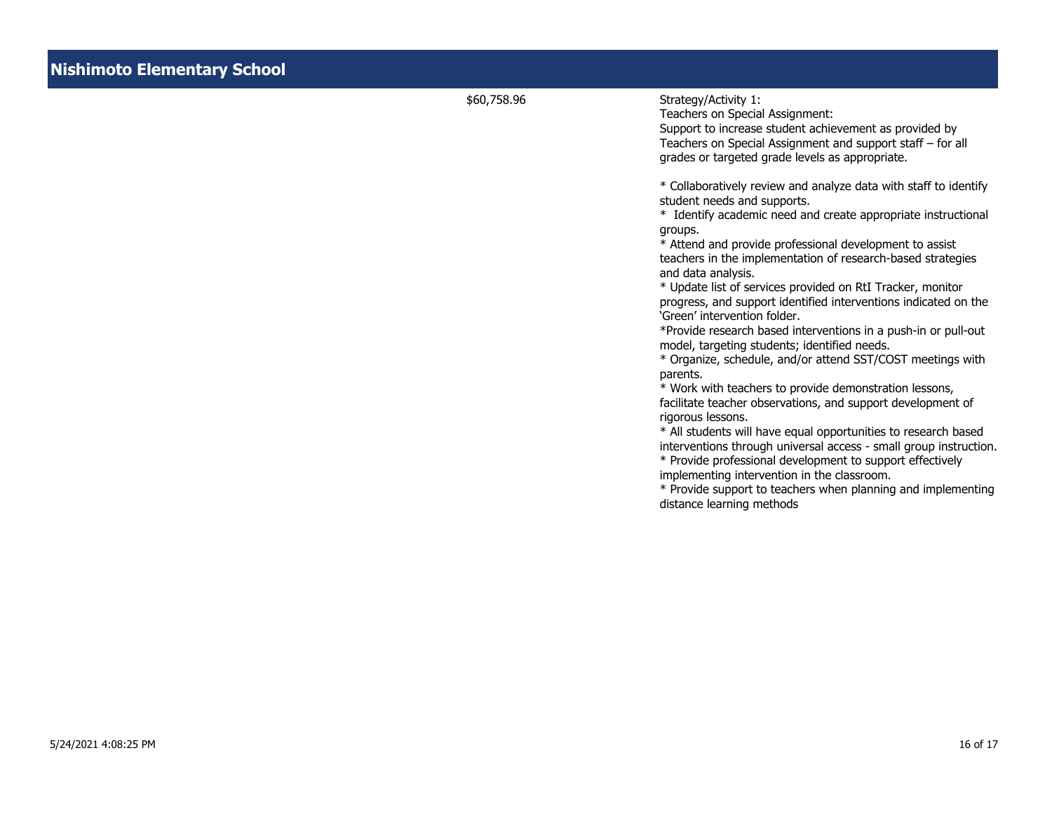# Nishimoto Elementary School

| | Amount | Description |
|---|---|---|
| | $60,758.96 | Strategy/Activity 1:<br>Teachers on Special Assignment:<br>Support to increase student achievement as provided by Teachers on Special Assignment and support staff – for all grades or targeted grade levels as appropriate.<br><br>* Collaboratively review and analyze data with staff to identify student needs and supports.<br>*  Identify academic need and create appropriate instructional groups.<br>* Attend and provide professional development to assist teachers in the implementation of research-based strategies and data analysis.<br>* Update list of services provided on RtI Tracker, monitor progress, and support identified interventions indicated on the 'Green' intervention folder.<br>*Provide research based interventions in a push-in or pull-out model, targeting students; identified needs.<br>* Organize, schedule, and/or attend SST/COST meetings with parents.<br>* Work with teachers to provide demonstration lessons, facilitate teacher observations, and support development of rigorous lessons.<br>* All students will have equal opportunities to research based interventions through universal access - small group instruction.<br>* Provide professional development to support effectively implementing intervention in the classroom.<br>* Provide support to teachers when planning and implementing distance learning methods |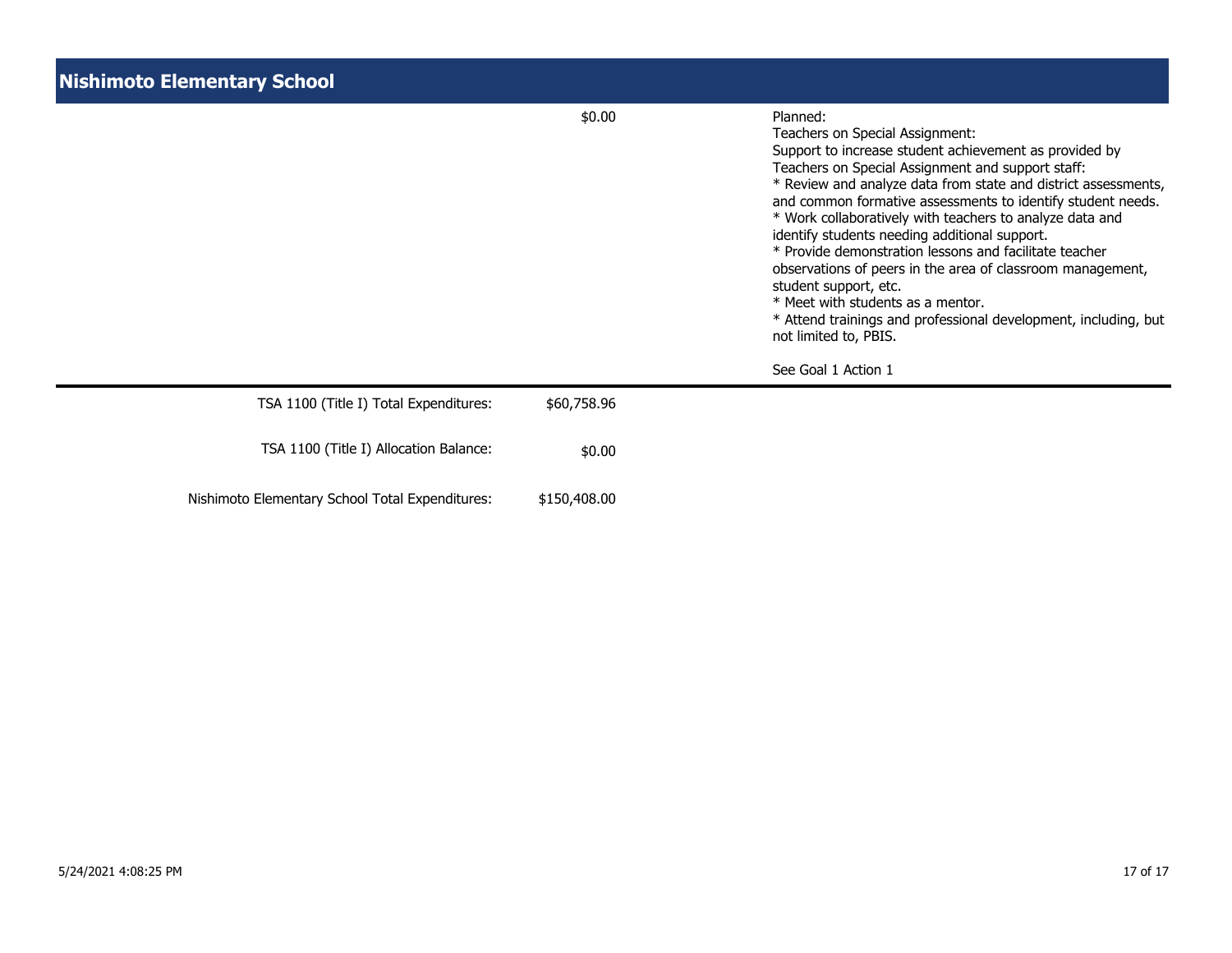## Nishimoto Elementary School

| | | | |
|---|---|---|---|
| | $0.00 | | Planned:<br>Teachers on Special Assignment:<br>Support to increase student achievement as provided by Teachers on Special Assignment and support staff:<br>* Review and analyze data from state and district assessments, and common formative assessments to identify student needs.<br>* Work collaboratively with teachers to analyze data and identify students needing additional support.<br>* Provide demonstration lessons and facilitate teacher observations of peers in the area of classroom management, student support, etc.<br>* Meet with students as a mentor.<br>* Attend trainings and professional development, including, but not limited to, PBIS.<br><br>See Goal 1 Action 1 |

| | |
|---|---|
| TSA 1100 (Title I) Total Expenditures: | $60,758.96 |
| TSA 1100 (Title I) Allocation Balance: | $0.00 |
| Nishimoto Elementary School Total Expenditures: | $150,408.00 |

5/24/2021 4:08:25 PM